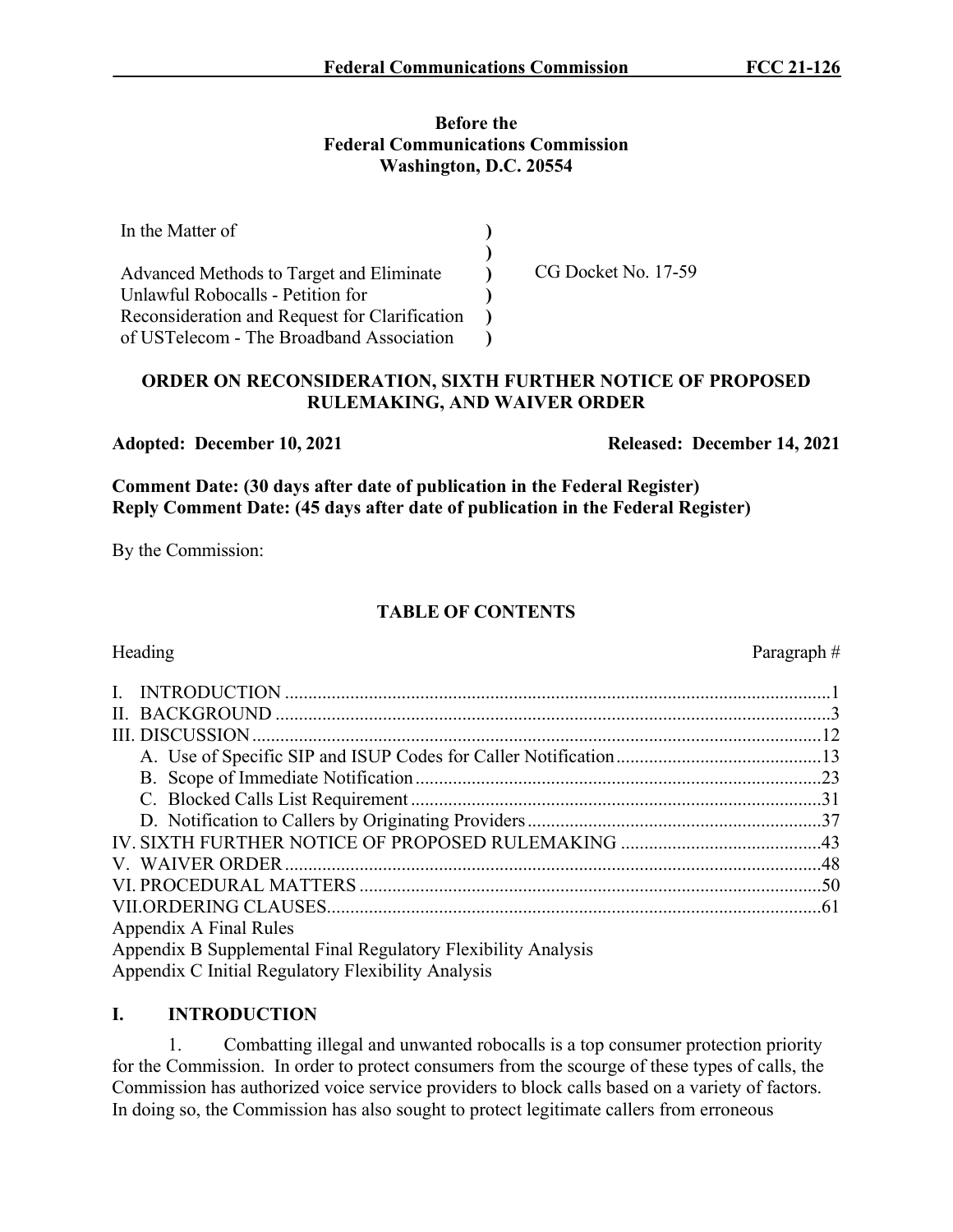**Before the**
**Federal Communications Commission**
**Washington, D.C. 20554**

| | | |
|---|---|---|
| In the Matter of | ) | |
| | ) | |
| Advanced Methods to Target and Eliminate | ) | CG Docket No. 17-59 |
| Unlawful Robocalls - Petition for | ) | |
| Reconsideration and Request for Clarification | ) | |
| of USTelecom - The Broadband Association | ) | |

## ORDER ON RECONSIDERATION, SIXTH FURTHER NOTICE OF PROPOSED RULEMAKING, AND WAIVER ORDER

**Adopted: December 10, 2021** **Released: December 14, 2021**

**Comment Date: (30 days after date of publication in the Federal Register)**
**Reply Comment Date: (45 days after date of publication in the Federal Register)**

By the Commission:

### TABLE OF CONTENTS

| Heading | Paragraph # |
|---|---|
| I. INTRODUCTION | 1 |
| II. BACKGROUND | 3 |
| III. DISCUSSION | 12 |
| A. Use of Specific SIP and ISUP Codes for Caller Notification | 13 |
| B. Scope of Immediate Notification | 23 |
| C. Blocked Calls List Requirement | 31 |
| D. Notification to Callers by Originating Providers | 37 |
| IV. SIXTH FURTHER NOTICE OF PROPOSED RULEMAKING | 43 |
| V. WAIVER ORDER | 48 |
| VI. PROCEDURAL MATTERS | 50 |
| VII. ORDERING CLAUSES | 61 |

Appendix A Final Rules
Appendix B Supplemental Final Regulatory Flexibility Analysis
Appendix C Initial Regulatory Flexibility Analysis

## I. INTRODUCTION

1. Combatting illegal and unwanted robocalls is a top consumer protection priority for the Commission. In order to protect consumers from the scourge of these types of calls, the Commission has authorized voice service providers to block calls based on a variety of factors. In doing so, the Commission has also sought to protect legitimate callers from erroneous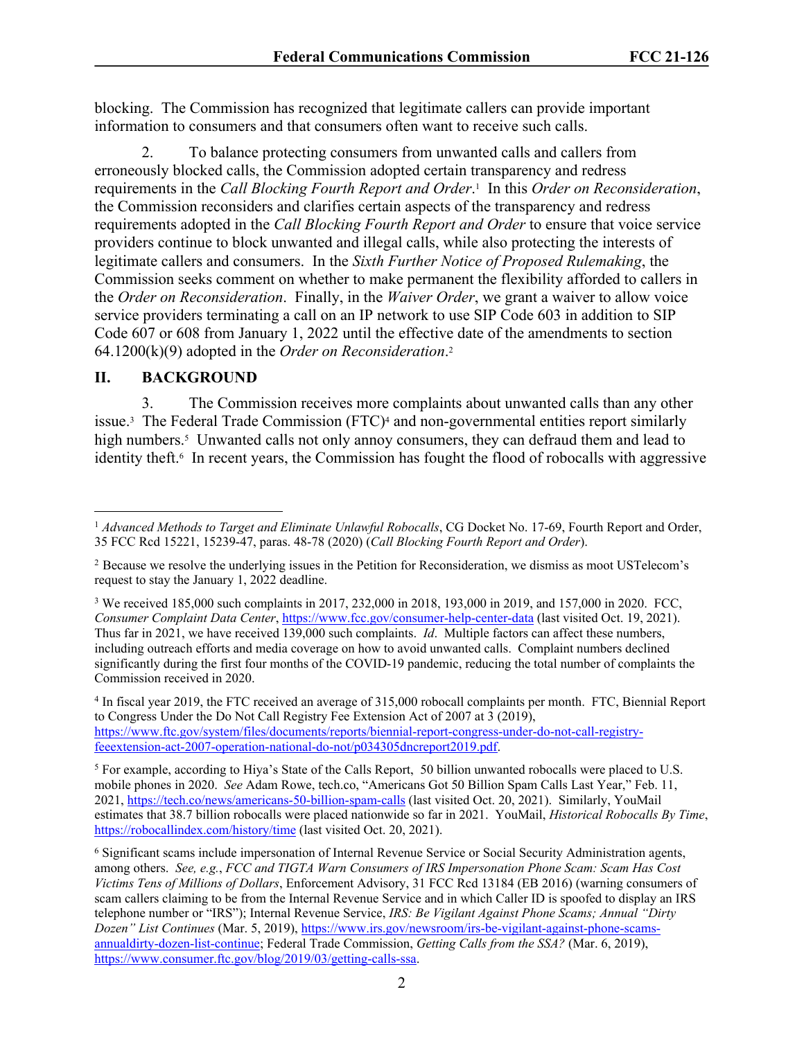blocking. The Commission has recognized that legitimate callers can provide important information to consumers and that consumers often want to receive such calls.

2. To balance protecting consumers from unwanted calls and callers from erroneously blocked calls, the Commission adopted certain transparency and redress requirements in the *Call Blocking Fourth Report and Order*.[1] In this *Order on Reconsideration*, the Commission reconsiders and clarifies certain aspects of the transparency and redress requirements adopted in the *Call Blocking Fourth Report and Order* to ensure that voice service providers continue to block unwanted and illegal calls, while also protecting the interests of legitimate callers and consumers. In the *Sixth Further Notice of Proposed Rulemaking*, the Commission seeks comment on whether to make permanent the flexibility afforded to callers in the *Order on Reconsideration*. Finally, in the *Waiver Order*, we grant a waiver to allow voice service providers terminating a call on an IP network to use SIP Code 603 in addition to SIP Code 607 or 608 from January 1, 2022 until the effective date of the amendments to section 64.1200(k)(9) adopted in the *Order on Reconsideration*.[2]

## II. BACKGROUND

3. The Commission receives more complaints about unwanted calls than any other issue.[3] The Federal Trade Commission (FTC)[4] and non-governmental entities report similarly high numbers.[5] Unwanted calls not only annoy consumers, they can defraud them and lead to identity theft.[6] In recent years, the Commission has fought the flood of robocalls with aggressive

---

[1] *Advanced Methods to Target and Eliminate Unlawful Robocalls*, CG Docket No. 17-69, Fourth Report and Order, 35 FCC Rcd 15221, 15239-47, paras. 48-78 (2020) (*Call Blocking Fourth Report and Order*).

[2] Because we resolve the underlying issues in the Petition for Reconsideration, we dismiss as moot USTelecom's request to stay the January 1, 2022 deadline.

[3] We received 185,000 such complaints in 2017, 232,000 in 2018, 193,000 in 2019, and 157,000 in 2020. FCC, *Consumer Complaint Data Center*, https://www.fcc.gov/consumer-help-center-data (last visited Oct. 19, 2021). Thus far in 2021, we have received 139,000 such complaints. *Id*. Multiple factors can affect these numbers, including outreach efforts and media coverage on how to avoid unwanted calls. Complaint numbers declined significantly during the first four months of the COVID-19 pandemic, reducing the total number of complaints the Commission received in 2020.

[4] In fiscal year 2019, the FTC received an average of 315,000 robocall complaints per month. FTC, Biennial Report to Congress Under the Do Not Call Registry Fee Extension Act of 2007 at 3 (2019), https://www.ftc.gov/system/files/documents/reports/biennial-report-congress-under-do-not-call-registry-feeextension-act-2007-operation-national-do-not/p034305dncreport2019.pdf.

[5] For example, according to Hiya's State of the Calls Report, 50 billion unwanted robocalls were placed to U.S. mobile phones in 2020. *See* Adam Rowe, tech.co, "Americans Got 50 Billion Spam Calls Last Year," Feb. 11, 2021, https://tech.co/news/americans-50-billion-spam-calls (last visited Oct. 20, 2021). Similarly, YouMail estimates that 38.7 billion robocalls were placed nationwide so far in 2021. YouMail, *Historical Robocalls By Time*, https://robocallindex.com/history/time (last visited Oct. 20, 2021).

[6] Significant scams include impersonation of Internal Revenue Service or Social Security Administration agents, among others. *See, e.g.*, *FCC and TIGTA Warn Consumers of IRS Impersonation Phone Scam: Scam Has Cost Victims Tens of Millions of Dollars*, Enforcement Advisory, 31 FCC Rcd 13184 (EB 2016) (warning consumers of scam callers claiming to be from the Internal Revenue Service and in which Caller ID is spoofed to display an IRS telephone number or "IRS"); Internal Revenue Service, *IRS: Be Vigilant Against Phone Scams; Annual "Dirty Dozen" List Continues* (Mar. 5, 2019), https://www.irs.gov/newsroom/irs-be-vigilant-against-phone-scams-annualdirty-dozen-list-continue; Federal Trade Commission, *Getting Calls from the SSA?* (Mar. 6, 2019), https://www.consumer.ftc.gov/blog/2019/03/getting-calls-ssa.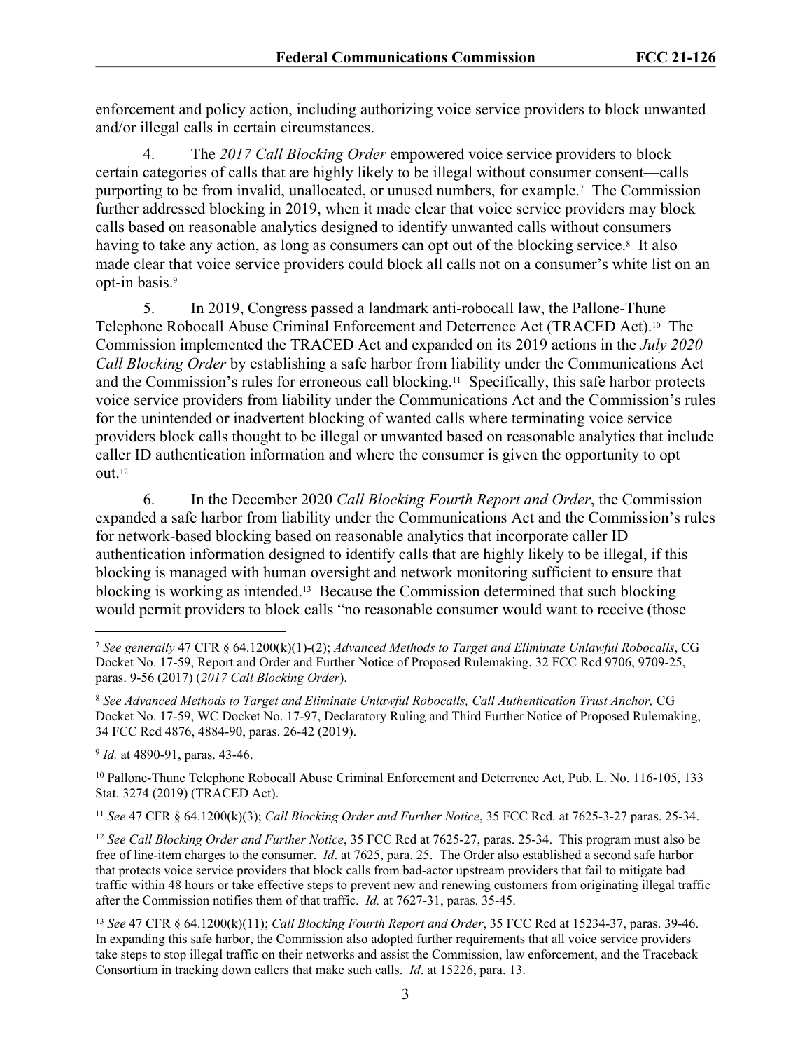enforcement and policy action, including authorizing voice service providers to block unwanted and/or illegal calls in certain circumstances.

4. The *2017 Call Blocking Order* empowered voice service providers to block certain categories of calls that are highly likely to be illegal without consumer consent—calls purporting to be from invalid, unallocated, or unused numbers, for example.[7] The Commission further addressed blocking in 2019, when it made clear that voice service providers may block calls based on reasonable analytics designed to identify unwanted calls without consumers having to take any action, as long as consumers can opt out of the blocking service.[8] It also made clear that voice service providers could block all calls not on a consumer's white list on an opt-in basis.[9]

5. In 2019, Congress passed a landmark anti-robocall law, the Pallone-Thune Telephone Robocall Abuse Criminal Enforcement and Deterrence Act (TRACED Act).[10] The Commission implemented the TRACED Act and expanded on its 2019 actions in the *July 2020 Call Blocking Order* by establishing a safe harbor from liability under the Communications Act and the Commission's rules for erroneous call blocking.[11] Specifically, this safe harbor protects voice service providers from liability under the Communications Act and the Commission's rules for the unintended or inadvertent blocking of wanted calls where terminating voice service providers block calls thought to be illegal or unwanted based on reasonable analytics that include caller ID authentication information and where the consumer is given the opportunity to opt out.[12]

6. In the December 2020 *Call Blocking Fourth Report and Order*, the Commission expanded a safe harbor from liability under the Communications Act and the Commission's rules for network-based blocking based on reasonable analytics that incorporate caller ID authentication information designed to identify calls that are highly likely to be illegal, if this blocking is managed with human oversight and network monitoring sufficient to ensure that blocking is working as intended.[13] Because the Commission determined that such blocking would permit providers to block calls "no reasonable consumer would want to receive (those

---

[7] *See generally* 47 CFR § 64.1200(k)(1)-(2); *Advanced Methods to Target and Eliminate Unlawful Robocalls*, CG Docket No. 17-59, Report and Order and Further Notice of Proposed Rulemaking, 32 FCC Rcd 9706, 9709-25, paras. 9-56 (2017) (*2017 Call Blocking Order*).

[8] *See Advanced Methods to Target and Eliminate Unlawful Robocalls, Call Authentication Trust Anchor,* CG Docket No. 17-59, WC Docket No. 17-97, Declaratory Ruling and Third Further Notice of Proposed Rulemaking, 34 FCC Rcd 4876, 4884-90, paras. 26-42 (2019).

[9] *Id.* at 4890-91, paras. 43-46.

[10] Pallone-Thune Telephone Robocall Abuse Criminal Enforcement and Deterrence Act, Pub. L. No. 116-105, 133 Stat. 3274 (2019) (TRACED Act).

[11] *See* 47 CFR § 64.1200(k)(3); *Call Blocking Order and Further Notice*, 35 FCC Rcd*.* at 7625-3-27 paras. 25-34.

[12] *See Call Blocking Order and Further Notice*, 35 FCC Rcd at 7625-27, paras. 25-34. This program must also be free of line-item charges to the consumer. *Id*. at 7625, para. 25. The Order also established a second safe harbor that protects voice service providers that block calls from bad-actor upstream providers that fail to mitigate bad traffic within 48 hours or take effective steps to prevent new and renewing customers from originating illegal traffic after the Commission notifies them of that traffic. *Id.* at 7627-31, paras. 35-45.

[13] *See* 47 CFR § 64.1200(k)(11); *Call Blocking Fourth Report and Order*, 35 FCC Rcd at 15234-37, paras. 39-46. In expanding this safe harbor, the Commission also adopted further requirements that all voice service providers take steps to stop illegal traffic on their networks and assist the Commission, law enforcement, and the Traceback Consortium in tracking down callers that make such calls. *Id*. at 15226, para. 13.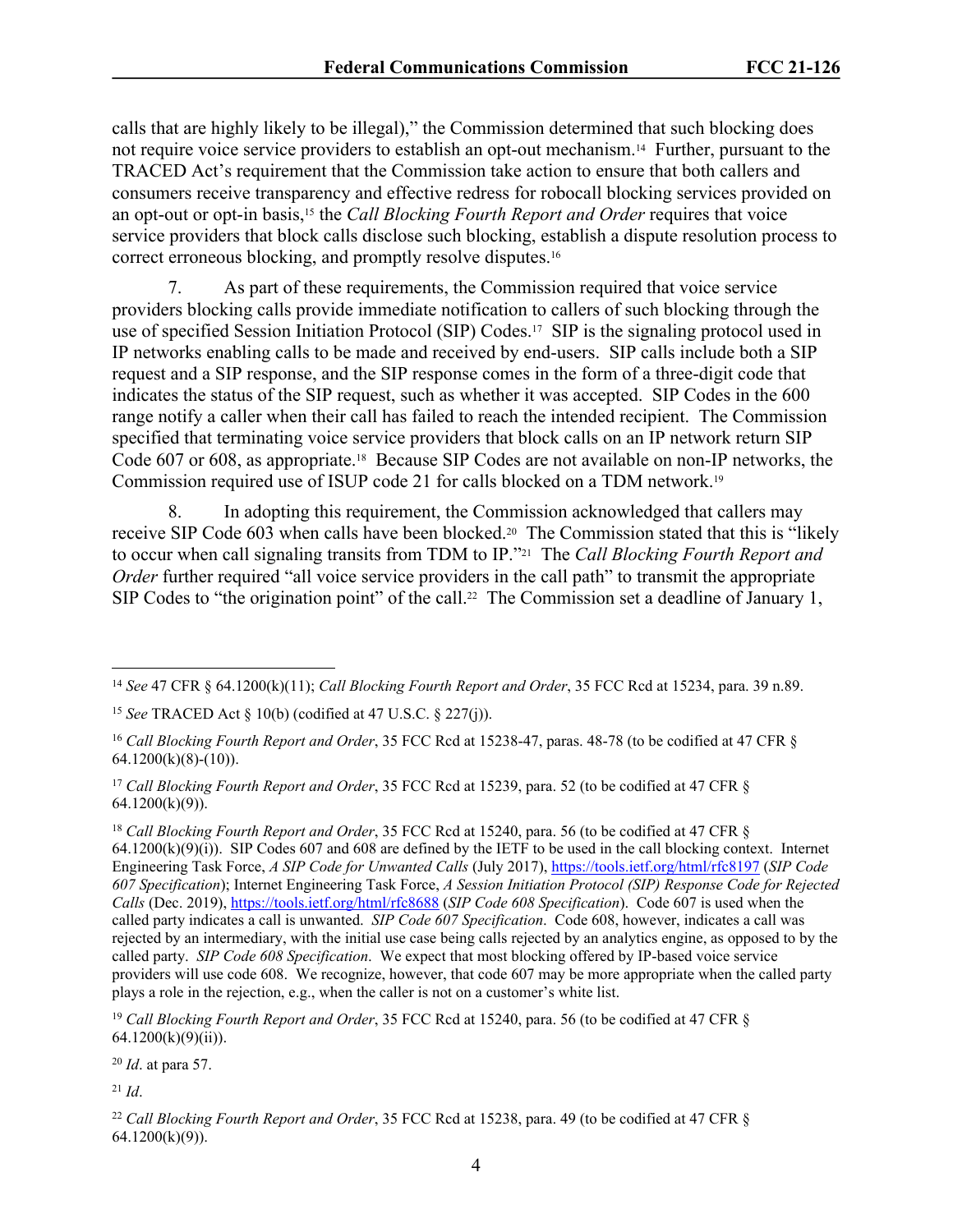calls that are highly likely to be illegal)," the Commission determined that such blocking does not require voice service providers to establish an opt-out mechanism.[14] Further, pursuant to the TRACED Act's requirement that the Commission take action to ensure that both callers and consumers receive transparency and effective redress for robocall blocking services provided on an opt-out or opt-in basis,[15] the *Call Blocking Fourth Report and Order* requires that voice service providers that block calls disclose such blocking, establish a dispute resolution process to correct erroneous blocking, and promptly resolve disputes.[16]

7. As part of these requirements, the Commission required that voice service providers blocking calls provide immediate notification to callers of such blocking through the use of specified Session Initiation Protocol (SIP) Codes.[17] SIP is the signaling protocol used in IP networks enabling calls to be made and received by end-users. SIP calls include both a SIP request and a SIP response, and the SIP response comes in the form of a three-digit code that indicates the status of the SIP request, such as whether it was accepted. SIP Codes in the 600 range notify a caller when their call has failed to reach the intended recipient. The Commission specified that terminating voice service providers that block calls on an IP network return SIP Code 607 or 608, as appropriate.[18] Because SIP Codes are not available on non-IP networks, the Commission required use of ISUP code 21 for calls blocked on a TDM network.[19]

8. In adopting this requirement, the Commission acknowledged that callers may receive SIP Code 603 when calls have been blocked.[20] The Commission stated that this is "likely to occur when call signaling transits from TDM to IP."[21] The *Call Blocking Fourth Report and Order* further required "all voice service providers in the call path" to transmit the appropriate SIP Codes to "the origination point" of the call.[22] The Commission set a deadline of January 1,

---

[14] *See* 47 CFR § 64.1200(k)(11); *Call Blocking Fourth Report and Order*, 35 FCC Rcd at 15234, para. 39 n.89.

[15] *See* TRACED Act § 10(b) (codified at 47 U.S.C. § 227(j)).

[16] *Call Blocking Fourth Report and Order*, 35 FCC Rcd at 15238-47, paras. 48-78 (to be codified at 47 CFR § 64.1200(k)(8)-(10)).

[17] *Call Blocking Fourth Report and Order*, 35 FCC Rcd at 15239, para. 52 (to be codified at 47 CFR § 64.1200(k)(9)).

[18] *Call Blocking Fourth Report and Order*, 35 FCC Rcd at 15240, para. 56 (to be codified at 47 CFR § 64.1200(k)(9)(i)). SIP Codes 607 and 608 are defined by the IETF to be used in the call blocking context. Internet Engineering Task Force, *A SIP Code for Unwanted Calls* (July 2017), https://tools.ietf.org/html/rfc8197 (*SIP Code 607 Specification*); Internet Engineering Task Force, *A Session Initiation Protocol (SIP) Response Code for Rejected Calls* (Dec. 2019), https://tools.ietf.org/html/rfc8688 (*SIP Code 608 Specification*). Code 607 is used when the called party indicates a call is unwanted. *SIP Code 607 Specification*. Code 608, however, indicates a call was rejected by an intermediary, with the initial use case being calls rejected by an analytics engine, as opposed to by the called party. *SIP Code 608 Specification*. We expect that most blocking offered by IP-based voice service providers will use code 608. We recognize, however, that code 607 may be more appropriate when the called party plays a role in the rejection, e.g., when the caller is not on a customer's white list.

[19] *Call Blocking Fourth Report and Order*, 35 FCC Rcd at 15240, para. 56 (to be codified at 47 CFR § 64.1200(k)(9)(ii)).

[20] *Id*. at para 57.

[21] *Id*.

[22] *Call Blocking Fourth Report and Order*, 35 FCC Rcd at 15238, para. 49 (to be codified at 47 CFR § 64.1200(k)(9)).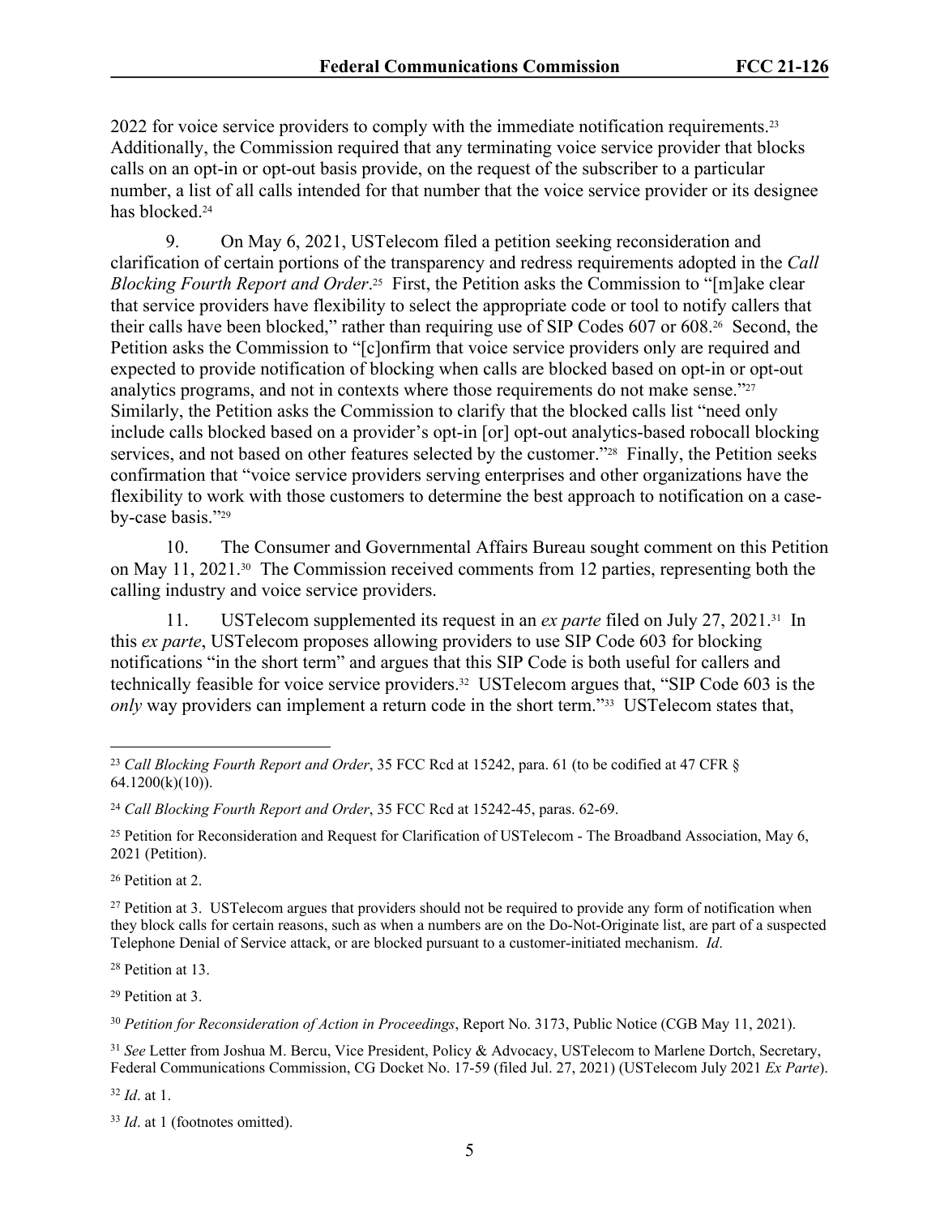2022 for voice service providers to comply with the immediate notification requirements.[23] Additionally, the Commission required that any terminating voice service provider that blocks calls on an opt-in or opt-out basis provide, on the request of the subscriber to a particular number, a list of all calls intended for that number that the voice service provider or its designee has blocked.[24]

9. On May 6, 2021, USTelecom filed a petition seeking reconsideration and clarification of certain portions of the transparency and redress requirements adopted in the *Call Blocking Fourth Report and Order*.[25] First, the Petition asks the Commission to "[m]ake clear that service providers have flexibility to select the appropriate code or tool to notify callers that their calls have been blocked," rather than requiring use of SIP Codes 607 or 608.[26] Second, the Petition asks the Commission to "[c]onfirm that voice service providers only are required and expected to provide notification of blocking when calls are blocked based on opt-in or opt-out analytics programs, and not in contexts where those requirements do not make sense."[27] Similarly, the Petition asks the Commission to clarify that the blocked calls list "need only include calls blocked based on a provider's opt-in [or] opt-out analytics-based robocall blocking services, and not based on other features selected by the customer."[28] Finally, the Petition seeks confirmation that "voice service providers serving enterprises and other organizations have the flexibility to work with those customers to determine the best approach to notification on a case-by-case basis."[29]

10. The Consumer and Governmental Affairs Bureau sought comment on this Petition on May 11, 2021.[30] The Commission received comments from 12 parties, representing both the calling industry and voice service providers.

11. USTelecom supplemented its request in an *ex parte* filed on July 27, 2021.[31] In this *ex parte*, USTelecom proposes allowing providers to use SIP Code 603 for blocking notifications "in the short term" and argues that this SIP Code is both useful for callers and technically feasible for voice service providers.[32] USTelecom argues that, "SIP Code 603 is the *only* way providers can implement a return code in the short term."[33] USTelecom states that,

---

[23] *Call Blocking Fourth Report and Order*, 35 FCC Rcd at 15242, para. 61 (to be codified at 47 CFR § 64.1200(k)(10)).

[24] *Call Blocking Fourth Report and Order*, 35 FCC Rcd at 15242-45, paras. 62-69.

[25] Petition for Reconsideration and Request for Clarification of USTelecom - The Broadband Association, May 6, 2021 (Petition).

[26] Petition at 2.

[27] Petition at 3. USTelecom argues that providers should not be required to provide any form of notification when they block calls for certain reasons, such as when a numbers are on the Do-Not-Originate list, are part of a suspected Telephone Denial of Service attack, or are blocked pursuant to a customer-initiated mechanism. *Id*.

[28] Petition at 13.

[29] Petition at 3.

[30] *Petition for Reconsideration of Action in Proceedings*, Report No. 3173, Public Notice (CGB May 11, 2021).

[31] *See* Letter from Joshua M. Bercu, Vice President, Policy & Advocacy, USTelecom to Marlene Dortch, Secretary, Federal Communications Commission, CG Docket No. 17-59 (filed Jul. 27, 2021) (USTelecom July 2021 *Ex Parte*).

[32] *Id*. at 1.

[33] *Id*. at 1 (footnotes omitted).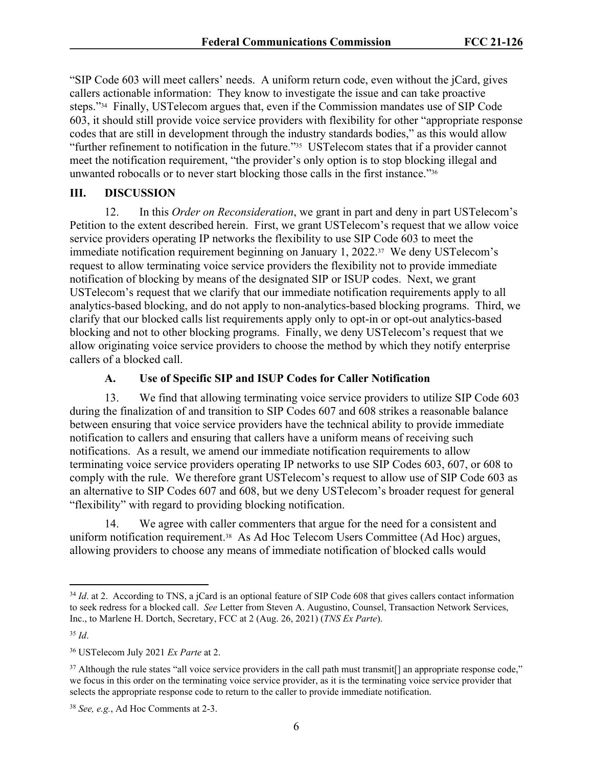"SIP Code 603 will meet callers' needs. A uniform return code, even without the jCard, gives callers actionable information: They know to investigate the issue and can take proactive steps."[34] Finally, USTelecom argues that, even if the Commission mandates use of SIP Code 603, it should still provide voice service providers with flexibility for other "appropriate response codes that are still in development through the industry standards bodies," as this would allow "further refinement to notification in the future."[35] USTelecom states that if a provider cannot meet the notification requirement, "the provider's only option is to stop blocking illegal and unwanted robocalls or to never start blocking those calls in the first instance."[36]

## III. DISCUSSION

12. In this *Order on Reconsideration*, we grant in part and deny in part USTelecom's Petition to the extent described herein. First, we grant USTelecom's request that we allow voice service providers operating IP networks the flexibility to use SIP Code 603 to meet the immediate notification requirement beginning on January 1, 2022.[37] We deny USTelecom's request to allow terminating voice service providers the flexibility not to provide immediate notification of blocking by means of the designated SIP or ISUP codes. Next, we grant USTelecom's request that we clarify that our immediate notification requirements apply to all analytics-based blocking, and do not apply to non-analytics-based blocking programs. Third, we clarify that our blocked calls list requirements apply only to opt-in or opt-out analytics-based blocking and not to other blocking programs. Finally, we deny USTelecom's request that we allow originating voice service providers to choose the method by which they notify enterprise callers of a blocked call.

### A. Use of Specific SIP and ISUP Codes for Caller Notification

13. We find that allowing terminating voice service providers to utilize SIP Code 603 during the finalization of and transition to SIP Codes 607 and 608 strikes a reasonable balance between ensuring that voice service providers have the technical ability to provide immediate notification to callers and ensuring that callers have a uniform means of receiving such notifications. As a result, we amend our immediate notification requirements to allow terminating voice service providers operating IP networks to use SIP Codes 603, 607, or 608 to comply with the rule. We therefore grant USTelecom's request to allow use of SIP Code 603 as an alternative to SIP Codes 607 and 608, but we deny USTelecom's broader request for general "flexibility" with regard to providing blocking notification.

14. We agree with caller commenters that argue for the need for a consistent and uniform notification requirement.[38] As Ad Hoc Telecom Users Committee (Ad Hoc) argues, allowing providers to choose any means of immediate notification of blocked calls would

---

[34] *Id*. at 2. According to TNS, a jCard is an optional feature of SIP Code 608 that gives callers contact information to seek redress for a blocked call. *See* Letter from Steven A. Augustino, Counsel, Transaction Network Services, Inc., to Marlene H. Dortch, Secretary, FCC at 2 (Aug. 26, 2021) (*TNS Ex Parte*).

[35] *Id*.

[36] USTelecom July 2021 *Ex Parte* at 2.

[37] Although the rule states "all voice service providers in the call path must transmit[] an appropriate response code," we focus in this order on the terminating voice service provider, as it is the terminating voice service provider that selects the appropriate response code to return to the caller to provide immediate notification.

[38] *See, e.g.*, Ad Hoc Comments at 2-3.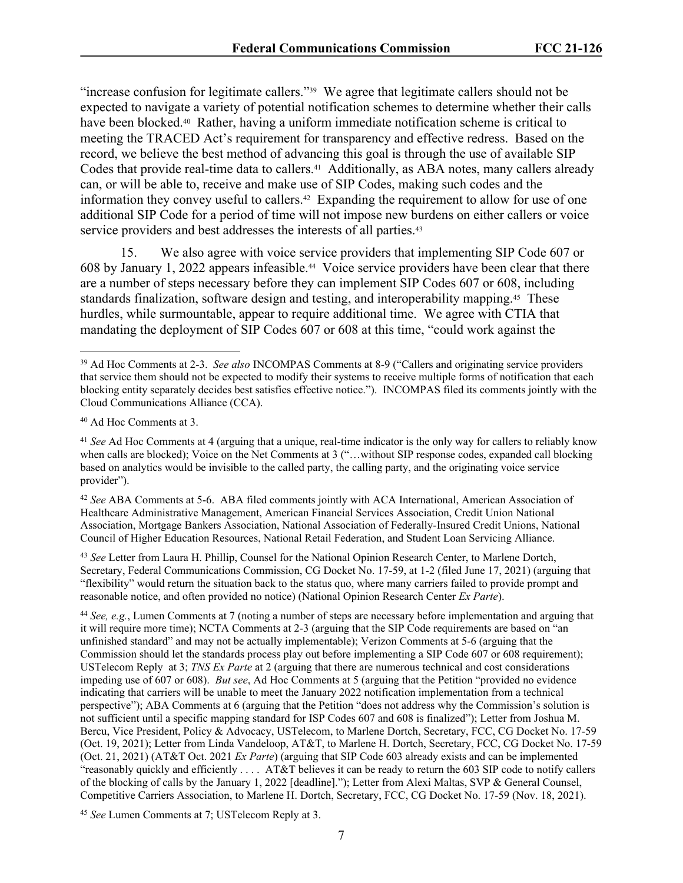"increase confusion for legitimate callers."[39] We agree that legitimate callers should not be expected to navigate a variety of potential notification schemes to determine whether their calls have been blocked.[40] Rather, having a uniform immediate notification scheme is critical to meeting the TRACED Act's requirement for transparency and effective redress. Based on the record, we believe the best method of advancing this goal is through the use of available SIP Codes that provide real-time data to callers.[41] Additionally, as ABA notes, many callers already can, or will be able to, receive and make use of SIP Codes, making such codes and the information they convey useful to callers.[42] Expanding the requirement to allow for use of one additional SIP Code for a period of time will not impose new burdens on either callers or voice service providers and best addresses the interests of all parties.[43]

15. We also agree with voice service providers that implementing SIP Code 607 or 608 by January 1, 2022 appears infeasible.[44] Voice service providers have been clear that there are a number of steps necessary before they can implement SIP Codes 607 or 608, including standards finalization, software design and testing, and interoperability mapping.[45] These hurdles, while surmountable, appear to require additional time. We agree with CTIA that mandating the deployment of SIP Codes 607 or 608 at this time, "could work against the

---

[39] Ad Hoc Comments at 2-3. *See also* INCOMPAS Comments at 8-9 ("Callers and originating service providers that service them should not be expected to modify their systems to receive multiple forms of notification that each blocking entity separately decides best satisfies effective notice."). INCOMPAS filed its comments jointly with the Cloud Communications Alliance (CCA).

[40] Ad Hoc Comments at 3.

[41] *See* Ad Hoc Comments at 4 (arguing that a unique, real-time indicator is the only way for callers to reliably know when calls are blocked); Voice on the Net Comments at 3 ("…without SIP response codes, expanded call blocking based on analytics would be invisible to the called party, the calling party, and the originating voice service provider").

[42] *See* ABA Comments at 5-6. ABA filed comments jointly with ACA International, American Association of Healthcare Administrative Management, American Financial Services Association, Credit Union National Association, Mortgage Bankers Association, National Association of Federally-Insured Credit Unions, National Council of Higher Education Resources, National Retail Federation, and Student Loan Servicing Alliance.

[43] *See* Letter from Laura H. Phillip, Counsel for the National Opinion Research Center, to Marlene Dortch, Secretary, Federal Communications Commission, CG Docket No. 17-59, at 1-2 (filed June 17, 2021) (arguing that "flexibility" would return the situation back to the status quo, where many carriers failed to provide prompt and reasonable notice, and often provided no notice) (National Opinion Research Center *Ex Parte*).

[44] *See, e.g.*, Lumen Comments at 7 (noting a number of steps are necessary before implementation and arguing that it will require more time); NCTA Comments at 2-3 (arguing that the SIP Code requirements are based on "an unfinished standard" and may not be actually implementable); Verizon Comments at 5-6 (arguing that the Commission should let the standards process play out before implementing a SIP Code 607 or 608 requirement); USTelecom Reply at 3; *TNS Ex Parte* at 2 (arguing that there are numerous technical and cost considerations impeding use of 607 or 608). *But see*, Ad Hoc Comments at 5 (arguing that the Petition "provided no evidence indicating that carriers will be unable to meet the January 2022 notification implementation from a technical perspective"); ABA Comments at 6 (arguing that the Petition "does not address why the Commission's solution is not sufficient until a specific mapping standard for ISP Codes 607 and 608 is finalized"); Letter from Joshua M. Bercu, Vice President, Policy & Advocacy, USTelecom, to Marlene Dortch, Secretary, FCC, CG Docket No. 17-59 (Oct. 19, 2021); Letter from Linda Vandeloop, AT&T, to Marlene H. Dortch, Secretary, FCC, CG Docket No. 17-59 (Oct. 21, 2021) (AT&T Oct. 2021 *Ex Parte*) (arguing that SIP Code 603 already exists and can be implemented "reasonably quickly and efficiently . . . . AT&T believes it can be ready to return the 603 SIP code to notify callers of the blocking of calls by the January 1, 2022 [deadline]."); Letter from Alexi Maltas, SVP & General Counsel, Competitive Carriers Association, to Marlene H. Dortch, Secretary, FCC, CG Docket No. 17-59 (Nov. 18, 2021).

[45] *See* Lumen Comments at 7; USTelecom Reply at 3.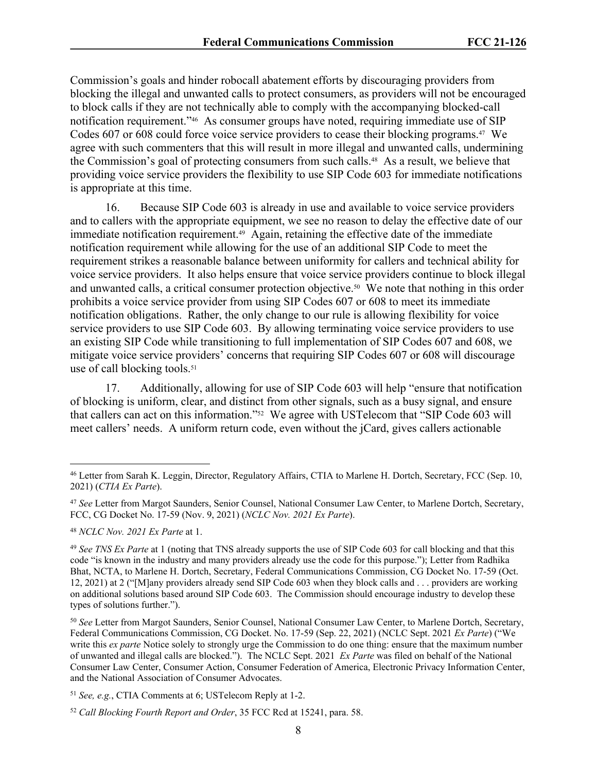Commission's goals and hinder robocall abatement efforts by discouraging providers from blocking the illegal and unwanted calls to protect consumers, as providers will not be encouraged to block calls if they are not technically able to comply with the accompanying blocked-call notification requirement."[46] As consumer groups have noted, requiring immediate use of SIP Codes 607 or 608 could force voice service providers to cease their blocking programs.[47] We agree with such commenters that this will result in more illegal and unwanted calls, undermining the Commission's goal of protecting consumers from such calls.[48] As a result, we believe that providing voice service providers the flexibility to use SIP Code 603 for immediate notifications is appropriate at this time.

16. Because SIP Code 603 is already in use and available to voice service providers and to callers with the appropriate equipment, we see no reason to delay the effective date of our immediate notification requirement.[49] Again, retaining the effective date of the immediate notification requirement while allowing for the use of an additional SIP Code to meet the requirement strikes a reasonable balance between uniformity for callers and technical ability for voice service providers. It also helps ensure that voice service providers continue to block illegal and unwanted calls, a critical consumer protection objective.[50] We note that nothing in this order prohibits a voice service provider from using SIP Codes 607 or 608 to meet its immediate notification obligations. Rather, the only change to our rule is allowing flexibility for voice service providers to use SIP Code 603. By allowing terminating voice service providers to use an existing SIP Code while transitioning to full implementation of SIP Codes 607 and 608, we mitigate voice service providers' concerns that requiring SIP Codes 607 or 608 will discourage use of call blocking tools.[51]

17. Additionally, allowing for use of SIP Code 603 will help "ensure that notification of blocking is uniform, clear, and distinct from other signals, such as a busy signal, and ensure that callers can act on this information."[52] We agree with USTelecom that "SIP Code 603 will meet callers' needs. A uniform return code, even without the jCard, gives callers actionable

---

[46] Letter from Sarah K. Leggin, Director, Regulatory Affairs, CTIA to Marlene H. Dortch, Secretary, FCC (Sep. 10, 2021) (*CTIA Ex Parte*).

[47] *See* Letter from Margot Saunders, Senior Counsel, National Consumer Law Center, to Marlene Dortch, Secretary, FCC, CG Docket No. 17-59 (Nov. 9, 2021) (*NCLC Nov. 2021 Ex Parte*).

[48] *NCLC Nov. 2021 Ex Parte* at 1.

[49] *See TNS Ex Parte* at 1 (noting that TNS already supports the use of SIP Code 603 for call blocking and that this code "is known in the industry and many providers already use the code for this purpose."); Letter from Radhika Bhat, NCTA, to Marlene H. Dortch, Secretary, Federal Communications Commission, CG Docket No. 17-59 (Oct. 12, 2021) at 2 ("[M]any providers already send SIP Code 603 when they block calls and . . . providers are working on additional solutions based around SIP Code 603. The Commission should encourage industry to develop these types of solutions further.").

[50] *See* Letter from Margot Saunders, Senior Counsel, National Consumer Law Center, to Marlene Dortch, Secretary, Federal Communications Commission, CG Docket. No. 17-59 (Sep. 22, 2021) (NCLC Sept. 2021 *Ex Parte*) ("We write this *ex parte* Notice solely to strongly urge the Commission to do one thing: ensure that the maximum number of unwanted and illegal calls are blocked."). The NCLC Sept. 2021 *Ex Parte* was filed on behalf of the National Consumer Law Center, Consumer Action, Consumer Federation of America, Electronic Privacy Information Center, and the National Association of Consumer Advocates.

[51] *See, e.g.*, CTIA Comments at 6; USTelecom Reply at 1-2.

[52] *Call Blocking Fourth Report and Order*, 35 FCC Rcd at 15241, para. 58.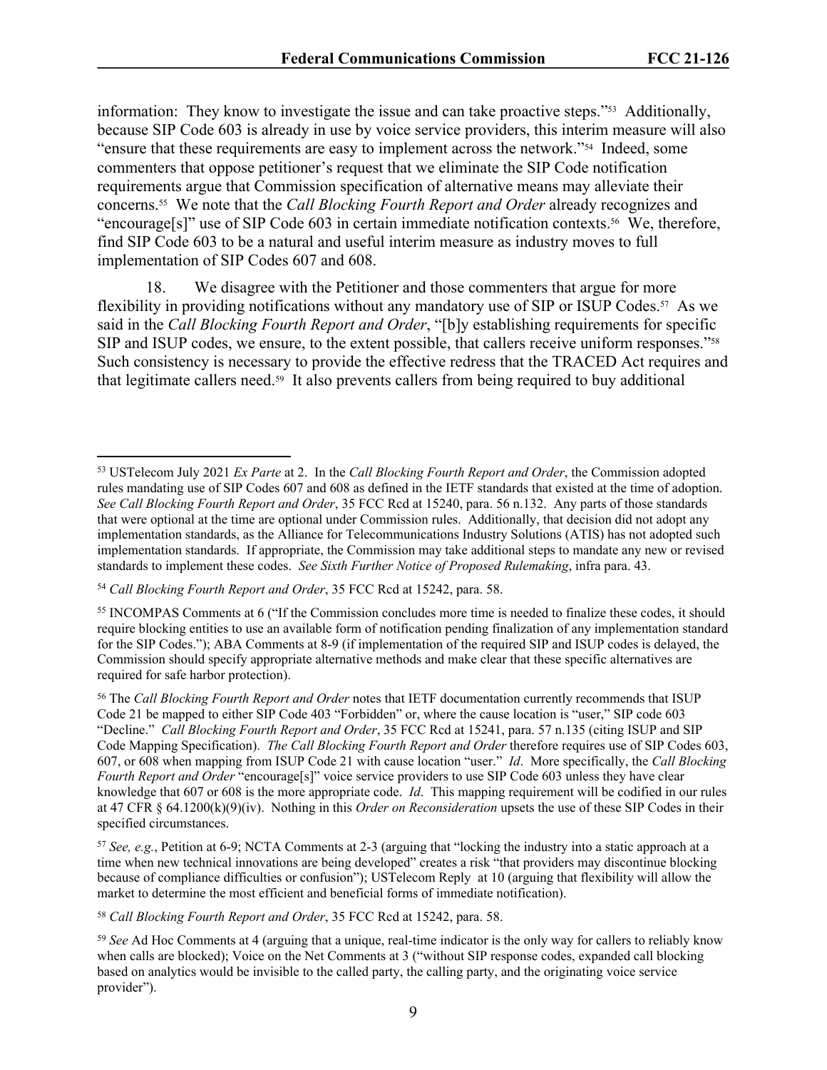information: They know to investigate the issue and can take proactive steps."[53] Additionally, because SIP Code 603 is already in use by voice service providers, this interim measure will also "ensure that these requirements are easy to implement across the network."[54] Indeed, some commenters that oppose petitioner's request that we eliminate the SIP Code notification requirements argue that Commission specification of alternative means may alleviate their concerns.[55] We note that the *Call Blocking Fourth Report and Order* already recognizes and "encourage[s]" use of SIP Code 603 in certain immediate notification contexts.[56] We, therefore, find SIP Code 603 to be a natural and useful interim measure as industry moves to full implementation of SIP Codes 607 and 608.

18. We disagree with the Petitioner and those commenters that argue for more flexibility in providing notifications without any mandatory use of SIP or ISUP Codes.[57] As we said in the *Call Blocking Fourth Report and Order*, "[b]y establishing requirements for specific SIP and ISUP codes, we ensure, to the extent possible, that callers receive uniform responses."[58] Such consistency is necessary to provide the effective redress that the TRACED Act requires and that legitimate callers need.[59] It also prevents callers from being required to buy additional

---

[53] USTelecom July 2021 *Ex Parte* at 2. In the *Call Blocking Fourth Report and Order*, the Commission adopted rules mandating use of SIP Codes 607 and 608 as defined in the IETF standards that existed at the time of adoption. *See Call Blocking Fourth Report and Order*, 35 FCC Rcd at 15240, para. 56 n.132. Any parts of those standards that were optional at the time are optional under Commission rules. Additionally, that decision did not adopt any implementation standards, as the Alliance for Telecommunications Industry Solutions (ATIS) has not adopted such implementation standards. If appropriate, the Commission may take additional steps to mandate any new or revised standards to implement these codes. *See Sixth Further Notice of Proposed Rulemaking*, infra para. 43.

[54] *Call Blocking Fourth Report and Order*, 35 FCC Rcd at 15242, para. 58.

[55] INCOMPAS Comments at 6 ("If the Commission concludes more time is needed to finalize these codes, it should require blocking entities to use an available form of notification pending finalization of any implementation standard for the SIP Codes."); ABA Comments at 8-9 (if implementation of the required SIP and ISUP codes is delayed, the Commission should specify appropriate alternative methods and make clear that these specific alternatives are required for safe harbor protection).

[56] The *Call Blocking Fourth Report and Order* notes that IETF documentation currently recommends that ISUP Code 21 be mapped to either SIP Code 403 "Forbidden" or, where the cause location is "user," SIP code 603 "Decline." *Call Blocking Fourth Report and Order*, 35 FCC Rcd at 15241, para. 57 n.135 (citing ISUP and SIP Code Mapping Specification). *The Call Blocking Fourth Report and Order* therefore requires use of SIP Codes 603, 607, or 608 when mapping from ISUP Code 21 with cause location "user." *Id*. More specifically, the *Call Blocking Fourth Report and Order* "encourage[s]" voice service providers to use SIP Code 603 unless they have clear knowledge that 607 or 608 is the more appropriate code. *Id*. This mapping requirement will be codified in our rules at 47 CFR § 64.1200(k)(9)(iv). Nothing in this *Order on Reconsideration* upsets the use of these SIP Codes in their specified circumstances.

[57] *See, e.g.*, Petition at 6-9; NCTA Comments at 2-3 (arguing that "locking the industry into a static approach at a time when new technical innovations are being developed" creates a risk "that providers may discontinue blocking because of compliance difficulties or confusion"); USTelecom Reply at 10 (arguing that flexibility will allow the market to determine the most efficient and beneficial forms of immediate notification).

[58] *Call Blocking Fourth Report and Order*, 35 FCC Rcd at 15242, para. 58.

[59] *See* Ad Hoc Comments at 4 (arguing that a unique, real-time indicator is the only way for callers to reliably know when calls are blocked); Voice on the Net Comments at 3 ("without SIP response codes, expanded call blocking based on analytics would be invisible to the called party, the calling party, and the originating voice service provider").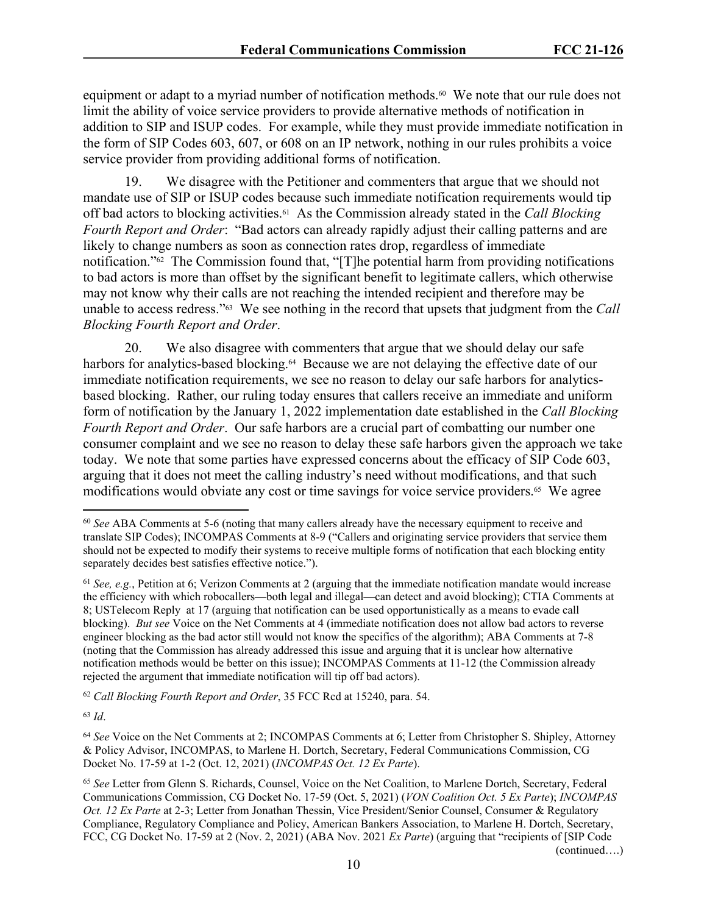equipment or adapt to a myriad number of notification methods.[60] We note that our rule does not limit the ability of voice service providers to provide alternative methods of notification in addition to SIP and ISUP codes. For example, while they must provide immediate notification in the form of SIP Codes 603, 607, or 608 on an IP network, nothing in our rules prohibits a voice service provider from providing additional forms of notification.

19. We disagree with the Petitioner and commenters that argue that we should not mandate use of SIP or ISUP codes because such immediate notification requirements would tip off bad actors to blocking activities.[61] As the Commission already stated in the *Call Blocking Fourth Report and Order*: "Bad actors can already rapidly adjust their calling patterns and are likely to change numbers as soon as connection rates drop, regardless of immediate notification."[62] The Commission found that, "[T]he potential harm from providing notifications to bad actors is more than offset by the significant benefit to legitimate callers, which otherwise may not know why their calls are not reaching the intended recipient and therefore may be unable to access redress."[63] We see nothing in the record that upsets that judgment from the *Call Blocking Fourth Report and Order*.

20. We also disagree with commenters that argue that we should delay our safe harbors for analytics-based blocking.[64] Because we are not delaying the effective date of our immediate notification requirements, we see no reason to delay our safe harbors for analytics-based blocking. Rather, our ruling today ensures that callers receive an immediate and uniform form of notification by the January 1, 2022 implementation date established in the *Call Blocking Fourth Report and Order*. Our safe harbors are a crucial part of combatting our number one consumer complaint and we see no reason to delay these safe harbors given the approach we take today. We note that some parties have expressed concerns about the efficacy of SIP Code 603, arguing that it does not meet the calling industry's need without modifications, and that such modifications would obviate any cost or time savings for voice service providers.[65] We agree

---

[60] *See* ABA Comments at 5-6 (noting that many callers already have the necessary equipment to receive and translate SIP Codes); INCOMPAS Comments at 8-9 ("Callers and originating service providers that service them should not be expected to modify their systems to receive multiple forms of notification that each blocking entity separately decides best satisfies effective notice.").

[61] *See, e.g.*, Petition at 6; Verizon Comments at 2 (arguing that the immediate notification mandate would increase the efficiency with which robocallers—both legal and illegal—can detect and avoid blocking); CTIA Comments at 8; USTelecom Reply at 17 (arguing that notification can be used opportunistically as a means to evade call blocking). *But see* Voice on the Net Comments at 4 (immediate notification does not allow bad actors to reverse engineer blocking as the bad actor still would not know the specifics of the algorithm); ABA Comments at 7-8 (noting that the Commission has already addressed this issue and arguing that it is unclear how alternative notification methods would be better on this issue); INCOMPAS Comments at 11-12 (the Commission already rejected the argument that immediate notification will tip off bad actors).

[62] *Call Blocking Fourth Report and Order*, 35 FCC Rcd at 15240, para. 54.

[63] *Id*.

[64] *See* Voice on the Net Comments at 2; INCOMPAS Comments at 6; Letter from Christopher S. Shipley, Attorney & Policy Advisor, INCOMPAS, to Marlene H. Dortch, Secretary, Federal Communications Commission, CG Docket No. 17-59 at 1-2 (Oct. 12, 2021) (*INCOMPAS Oct. 12 Ex Parte*).

[65] *See* Letter from Glenn S. Richards, Counsel, Voice on the Net Coalition, to Marlene Dortch, Secretary, Federal Communications Commission, CG Docket No. 17-59 (Oct. 5, 2021) (*VON Coalition Oct. 5 Ex Parte*); *INCOMPAS Oct. 12 Ex Parte* at 2-3; Letter from Jonathan Thessin, Vice President/Senior Counsel, Consumer & Regulatory Compliance, Regulatory Compliance and Policy, American Bankers Association, to Marlene H. Dortch, Secretary, FCC, CG Docket No. 17-59 at 2 (Nov. 2, 2021) (ABA Nov. 2021 *Ex Parte*) (arguing that "recipients of [SIP Code (continued….)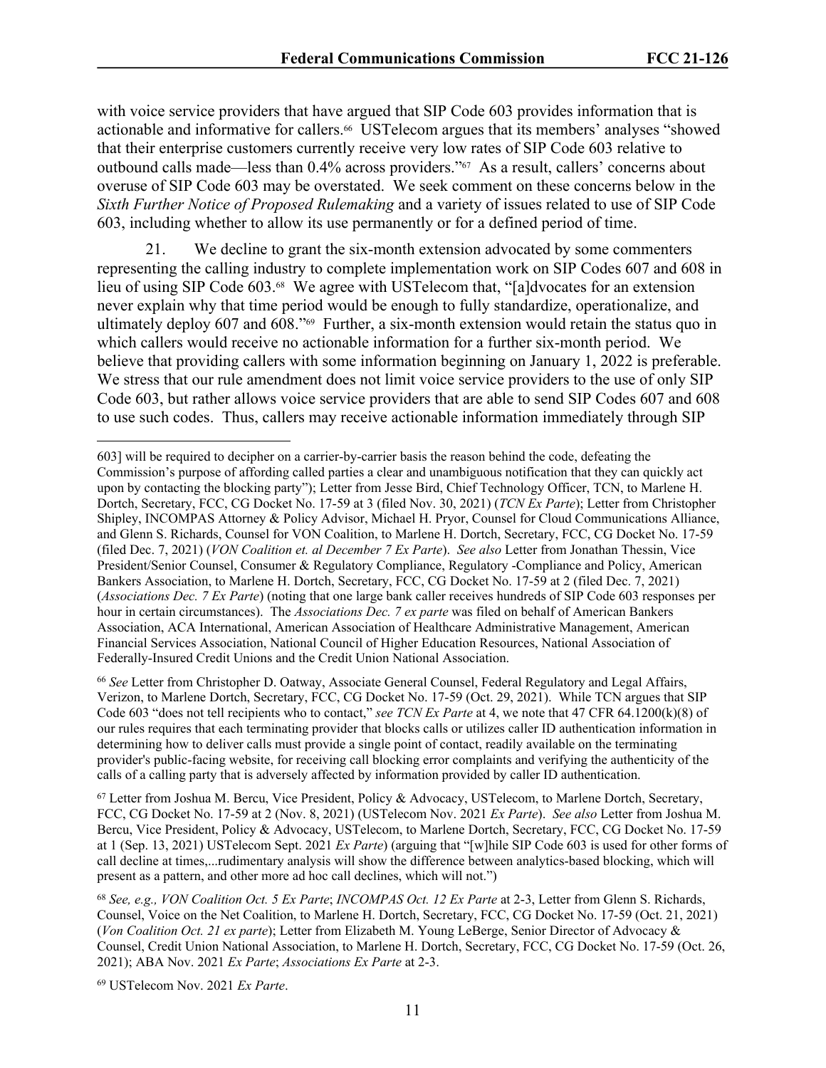with voice service providers that have argued that SIP Code 603 provides information that is actionable and informative for callers.[66] USTelecom argues that its members' analyses "showed that their enterprise customers currently receive very low rates of SIP Code 603 relative to outbound calls made—less than 0.4% across providers."[67] As a result, callers' concerns about overuse of SIP Code 603 may be overstated. We seek comment on these concerns below in the *Sixth Further Notice of Proposed Rulemaking* and a variety of issues related to use of SIP Code 603, including whether to allow its use permanently or for a defined period of time.

21. We decline to grant the six-month extension advocated by some commenters representing the calling industry to complete implementation work on SIP Codes 607 and 608 in lieu of using SIP Code 603.[68] We agree with USTelecom that, "[a]dvocates for an extension never explain why that time period would be enough to fully standardize, operationalize, and ultimately deploy 607 and 608."[69] Further, a six-month extension would retain the status quo in which callers would receive no actionable information for a further six-month period. We believe that providing callers with some information beginning on January 1, 2022 is preferable. We stress that our rule amendment does not limit voice service providers to the use of only SIP Code 603, but rather allows voice service providers that are able to send SIP Codes 607 and 608 to use such codes. Thus, callers may receive actionable information immediately through SIP

---

603] will be required to decipher on a carrier-by-carrier basis the reason behind the code, defeating the Commission's purpose of affording called parties a clear and unambiguous notification that they can quickly act upon by contacting the blocking party"); Letter from Jesse Bird, Chief Technology Officer, TCN, to Marlene H. Dortch, Secretary, FCC, CG Docket No. 17-59 at 3 (filed Nov. 30, 2021) (*TCN Ex Parte*); Letter from Christopher Shipley, INCOMPAS Attorney & Policy Advisor, Michael H. Pryor, Counsel for Cloud Communications Alliance, and Glenn S. Richards, Counsel for VON Coalition, to Marlene H. Dortch, Secretary, FCC, CG Docket No. 17-59 (filed Dec. 7, 2021) (*VON Coalition et. al December 7 Ex Parte*). *See also* Letter from Jonathan Thessin, Vice President/Senior Counsel, Consumer & Regulatory Compliance, Regulatory -Compliance and Policy, American Bankers Association, to Marlene H. Dortch, Secretary, FCC, CG Docket No. 17-59 at 2 (filed Dec. 7, 2021) (*Associations Dec. 7 Ex Parte*) (noting that one large bank caller receives hundreds of SIP Code 603 responses per hour in certain circumstances). The *Associations Dec. 7 ex parte* was filed on behalf of American Bankers Association, ACA International, American Association of Healthcare Administrative Management, American Financial Services Association, National Council of Higher Education Resources, National Association of Federally-Insured Credit Unions and the Credit Union National Association.

[66] *See* Letter from Christopher D. Oatway, Associate General Counsel, Federal Regulatory and Legal Affairs, Verizon, to Marlene Dortch, Secretary, FCC, CG Docket No. 17-59 (Oct. 29, 2021). While TCN argues that SIP Code 603 "does not tell recipients who to contact," *see TCN Ex Parte* at 4, we note that 47 CFR 64.1200(k)(8) of our rules requires that each terminating provider that blocks calls or utilizes caller ID authentication information in determining how to deliver calls must provide a single point of contact, readily available on the terminating provider's public-facing website, for receiving call blocking error complaints and verifying the authenticity of the calls of a calling party that is adversely affected by information provided by caller ID authentication.

[67] Letter from Joshua M. Bercu, Vice President, Policy & Advocacy, USTelecom, to Marlene Dortch, Secretary, FCC, CG Docket No. 17-59 at 2 (Nov. 8, 2021) (USTelecom Nov. 2021 *Ex Parte*). *See also* Letter from Joshua M. Bercu, Vice President, Policy & Advocacy, USTelecom, to Marlene Dortch, Secretary, FCC, CG Docket No. 17-59 at 1 (Sep. 13, 2021) USTelecom Sept. 2021 *Ex Parte*) (arguing that "[w]hile SIP Code 603 is used for other forms of call decline at times,...rudimentary analysis will show the difference between analytics-based blocking, which will present as a pattern, and other more ad hoc call declines, which will not.")

[68] *See, e.g., VON Coalition Oct. 5 Ex Parte*; *INCOMPAS Oct. 12 Ex Parte* at 2-3, Letter from Glenn S. Richards, Counsel, Voice on the Net Coalition, to Marlene H. Dortch, Secretary, FCC, CG Docket No. 17-59 (Oct. 21, 2021) (*Von Coalition Oct. 21 ex parte*); Letter from Elizabeth M. Young LeBerge, Senior Director of Advocacy & Counsel, Credit Union National Association, to Marlene H. Dortch, Secretary, FCC, CG Docket No. 17-59 (Oct. 26, 2021); ABA Nov. 2021 *Ex Parte*; *Associations Ex Parte* at 2-3.

[69] USTelecom Nov. 2021 *Ex Parte*.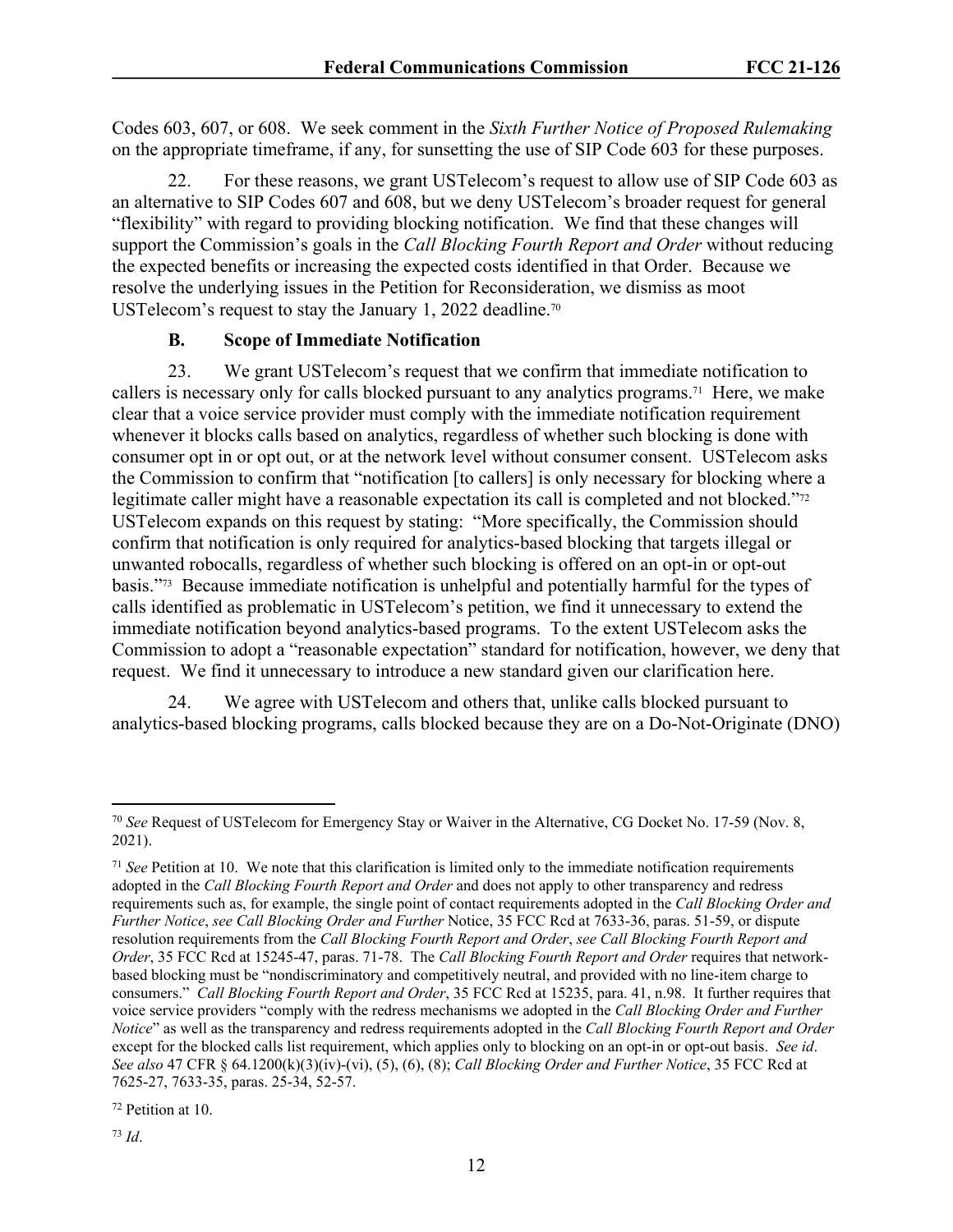Codes 603, 607, or 608. We seek comment in the *Sixth Further Notice of Proposed Rulemaking* on the appropriate timeframe, if any, for sunsetting the use of SIP Code 603 for these purposes.

22. For these reasons, we grant USTelecom's request to allow use of SIP Code 603 as an alternative to SIP Codes 607 and 608, but we deny USTelecom's broader request for general "flexibility" with regard to providing blocking notification. We find that these changes will support the Commission's goals in the *Call Blocking Fourth Report and Order* without reducing the expected benefits or increasing the expected costs identified in that Order. Because we resolve the underlying issues in the Petition for Reconsideration, we dismiss as moot USTelecom's request to stay the January 1, 2022 deadline.[70]

### B. Scope of Immediate Notification

23. We grant USTelecom's request that we confirm that immediate notification to callers is necessary only for calls blocked pursuant to any analytics programs.[71] Here, we make clear that a voice service provider must comply with the immediate notification requirement whenever it blocks calls based on analytics, regardless of whether such blocking is done with consumer opt in or opt out, or at the network level without consumer consent. USTelecom asks the Commission to confirm that "notification [to callers] is only necessary for blocking where a legitimate caller might have a reasonable expectation its call is completed and not blocked."[72] USTelecom expands on this request by stating: "More specifically, the Commission should confirm that notification is only required for analytics-based blocking that targets illegal or unwanted robocalls, regardless of whether such blocking is offered on an opt-in or opt-out basis."[73] Because immediate notification is unhelpful and potentially harmful for the types of calls identified as problematic in USTelecom's petition, we find it unnecessary to extend the immediate notification beyond analytics-based programs. To the extent USTelecom asks the Commission to adopt a "reasonable expectation" standard for notification, however, we deny that request. We find it unnecessary to introduce a new standard given our clarification here.

24. We agree with USTelecom and others that, unlike calls blocked pursuant to analytics-based blocking programs, calls blocked because they are on a Do-Not-Originate (DNO)

---

[70] *See* Request of USTelecom for Emergency Stay or Waiver in the Alternative, CG Docket No. 17-59 (Nov. 8, 2021).

[71] *See* Petition at 10. We note that this clarification is limited only to the immediate notification requirements adopted in the *Call Blocking Fourth Report and Order* and does not apply to other transparency and redress requirements such as, for example, the single point of contact requirements adopted in the *Call Blocking Order and Further Notice*, *see Call Blocking Order and Further* Notice, 35 FCC Rcd at 7633-36, paras. 51-59, or dispute resolution requirements from the *Call Blocking Fourth Report and Order*, *see Call Blocking Fourth Report and Order*, 35 FCC Rcd at 15245-47, paras. 71-78. The *Call Blocking Fourth Report and Order* requires that network-based blocking must be "nondiscriminatory and competitively neutral, and provided with no line-item charge to consumers." *Call Blocking Fourth Report and Order*, 35 FCC Rcd at 15235, para. 41, n.98. It further requires that voice service providers "comply with the redress mechanisms we adopted in the *Call Blocking Order and Further Notice*" as well as the transparency and redress requirements adopted in the *Call Blocking Fourth Report and Order* except for the blocked calls list requirement, which applies only to blocking on an opt-in or opt-out basis. *See id*. *See also* 47 CFR § 64.1200(k)(3)(iv)-(vi), (5), (6), (8); *Call Blocking Order and Further Notice*, 35 FCC Rcd at 7625-27, 7633-35, paras. 25-34, 52-57.

[72] Petition at 10.

[73] *Id*.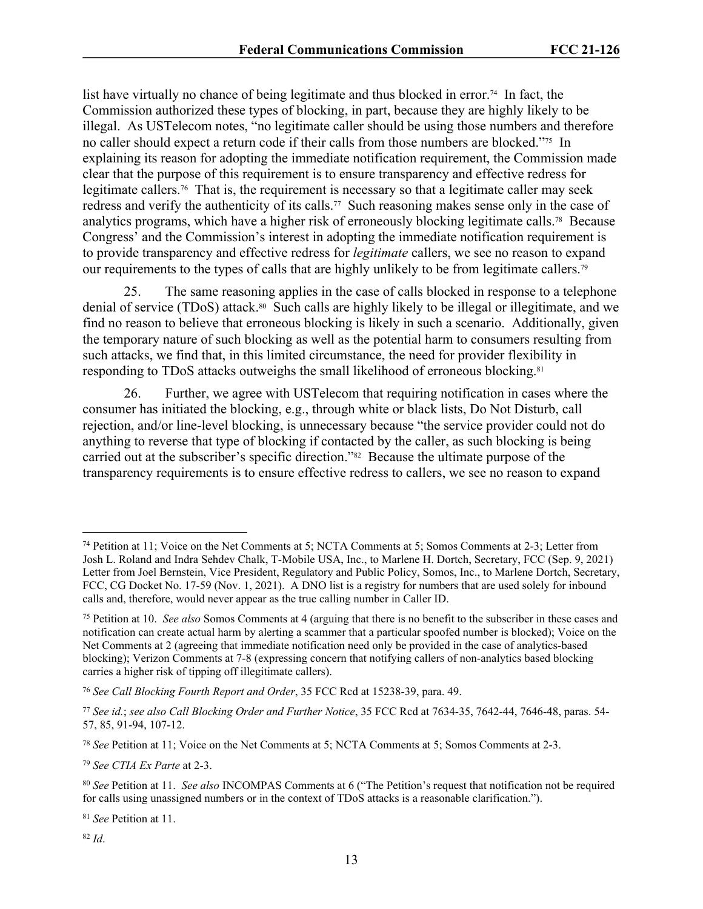list have virtually no chance of being legitimate and thus blocked in error.[74] In fact, the Commission authorized these types of blocking, in part, because they are highly likely to be illegal. As USTelecom notes, "no legitimate caller should be using those numbers and therefore no caller should expect a return code if their calls from those numbers are blocked."[75] In explaining its reason for adopting the immediate notification requirement, the Commission made clear that the purpose of this requirement is to ensure transparency and effective redress for legitimate callers.[76] That is, the requirement is necessary so that a legitimate caller may seek redress and verify the authenticity of its calls.[77] Such reasoning makes sense only in the case of analytics programs, which have a higher risk of erroneously blocking legitimate calls.[78] Because Congress' and the Commission's interest in adopting the immediate notification requirement is to provide transparency and effective redress for *legitimate* callers, we see no reason to expand our requirements to the types of calls that are highly unlikely to be from legitimate callers.[79]

25. The same reasoning applies in the case of calls blocked in response to a telephone denial of service (TDoS) attack.[80] Such calls are highly likely to be illegal or illegitimate, and we find no reason to believe that erroneous blocking is likely in such a scenario. Additionally, given the temporary nature of such blocking as well as the potential harm to consumers resulting from such attacks, we find that, in this limited circumstance, the need for provider flexibility in responding to TDoS attacks outweighs the small likelihood of erroneous blocking.[81]

26. Further, we agree with USTelecom that requiring notification in cases where the consumer has initiated the blocking, e.g., through white or black lists, Do Not Disturb, call rejection, and/or line-level blocking, is unnecessary because "the service provider could not do anything to reverse that type of blocking if contacted by the caller, as such blocking is being carried out at the subscriber's specific direction."[82] Because the ultimate purpose of the transparency requirements is to ensure effective redress to callers, we see no reason to expand

---

[74] Petition at 11; Voice on the Net Comments at 5; NCTA Comments at 5; Somos Comments at 2-3; Letter from Josh L. Roland and Indra Sehdev Chalk, T-Mobile USA, Inc., to Marlene H. Dortch, Secretary, FCC (Sep. 9, 2021) Letter from Joel Bernstein, Vice President, Regulatory and Public Policy, Somos, Inc., to Marlene Dortch, Secretary, FCC, CG Docket No. 17-59 (Nov. 1, 2021). A DNO list is a registry for numbers that are used solely for inbound calls and, therefore, would never appear as the true calling number in Caller ID.

[75] Petition at 10. *See also* Somos Comments at 4 (arguing that there is no benefit to the subscriber in these cases and notification can create actual harm by alerting a scammer that a particular spoofed number is blocked); Voice on the Net Comments at 2 (agreeing that immediate notification need only be provided in the case of analytics-based blocking); Verizon Comments at 7-8 (expressing concern that notifying callers of non-analytics based blocking carries a higher risk of tipping off illegitimate callers).

[76] *See Call Blocking Fourth Report and Order*, 35 FCC Rcd at 15238-39, para. 49.

[77] *See id.*; *see also Call Blocking Order and Further Notice*, 35 FCC Rcd at 7634-35, 7642-44, 7646-48, paras. 54-57, 85, 91-94, 107-12.

[78] *See* Petition at 11; Voice on the Net Comments at 5; NCTA Comments at 5; Somos Comments at 2-3.

[79] *See CTIA Ex Parte* at 2-3.

[80] *See* Petition at 11. *See also* INCOMPAS Comments at 6 ("The Petition's request that notification not be required for calls using unassigned numbers or in the context of TDoS attacks is a reasonable clarification.").

[81] *See* Petition at 11.

[82] *Id*.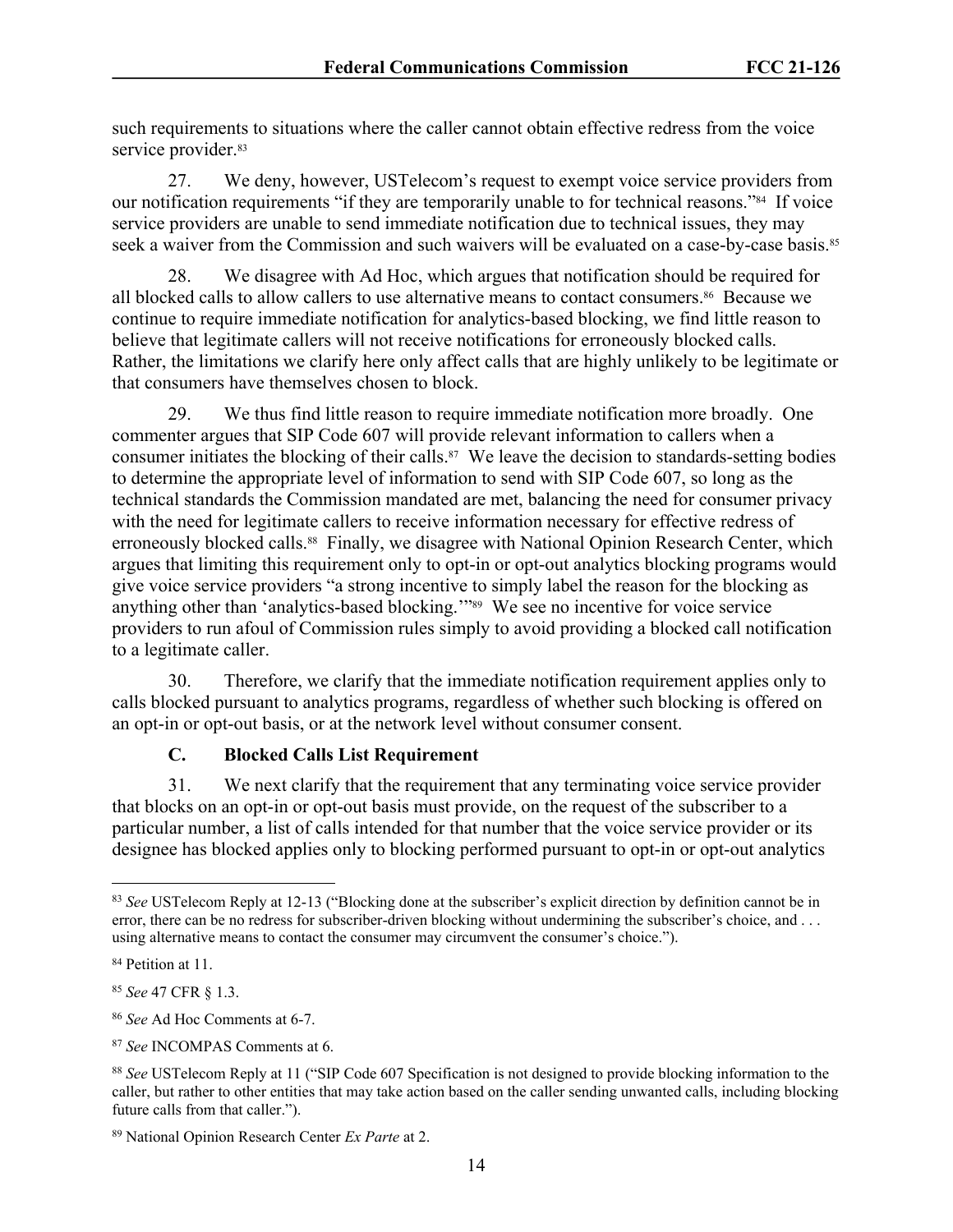such requirements to situations where the caller cannot obtain effective redress from the voice service provider.[83]

27. We deny, however, USTelecom's request to exempt voice service providers from our notification requirements "if they are temporarily unable to for technical reasons."[84] If voice service providers are unable to send immediate notification due to technical issues, they may seek a waiver from the Commission and such waivers will be evaluated on a case-by-case basis.[85]

28. We disagree with Ad Hoc, which argues that notification should be required for all blocked calls to allow callers to use alternative means to contact consumers.[86] Because we continue to require immediate notification for analytics-based blocking, we find little reason to believe that legitimate callers will not receive notifications for erroneously blocked calls. Rather, the limitations we clarify here only affect calls that are highly unlikely to be legitimate or that consumers have themselves chosen to block.

29. We thus find little reason to require immediate notification more broadly. One commenter argues that SIP Code 607 will provide relevant information to callers when a consumer initiates the blocking of their calls.[87] We leave the decision to standards-setting bodies to determine the appropriate level of information to send with SIP Code 607, so long as the technical standards the Commission mandated are met, balancing the need for consumer privacy with the need for legitimate callers to receive information necessary for effective redress of erroneously blocked calls.[88] Finally, we disagree with National Opinion Research Center, which argues that limiting this requirement only to opt-in or opt-out analytics blocking programs would give voice service providers "a strong incentive to simply label the reason for the blocking as anything other than 'analytics-based blocking.'"[89] We see no incentive for voice service providers to run afoul of Commission rules simply to avoid providing a blocked call notification to a legitimate caller.

30. Therefore, we clarify that the immediate notification requirement applies only to calls blocked pursuant to analytics programs, regardless of whether such blocking is offered on an opt-in or opt-out basis, or at the network level without consumer consent.

### C. Blocked Calls List Requirement

31. We next clarify that the requirement that any terminating voice service provider that blocks on an opt-in or opt-out basis must provide, on the request of the subscriber to a particular number, a list of calls intended for that number that the voice service provider or its designee has blocked applies only to blocking performed pursuant to opt-in or opt-out analytics

---

[83] *See* USTelecom Reply at 12-13 ("Blocking done at the subscriber's explicit direction by definition cannot be in error, there can be no redress for subscriber-driven blocking without undermining the subscriber's choice, and . . . using alternative means to contact the consumer may circumvent the consumer's choice.").

[84] Petition at 11.

[85] *See* 47 CFR § 1.3.

[86] *See* Ad Hoc Comments at 6-7.

[87] *See* INCOMPAS Comments at 6.

[88] *See* USTelecom Reply at 11 ("SIP Code 607 Specification is not designed to provide blocking information to the caller, but rather to other entities that may take action based on the caller sending unwanted calls, including blocking future calls from that caller.").

[89] National Opinion Research Center *Ex Parte* at 2.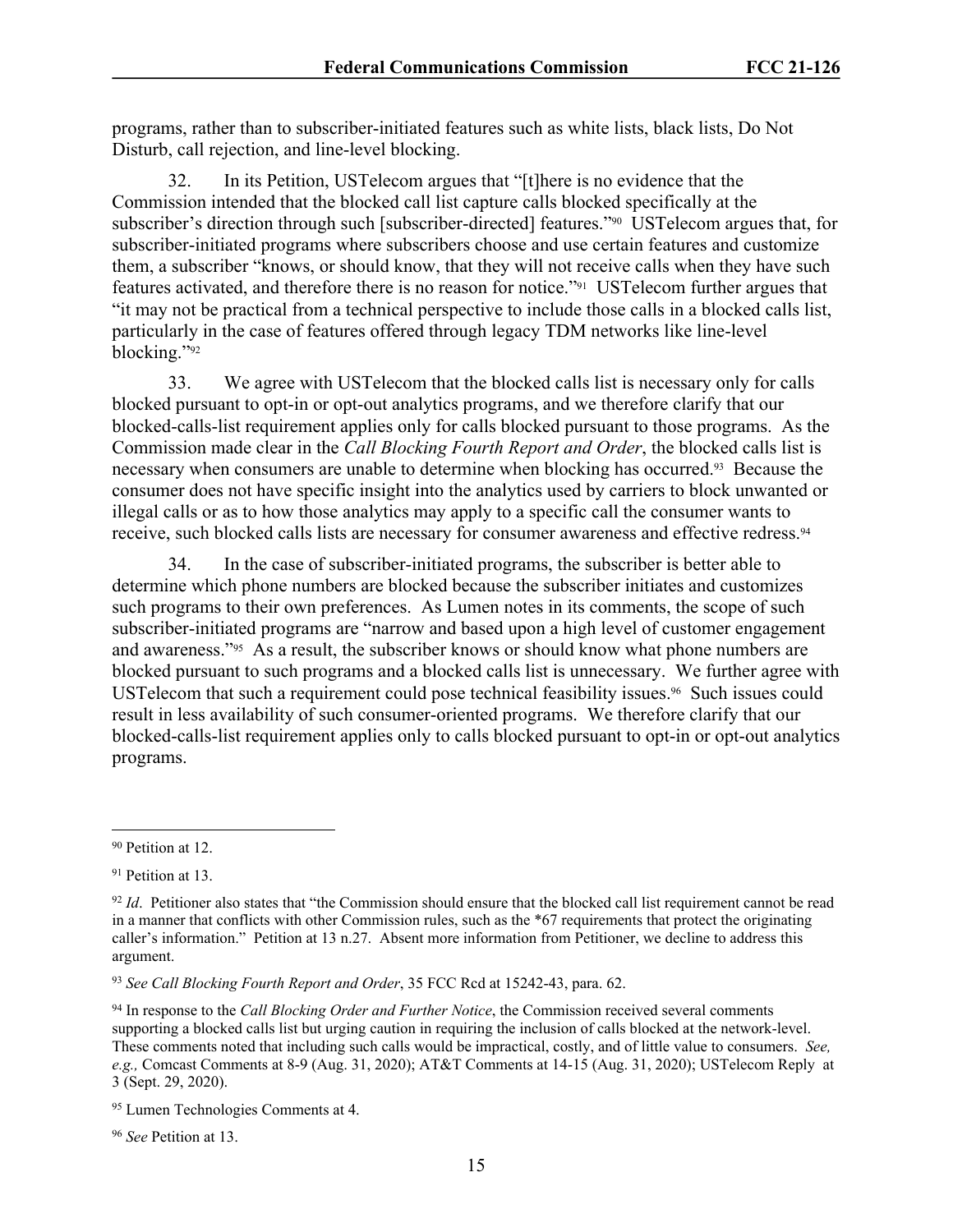programs, rather than to subscriber-initiated features such as white lists, black lists, Do Not Disturb, call rejection, and line-level blocking.

32. In its Petition, USTelecom argues that "[t]here is no evidence that the Commission intended that the blocked call list capture calls blocked specifically at the subscriber's direction through such [subscriber-directed] features."[90] USTelecom argues that, for subscriber-initiated programs where subscribers choose and use certain features and customize them, a subscriber "knows, or should know, that they will not receive calls when they have such features activated, and therefore there is no reason for notice."[91] USTelecom further argues that "it may not be practical from a technical perspective to include those calls in a blocked calls list, particularly in the case of features offered through legacy TDM networks like line-level blocking."[92]

33. We agree with USTelecom that the blocked calls list is necessary only for calls blocked pursuant to opt-in or opt-out analytics programs, and we therefore clarify that our blocked-calls-list requirement applies only for calls blocked pursuant to those programs. As the Commission made clear in the *Call Blocking Fourth Report and Order*, the blocked calls list is necessary when consumers are unable to determine when blocking has occurred.[93] Because the consumer does not have specific insight into the analytics used by carriers to block unwanted or illegal calls or as to how those analytics may apply to a specific call the consumer wants to receive, such blocked calls lists are necessary for consumer awareness and effective redress.[94]

34. In the case of subscriber-initiated programs, the subscriber is better able to determine which phone numbers are blocked because the subscriber initiates and customizes such programs to their own preferences. As Lumen notes in its comments, the scope of such subscriber-initiated programs are "narrow and based upon a high level of customer engagement and awareness."[95] As a result, the subscriber knows or should know what phone numbers are blocked pursuant to such programs and a blocked calls list is unnecessary. We further agree with USTelecom that such a requirement could pose technical feasibility issues.[96] Such issues could result in less availability of such consumer-oriented programs. We therefore clarify that our blocked-calls-list requirement applies only to calls blocked pursuant to opt-in or opt-out analytics programs.

---

[90] Petition at 12.

[91] Petition at 13.

[92] *Id*. Petitioner also states that "the Commission should ensure that the blocked call list requirement cannot be read in a manner that conflicts with other Commission rules, such as the *67 requirements that protect the originating caller's information." Petition at 13 n.27. Absent more information from Petitioner, we decline to address this argument.

[93] *See Call Blocking Fourth Report and Order*, 35 FCC Rcd at 15242-43, para. 62.

[94] In response to the *Call Blocking Order and Further Notice*, the Commission received several comments supporting a blocked calls list but urging caution in requiring the inclusion of calls blocked at the network-level. These comments noted that including such calls would be impractical, costly, and of little value to consumers. *See, e.g.,* Comcast Comments at 8-9 (Aug. 31, 2020); AT&T Comments at 14-15 (Aug. 31, 2020); USTelecom Reply at 3 (Sept. 29, 2020).

[95] Lumen Technologies Comments at 4.

[96] *See* Petition at 13.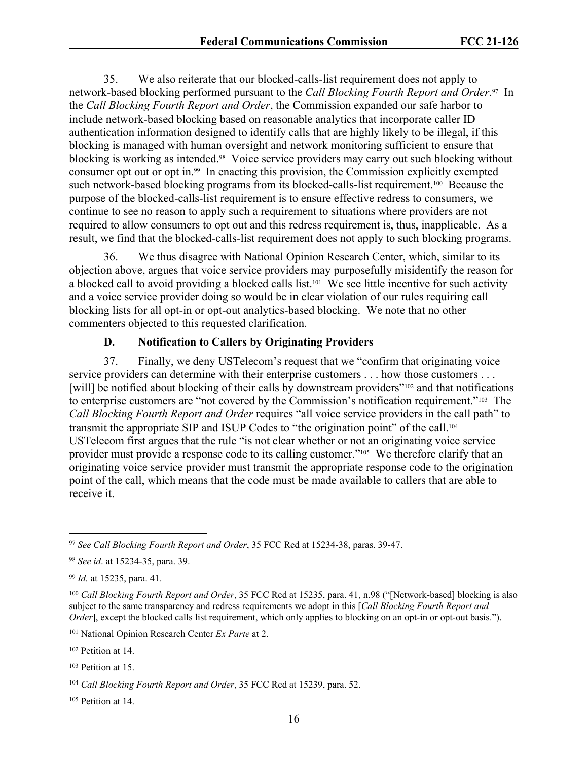35. We also reiterate that our blocked-calls-list requirement does not apply to network-based blocking performed pursuant to the *Call Blocking Fourth Report and Order*.[97] In the *Call Blocking Fourth Report and Order*, the Commission expanded our safe harbor to include network-based blocking based on reasonable analytics that incorporate caller ID authentication information designed to identify calls that are highly likely to be illegal, if this blocking is managed with human oversight and network monitoring sufficient to ensure that blocking is working as intended.[98] Voice service providers may carry out such blocking without consumer opt out or opt in.[99] In enacting this provision, the Commission explicitly exempted such network-based blocking programs from its blocked-calls-list requirement.[100] Because the purpose of the blocked-calls-list requirement is to ensure effective redress to consumers, we continue to see no reason to apply such a requirement to situations where providers are not required to allow consumers to opt out and this redress requirement is, thus, inapplicable. As a result, we find that the blocked-calls-list requirement does not apply to such blocking programs.

36. We thus disagree with National Opinion Research Center, which, similar to its objection above, argues that voice service providers may purposefully misidentify the reason for a blocked call to avoid providing a blocked calls list.[101] We see little incentive for such activity and a voice service provider doing so would be in clear violation of our rules requiring call blocking lists for all opt-in or opt-out analytics-based blocking. We note that no other commenters objected to this requested clarification.

### D. Notification to Callers by Originating Providers

37. Finally, we deny USTelecom's request that we "confirm that originating voice service providers can determine with their enterprise customers . . . how those customers . . . [will] be notified about blocking of their calls by downstream providers"[102] and that notifications to enterprise customers are "not covered by the Commission's notification requirement."[103] The *Call Blocking Fourth Report and Order* requires "all voice service providers in the call path" to transmit the appropriate SIP and ISUP Codes to "the origination point" of the call.[104] USTelecom first argues that the rule "is not clear whether or not an originating voice service provider must provide a response code to its calling customer."[105] We therefore clarify that an originating voice service provider must transmit the appropriate response code to the origination point of the call, which means that the code must be made available to callers that are able to receive it.

---

[97] *See Call Blocking Fourth Report and Order*, 35 FCC Rcd at 15234-38, paras. 39-47.

[98] *See id*. at 15234-35, para. 39.

[99] *Id.* at 15235, para. 41.

[100] *Call Blocking Fourth Report and Order*, 35 FCC Rcd at 15235, para. 41, n.98 ("[Network-based] blocking is also subject to the same transparency and redress requirements we adopt in this [*Call Blocking Fourth Report and Order*], except the blocked calls list requirement, which only applies to blocking on an opt-in or opt-out basis.").

[101] National Opinion Research Center *Ex Parte* at 2.

[102] Petition at 14.

[103] Petition at 15.

[104] *Call Blocking Fourth Report and Order*, 35 FCC Rcd at 15239, para. 52.

[105] Petition at 14.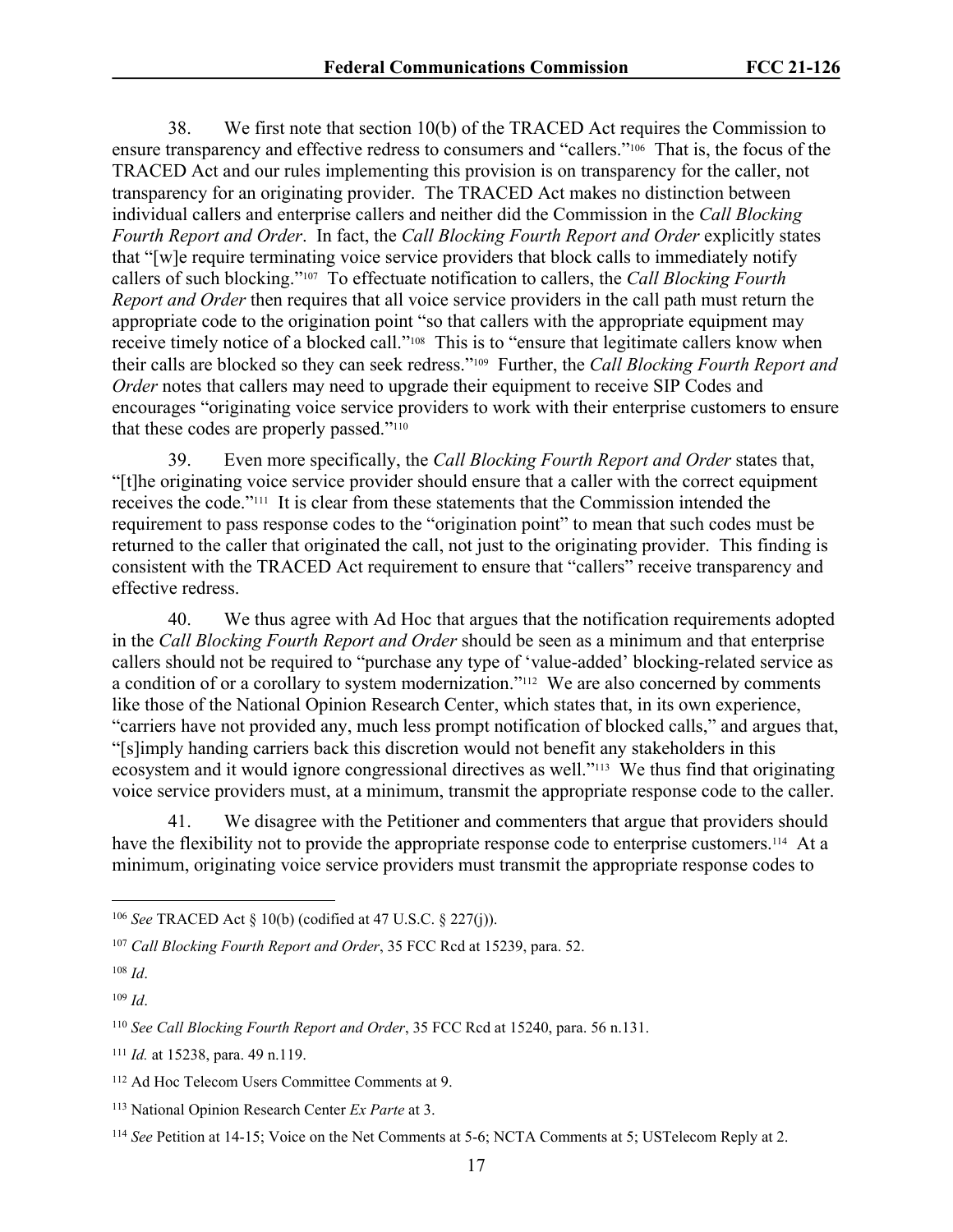38. We first note that section 10(b) of the TRACED Act requires the Commission to ensure transparency and effective redress to consumers and "callers."[106] That is, the focus of the TRACED Act and our rules implementing this provision is on transparency for the caller, not transparency for an originating provider. The TRACED Act makes no distinction between individual callers and enterprise callers and neither did the Commission in the *Call Blocking Fourth Report and Order*. In fact, the *Call Blocking Fourth Report and Order* explicitly states that "[w]e require terminating voice service providers that block calls to immediately notify callers of such blocking."[107] To effectuate notification to callers, the *Call Blocking Fourth Report and Order* then requires that all voice service providers in the call path must return the appropriate code to the origination point "so that callers with the appropriate equipment may receive timely notice of a blocked call."[108] This is to "ensure that legitimate callers know when their calls are blocked so they can seek redress."[109] Further, the *Call Blocking Fourth Report and Order* notes that callers may need to upgrade their equipment to receive SIP Codes and encourages "originating voice service providers to work with their enterprise customers to ensure that these codes are properly passed."[110]

39. Even more specifically, the *Call Blocking Fourth Report and Order* states that, "[t]he originating voice service provider should ensure that a caller with the correct equipment receives the code."[111] It is clear from these statements that the Commission intended the requirement to pass response codes to the "origination point" to mean that such codes must be returned to the caller that originated the call, not just to the originating provider. This finding is consistent with the TRACED Act requirement to ensure that "callers" receive transparency and effective redress.

40. We thus agree with Ad Hoc that argues that the notification requirements adopted in the *Call Blocking Fourth Report and Order* should be seen as a minimum and that enterprise callers should not be required to "purchase any type of 'value-added' blocking-related service as a condition of or a corollary to system modernization."[112] We are also concerned by comments like those of the National Opinion Research Center, which states that, in its own experience, "carriers have not provided any, much less prompt notification of blocked calls," and argues that, "[s]imply handing carriers back this discretion would not benefit any stakeholders in this ecosystem and it would ignore congressional directives as well."[113] We thus find that originating voice service providers must, at a minimum, transmit the appropriate response code to the caller.

41. We disagree with the Petitioner and commenters that argue that providers should have the flexibility not to provide the appropriate response code to enterprise customers.[114] At a minimum, originating voice service providers must transmit the appropriate response codes to

---

[106] *See* TRACED Act § 10(b) (codified at 47 U.S.C. § 227(j)).

[107] *Call Blocking Fourth Report and Order*, 35 FCC Rcd at 15239, para. 52.

[108] *Id*.

[109] *Id*.

[110] *See Call Blocking Fourth Report and Order*, 35 FCC Rcd at 15240, para. 56 n.131.

[111] *Id.* at 15238, para. 49 n.119.

[112] Ad Hoc Telecom Users Committee Comments at 9.

[113] National Opinion Research Center *Ex Parte* at 3.

[114] *See* Petition at 14-15; Voice on the Net Comments at 5-6; NCTA Comments at 5; USTelecom Reply at 2.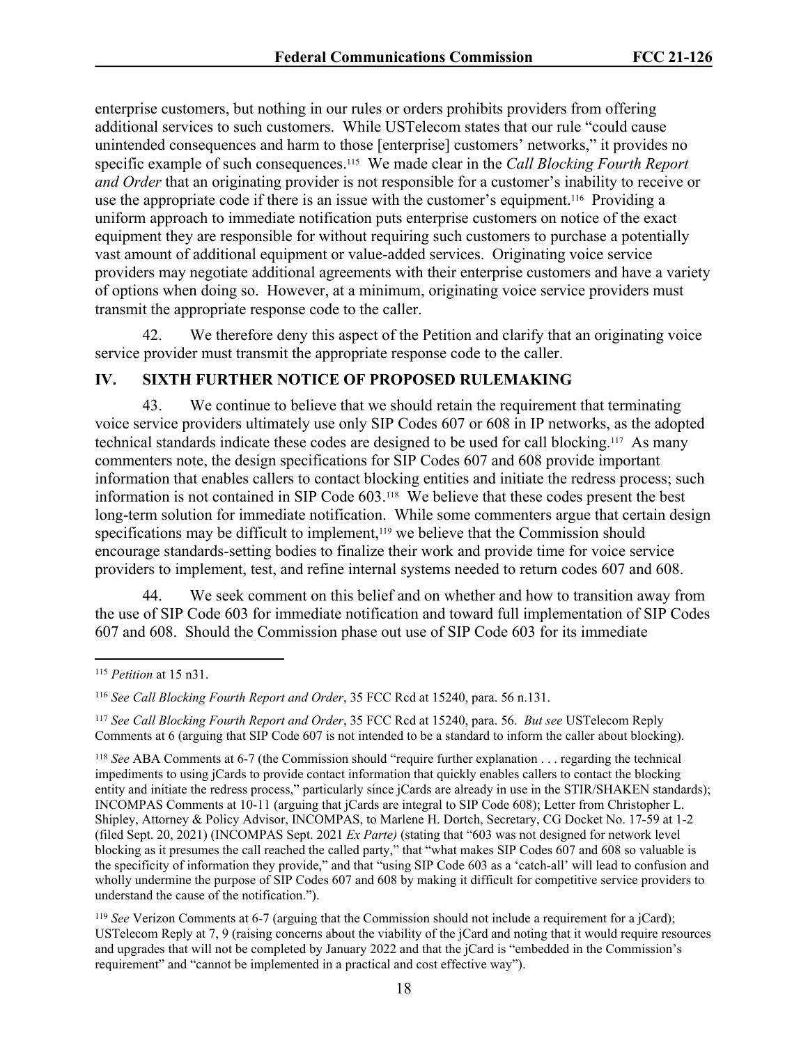enterprise customers, but nothing in our rules or orders prohibits providers from offering additional services to such customers. While USTelecom states that our rule "could cause unintended consequences and harm to those [enterprise] customers' networks," it provides no specific example of such consequences.[115] We made clear in the *Call Blocking Fourth Report and Order* that an originating provider is not responsible for a customer's inability to receive or use the appropriate code if there is an issue with the customer's equipment.[116] Providing a uniform approach to immediate notification puts enterprise customers on notice of the exact equipment they are responsible for without requiring such customers to purchase a potentially vast amount of additional equipment or value-added services. Originating voice service providers may negotiate additional agreements with their enterprise customers and have a variety of options when doing so. However, at a minimum, originating voice service providers must transmit the appropriate response code to the caller.

42. We therefore deny this aspect of the Petition and clarify that an originating voice service provider must transmit the appropriate response code to the caller.

## IV. SIXTH FURTHER NOTICE OF PROPOSED RULEMAKING

43. We continue to believe that we should retain the requirement that terminating voice service providers ultimately use only SIP Codes 607 or 608 in IP networks, as the adopted technical standards indicate these codes are designed to be used for call blocking.[117] As many commenters note, the design specifications for SIP Codes 607 and 608 provide important information that enables callers to contact blocking entities and initiate the redress process; such information is not contained in SIP Code 603.[118] We believe that these codes present the best long-term solution for immediate notification. While some commenters argue that certain design specifications may be difficult to implement,[119] we believe that the Commission should encourage standards-setting bodies to finalize their work and provide time for voice service providers to implement, test, and refine internal systems needed to return codes 607 and 608.

44. We seek comment on this belief and on whether and how to transition away from the use of SIP Code 603 for immediate notification and toward full implementation of SIP Codes 607 and 608. Should the Commission phase out use of SIP Code 603 for its immediate

---

[115] *Petition* at 15 n31.

[116] *See Call Blocking Fourth Report and Order*, 35 FCC Rcd at 15240, para. 56 n.131.

[117] *See Call Blocking Fourth Report and Order*, 35 FCC Rcd at 15240, para. 56. *But see* USTelecom Reply Comments at 6 (arguing that SIP Code 607 is not intended to be a standard to inform the caller about blocking).

[118] *See* ABA Comments at 6-7 (the Commission should "require further explanation . . . regarding the technical impediments to using jCards to provide contact information that quickly enables callers to contact the blocking entity and initiate the redress process," particularly since jCards are already in use in the STIR/SHAKEN standards); INCOMPAS Comments at 10-11 (arguing that jCards are integral to SIP Code 608); Letter from Christopher L. Shipley, Attorney & Policy Advisor, INCOMPAS, to Marlene H. Dortch, Secretary, CG Docket No. 17-59 at 1-2 (filed Sept. 20, 2021) (INCOMPAS Sept. 2021 *Ex Parte)* (stating that "603 was not designed for network level blocking as it presumes the call reached the called party," that "what makes SIP Codes 607 and 608 so valuable is the specificity of information they provide," and that "using SIP Code 603 as a 'catch-all' will lead to confusion and wholly undermine the purpose of SIP Codes 607 and 608 by making it difficult for competitive service providers to understand the cause of the notification.").

[119] *See* Verizon Comments at 6-7 (arguing that the Commission should not include a requirement for a jCard); USTelecom Reply at 7, 9 (raising concerns about the viability of the jCard and noting that it would require resources and upgrades that will not be completed by January 2022 and that the jCard is "embedded in the Commission's requirement" and "cannot be implemented in a practical and cost effective way").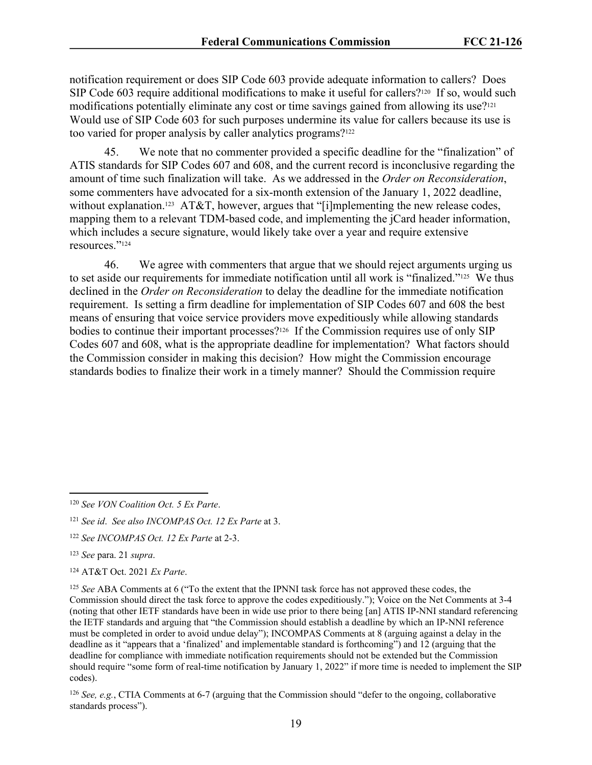notification requirement or does SIP Code 603 provide adequate information to callers? Does SIP Code 603 require additional modifications to make it useful for callers?[120] If so, would such modifications potentially eliminate any cost or time savings gained from allowing its use?[121] Would use of SIP Code 603 for such purposes undermine its value for callers because its use is too varied for proper analysis by caller analytics programs?[122]

45. We note that no commenter provided a specific deadline for the "finalization" of ATIS standards for SIP Codes 607 and 608, and the current record is inconclusive regarding the amount of time such finalization will take. As we addressed in the *Order on Reconsideration*, some commenters have advocated for a six-month extension of the January 1, 2022 deadline, without explanation.[123] AT&T, however, argues that "[i]mplementing the new release codes, mapping them to a relevant TDM-based code, and implementing the jCard header information, which includes a secure signature, would likely take over a year and require extensive resources."[124]

46. We agree with commenters that argue that we should reject arguments urging us to set aside our requirements for immediate notification until all work is "finalized."[125] We thus declined in the *Order on Reconsideration* to delay the deadline for the immediate notification requirement. Is setting a firm deadline for implementation of SIP Codes 607 and 608 the best means of ensuring that voice service providers move expeditiously while allowing standards bodies to continue their important processes?[126] If the Commission requires use of only SIP Codes 607 and 608, what is the appropriate deadline for implementation? What factors should the Commission consider in making this decision? How might the Commission encourage standards bodies to finalize their work in a timely manner? Should the Commission require

---

[120] *See VON Coalition Oct. 5 Ex Parte*.

[121] *See id*. *See also INCOMPAS Oct. 12 Ex Parte* at 3.

[122] *See INCOMPAS Oct. 12 Ex Parte* at 2-3.

[123] *See* para. 21 *supra*.

[124] AT&T Oct. 2021 *Ex Parte*.

[125] *See* ABA Comments at 6 ("To the extent that the IPNNI task force has not approved these codes, the Commission should direct the task force to approve the codes expeditiously."); Voice on the Net Comments at 3-4 (noting that other IETF standards have been in wide use prior to there being [an] ATIS IP-NNI standard referencing the IETF standards and arguing that "the Commission should establish a deadline by which an IP-NNI reference must be completed in order to avoid undue delay"); INCOMPAS Comments at 8 (arguing against a delay in the deadline as it "appears that a 'finalized' and implementable standard is forthcoming") and 12 (arguing that the deadline for compliance with immediate notification requirements should not be extended but the Commission should require "some form of real-time notification by January 1, 2022" if more time is needed to implement the SIP codes).

[126] *See, e.g.*, CTIA Comments at 6-7 (arguing that the Commission should "defer to the ongoing, collaborative standards process").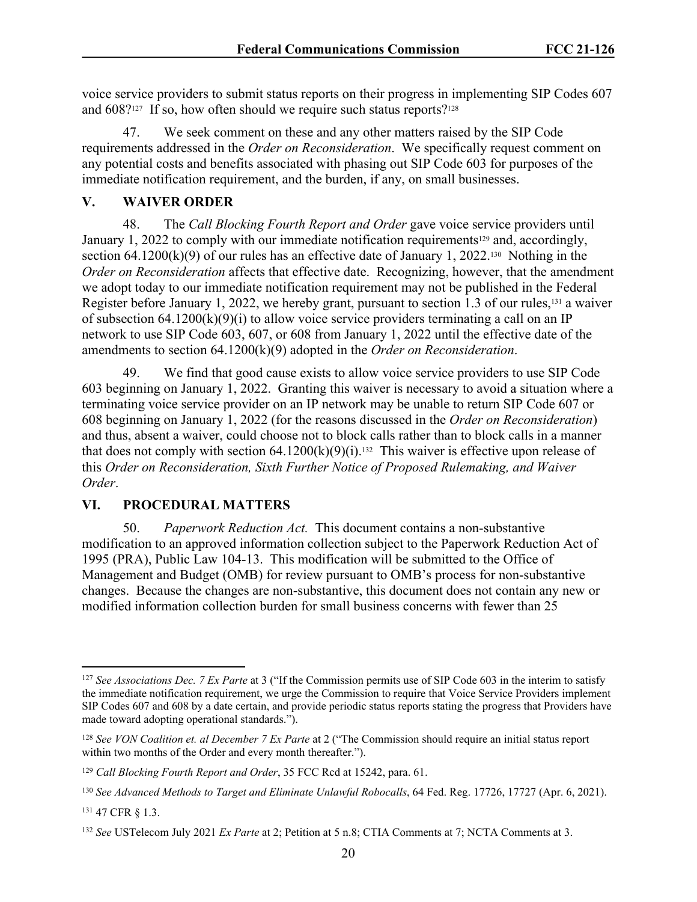voice service providers to submit status reports on their progress in implementing SIP Codes 607 and 608?[127] If so, how often should we require such status reports?[128]

47. We seek comment on these and any other matters raised by the SIP Code requirements addressed in the *Order on Reconsideration*. We specifically request comment on any potential costs and benefits associated with phasing out SIP Code 603 for purposes of the immediate notification requirement, and the burden, if any, on small businesses.

## V. WAIVER ORDER

48. The *Call Blocking Fourth Report and Order* gave voice service providers until January 1, 2022 to comply with our immediate notification requirements[129] and, accordingly, section 64.1200(k)(9) of our rules has an effective date of January 1, 2022.[130] Nothing in the *Order on Reconsideration* affects that effective date. Recognizing, however, that the amendment we adopt today to our immediate notification requirement may not be published in the Federal Register before January 1, 2022, we hereby grant, pursuant to section 1.3 of our rules,[131] a waiver of subsection 64.1200(k)(9)(i) to allow voice service providers terminating a call on an IP network to use SIP Code 603, 607, or 608 from January 1, 2022 until the effective date of the amendments to section 64.1200(k)(9) adopted in the *Order on Reconsideration*.

49. We find that good cause exists to allow voice service providers to use SIP Code 603 beginning on January 1, 2022. Granting this waiver is necessary to avoid a situation where a terminating voice service provider on an IP network may be unable to return SIP Code 607 or 608 beginning on January 1, 2022 (for the reasons discussed in the *Order on Reconsideration*) and thus, absent a waiver, could choose not to block calls rather than to block calls in a manner that does not comply with section 64.1200(k)(9)(i).[132] This waiver is effective upon release of this *Order on Reconsideration, Sixth Further Notice of Proposed Rulemaking, and Waiver Order*.

## VI. PROCEDURAL MATTERS

50. *Paperwork Reduction Act.* This document contains a non-substantive modification to an approved information collection subject to the Paperwork Reduction Act of 1995 (PRA), Public Law 104-13. This modification will be submitted to the Office of Management and Budget (OMB) for review pursuant to OMB's process for non-substantive changes. Because the changes are non-substantive, this document does not contain any new or modified information collection burden for small business concerns with fewer than 25

---

[127] *See Associations Dec. 7 Ex Parte* at 3 ("If the Commission permits use of SIP Code 603 in the interim to satisfy the immediate notification requirement, we urge the Commission to require that Voice Service Providers implement SIP Codes 607 and 608 by a date certain, and provide periodic status reports stating the progress that Providers have made toward adopting operational standards.").

[128] *See VON Coalition et. al December 7 Ex Parte* at 2 ("The Commission should require an initial status report within two months of the Order and every month thereafter.").

[129] *Call Blocking Fourth Report and Order*, 35 FCC Rcd at 15242, para. 61.

[130] *See Advanced Methods to Target and Eliminate Unlawful Robocalls*, 64 Fed. Reg. 17726, 17727 (Apr. 6, 2021).

[131] 47 CFR § 1.3.

[132] *See* USTelecom July 2021 *Ex Parte* at 2; Petition at 5 n.8; CTIA Comments at 7; NCTA Comments at 3.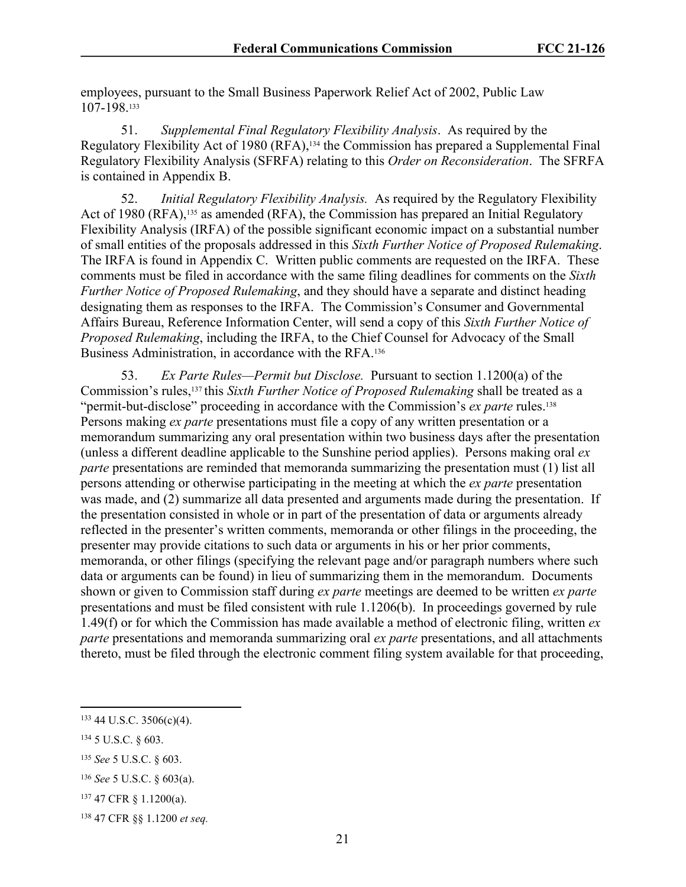employees, pursuant to the Small Business Paperwork Relief Act of 2002, Public Law 107-198.[133]

51. *Supplemental Final Regulatory Flexibility Analysis*. As required by the Regulatory Flexibility Act of 1980 (RFA),[134] the Commission has prepared a Supplemental Final Regulatory Flexibility Analysis (SFRFA) relating to this *Order on Reconsideration*. The SFRFA is contained in Appendix B.

52. *Initial Regulatory Flexibility Analysis.* As required by the Regulatory Flexibility Act of 1980 (RFA),[135] as amended (RFA), the Commission has prepared an Initial Regulatory Flexibility Analysis (IRFA) of the possible significant economic impact on a substantial number of small entities of the proposals addressed in this *Sixth Further Notice of Proposed Rulemaking*. The IRFA is found in Appendix C. Written public comments are requested on the IRFA. These comments must be filed in accordance with the same filing deadlines for comments on the *Sixth Further Notice of Proposed Rulemaking*, and they should have a separate and distinct heading designating them as responses to the IRFA. The Commission's Consumer and Governmental Affairs Bureau, Reference Information Center, will send a copy of this *Sixth Further Notice of Proposed Rulemaking*, including the IRFA, to the Chief Counsel for Advocacy of the Small Business Administration, in accordance with the RFA.[136]

53. *Ex Parte Rules—Permit but Disclose.* Pursuant to section 1.1200(a) of the Commission's rules,[137] this *Sixth Further Notice of Proposed Rulemaking* shall be treated as a "permit-but-disclose" proceeding in accordance with the Commission's *ex parte* rules.[138] Persons making *ex parte* presentations must file a copy of any written presentation or a memorandum summarizing any oral presentation within two business days after the presentation (unless a different deadline applicable to the Sunshine period applies). Persons making oral *ex parte* presentations are reminded that memoranda summarizing the presentation must (1) list all persons attending or otherwise participating in the meeting at which the *ex parte* presentation was made, and (2) summarize all data presented and arguments made during the presentation. If the presentation consisted in whole or in part of the presentation of data or arguments already reflected in the presenter's written comments, memoranda or other filings in the proceeding, the presenter may provide citations to such data or arguments in his or her prior comments, memoranda, or other filings (specifying the relevant page and/or paragraph numbers where such data or arguments can be found) in lieu of summarizing them in the memorandum. Documents shown or given to Commission staff during *ex parte* meetings are deemed to be written *ex parte* presentations and must be filed consistent with rule 1.1206(b). In proceedings governed by rule 1.49(f) or for which the Commission has made available a method of electronic filing, written *ex parte* presentations and memoranda summarizing oral *ex parte* presentations, and all attachments thereto, must be filed through the electronic comment filing system available for that proceeding,

---

[133] 44 U.S.C. 3506(c)(4).

[134] 5 U.S.C. § 603.

[135] *See* 5 U.S.C. § 603.

[136] *See* 5 U.S.C. § 603(a).

[137] 47 CFR § 1.1200(a).

[138] 47 CFR §§ 1.1200 *et seq.*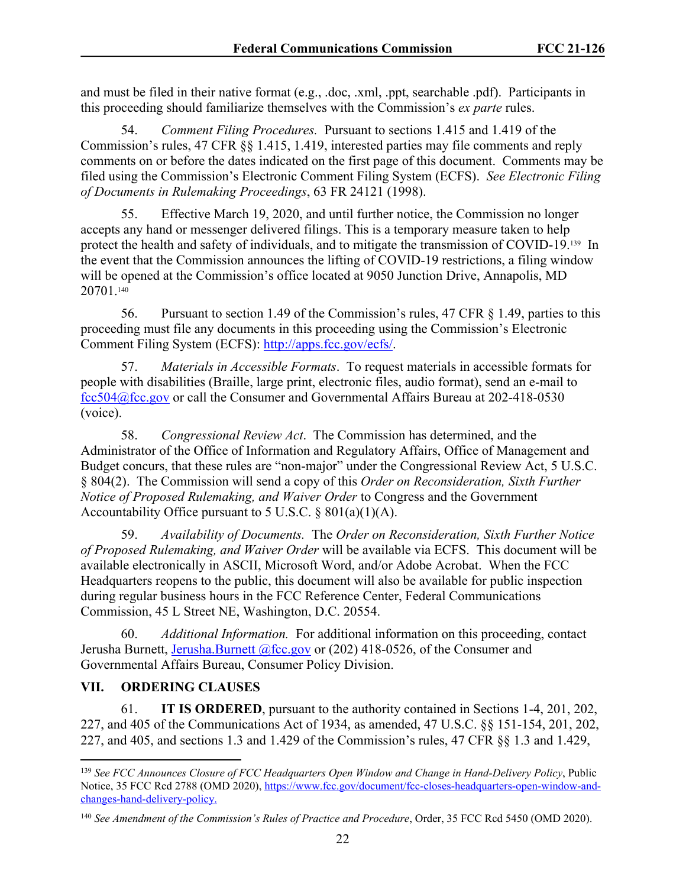and must be filed in their native format (e.g., .doc, .xml, .ppt, searchable .pdf). Participants in this proceeding should familiarize themselves with the Commission's *ex parte* rules.

54. *Comment Filing Procedures.* Pursuant to sections 1.415 and 1.419 of the Commission's rules, 47 CFR §§ 1.415, 1.419, interested parties may file comments and reply comments on or before the dates indicated on the first page of this document. Comments may be filed using the Commission's Electronic Comment Filing System (ECFS). *See Electronic Filing of Documents in Rulemaking Proceedings*, 63 FR 24121 (1998).

55. Effective March 19, 2020, and until further notice, the Commission no longer accepts any hand or messenger delivered filings. This is a temporary measure taken to help protect the health and safety of individuals, and to mitigate the transmission of COVID-19.[139] In the event that the Commission announces the lifting of COVID-19 restrictions, a filing window will be opened at the Commission's office located at 9050 Junction Drive, Annapolis, MD 20701.[140]

56. Pursuant to section 1.49 of the Commission's rules, 47 CFR § 1.49, parties to this proceeding must file any documents in this proceeding using the Commission's Electronic Comment Filing System (ECFS): http://apps.fcc.gov/ecfs/.

57. *Materials in Accessible Formats*. To request materials in accessible formats for people with disabilities (Braille, large print, electronic files, audio format), send an e-mail to fcc504@fcc.gov or call the Consumer and Governmental Affairs Bureau at 202-418-0530 (voice).

58. *Congressional Review Act*. The Commission has determined, and the Administrator of the Office of Information and Regulatory Affairs, Office of Management and Budget concurs, that these rules are "non-major" under the Congressional Review Act, 5 U.S.C. § 804(2). The Commission will send a copy of this *Order on Reconsideration, Sixth Further Notice of Proposed Rulemaking, and Waiver Order* to Congress and the Government Accountability Office pursuant to 5 U.S.C. § 801(a)(1)(A).

59. *Availability of Documents.* The *Order on Reconsideration, Sixth Further Notice of Proposed Rulemaking, and Waiver Order* will be available via ECFS. This document will be available electronically in ASCII, Microsoft Word, and/or Adobe Acrobat. When the FCC Headquarters reopens to the public, this document will also be available for public inspection during regular business hours in the FCC Reference Center, Federal Communications Commission, 45 L Street NE, Washington, D.C. 20554.

60. *Additional Information.* For additional information on this proceeding, contact Jerusha Burnett, Jerusha.Burnett @fcc.gov or (202) 418-0526, of the Consumer and Governmental Affairs Bureau, Consumer Policy Division.

## VII. ORDERING CLAUSES

61. **IT IS ORDERED**, pursuant to the authority contained in Sections 1-4, 201, 202, 227, and 405 of the Communications Act of 1934, as amended, 47 U.S.C. §§ 151-154, 201, 202, 227, and 405, and sections 1.3 and 1.429 of the Commission's rules, 47 CFR §§ 1.3 and 1.429,

---

[139] *See FCC Announces Closure of FCC Headquarters Open Window and Change in Hand-Delivery Policy*, Public Notice, 35 FCC Rcd 2788 (OMD 2020), https://www.fcc.gov/document/fcc-closes-headquarters-open-window-and-changes-hand-delivery-policy.

[140] *See Amendment of the Commission's Rules of Practice and Procedure*, Order, 35 FCC Rcd 5450 (OMD 2020).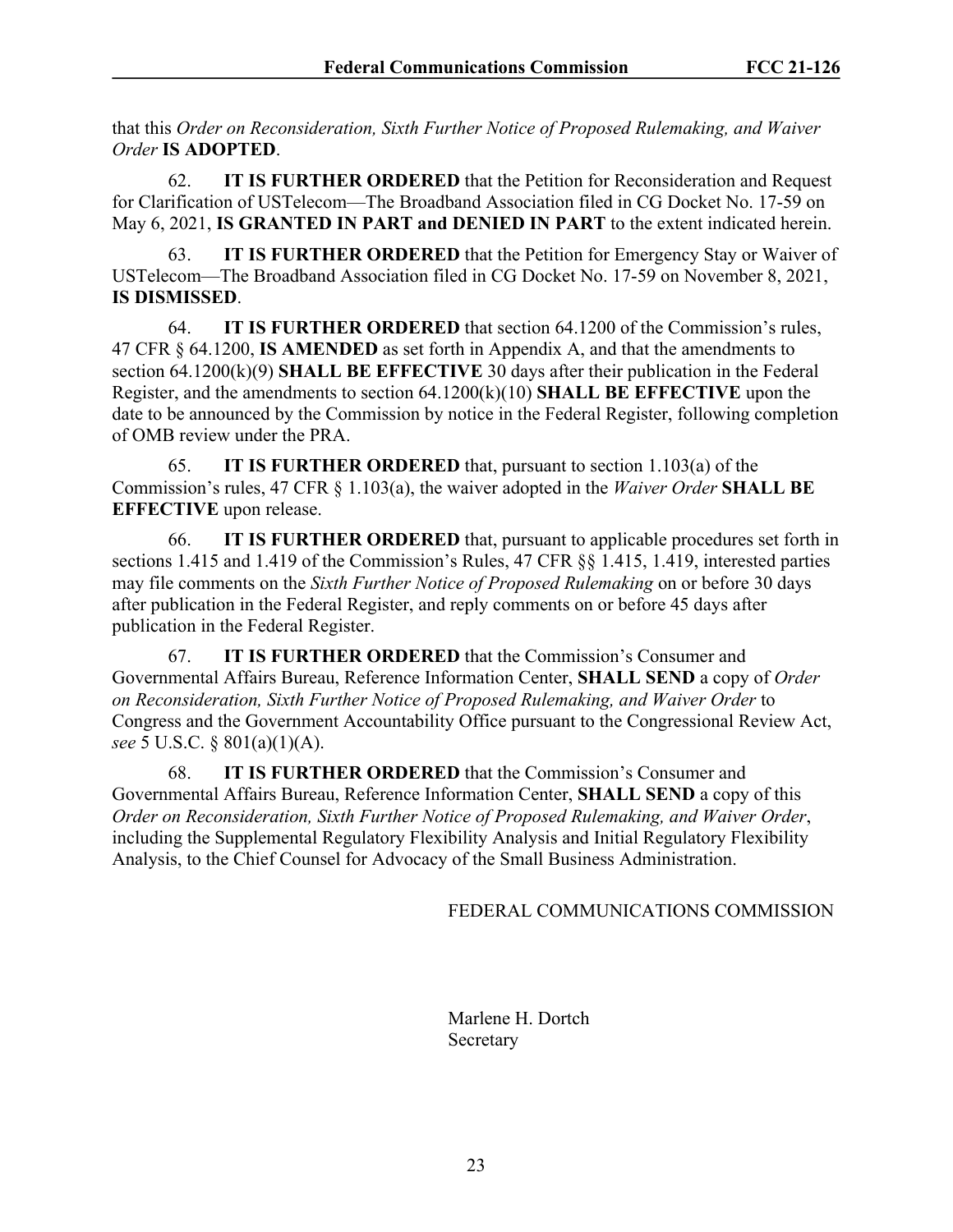that this *Order on Reconsideration, Sixth Further Notice of Proposed Rulemaking, and Waiver Order* **IS ADOPTED**.

62. **IT IS FURTHER ORDERED** that the Petition for Reconsideration and Request for Clarification of USTelecom—The Broadband Association filed in CG Docket No. 17-59 on May 6, 2021, **IS GRANTED IN PART and DENIED IN PART** to the extent indicated herein.

63. **IT IS FURTHER ORDERED** that the Petition for Emergency Stay or Waiver of USTelecom—The Broadband Association filed in CG Docket No. 17-59 on November 8, 2021, **IS DISMISSED**.

64. **IT IS FURTHER ORDERED** that section 64.1200 of the Commission's rules, 47 CFR § 64.1200, **IS AMENDED** as set forth in Appendix A, and that the amendments to section 64.1200(k)(9) **SHALL BE EFFECTIVE** 30 days after their publication in the Federal Register, and the amendments to section 64.1200(k)(10) **SHALL BE EFFECTIVE** upon the date to be announced by the Commission by notice in the Federal Register, following completion of OMB review under the PRA.

65. **IT IS FURTHER ORDERED** that, pursuant to section 1.103(a) of the Commission's rules, 47 CFR § 1.103(a), the waiver adopted in the *Waiver Order* **SHALL BE EFFECTIVE** upon release.

66. **IT IS FURTHER ORDERED** that, pursuant to applicable procedures set forth in sections 1.415 and 1.419 of the Commission's Rules, 47 CFR §§ 1.415, 1.419, interested parties may file comments on the *Sixth Further Notice of Proposed Rulemaking* on or before 30 days after publication in the Federal Register, and reply comments on or before 45 days after publication in the Federal Register.

67. **IT IS FURTHER ORDERED** that the Commission's Consumer and Governmental Affairs Bureau, Reference Information Center, **SHALL SEND** a copy of *Order on Reconsideration, Sixth Further Notice of Proposed Rulemaking, and Waiver Order* to Congress and the Government Accountability Office pursuant to the Congressional Review Act, *see* 5 U.S.C. § 801(a)(1)(A).

68. **IT IS FURTHER ORDERED** that the Commission's Consumer and Governmental Affairs Bureau, Reference Information Center, **SHALL SEND** a copy of this *Order on Reconsideration, Sixth Further Notice of Proposed Rulemaking, and Waiver Order*, including the Supplemental Regulatory Flexibility Analysis and Initial Regulatory Flexibility Analysis, to the Chief Counsel for Advocacy of the Small Business Administration.

FEDERAL COMMUNICATIONS COMMISSION

Marlene H. Dortch
Secretary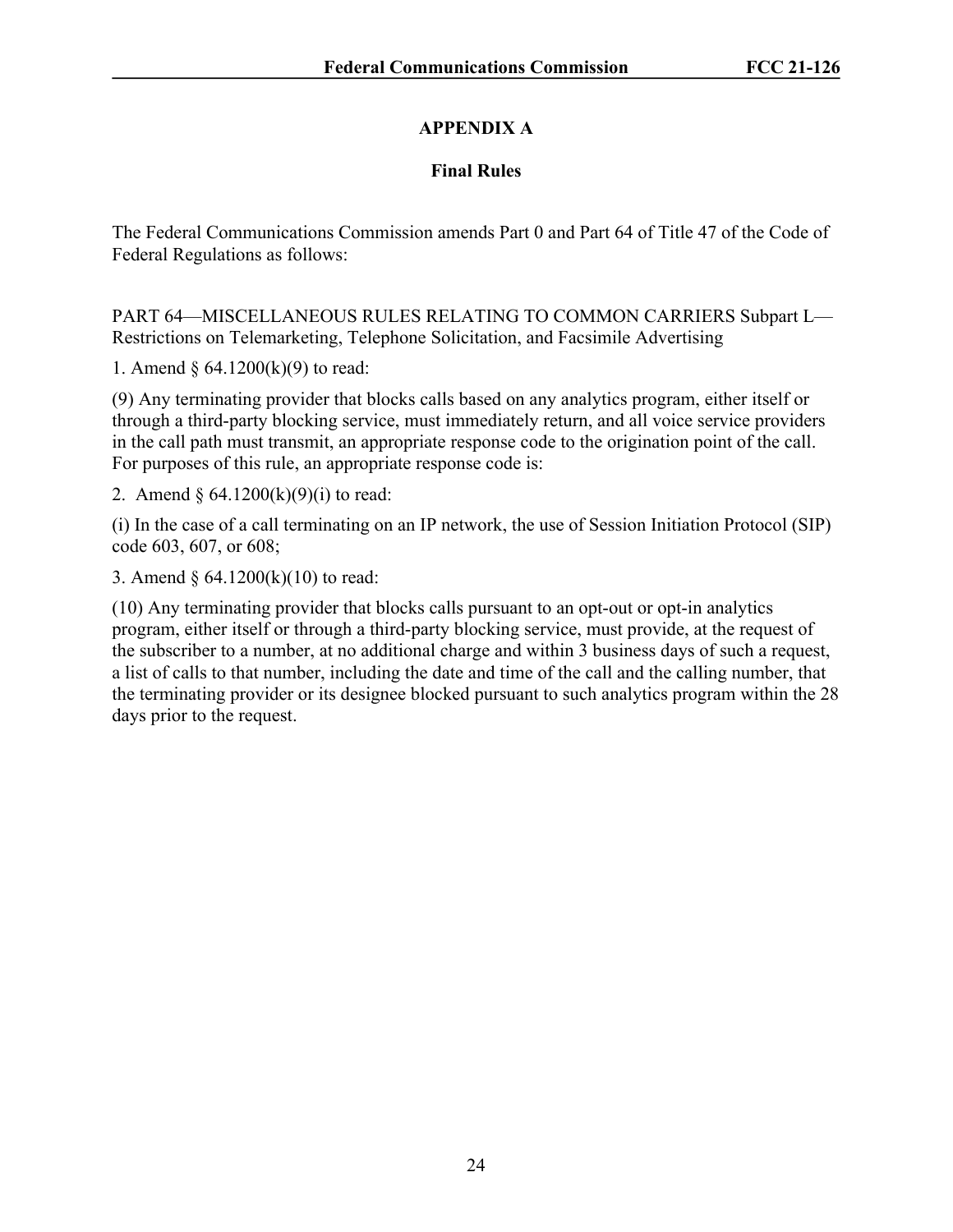## APPENDIX A

### Final Rules

The Federal Communications Commission amends Part 0 and Part 64 of Title 47 of the Code of Federal Regulations as follows:

PART 64—MISCELLANEOUS RULES RELATING TO COMMON CARRIERS Subpart L—Restrictions on Telemarketing, Telephone Solicitation, and Facsimile Advertising

1. Amend § 64.1200(k)(9) to read:

(9) Any terminating provider that blocks calls based on any analytics program, either itself or through a third-party blocking service, must immediately return, and all voice service providers in the call path must transmit, an appropriate response code to the origination point of the call. For purposes of this rule, an appropriate response code is:

2. Amend § 64.1200(k)(9)(i) to read:

(i) In the case of a call terminating on an IP network, the use of Session Initiation Protocol (SIP) code 603, 607, or 608;

3. Amend § 64.1200(k)(10) to read:

(10) Any terminating provider that blocks calls pursuant to an opt-out or opt-in analytics program, either itself or through a third-party blocking service, must provide, at the request of the subscriber to a number, at no additional charge and within 3 business days of such a request, a list of calls to that number, including the date and time of the call and the calling number, that the terminating provider or its designee blocked pursuant to such analytics program within the 28 days prior to the request.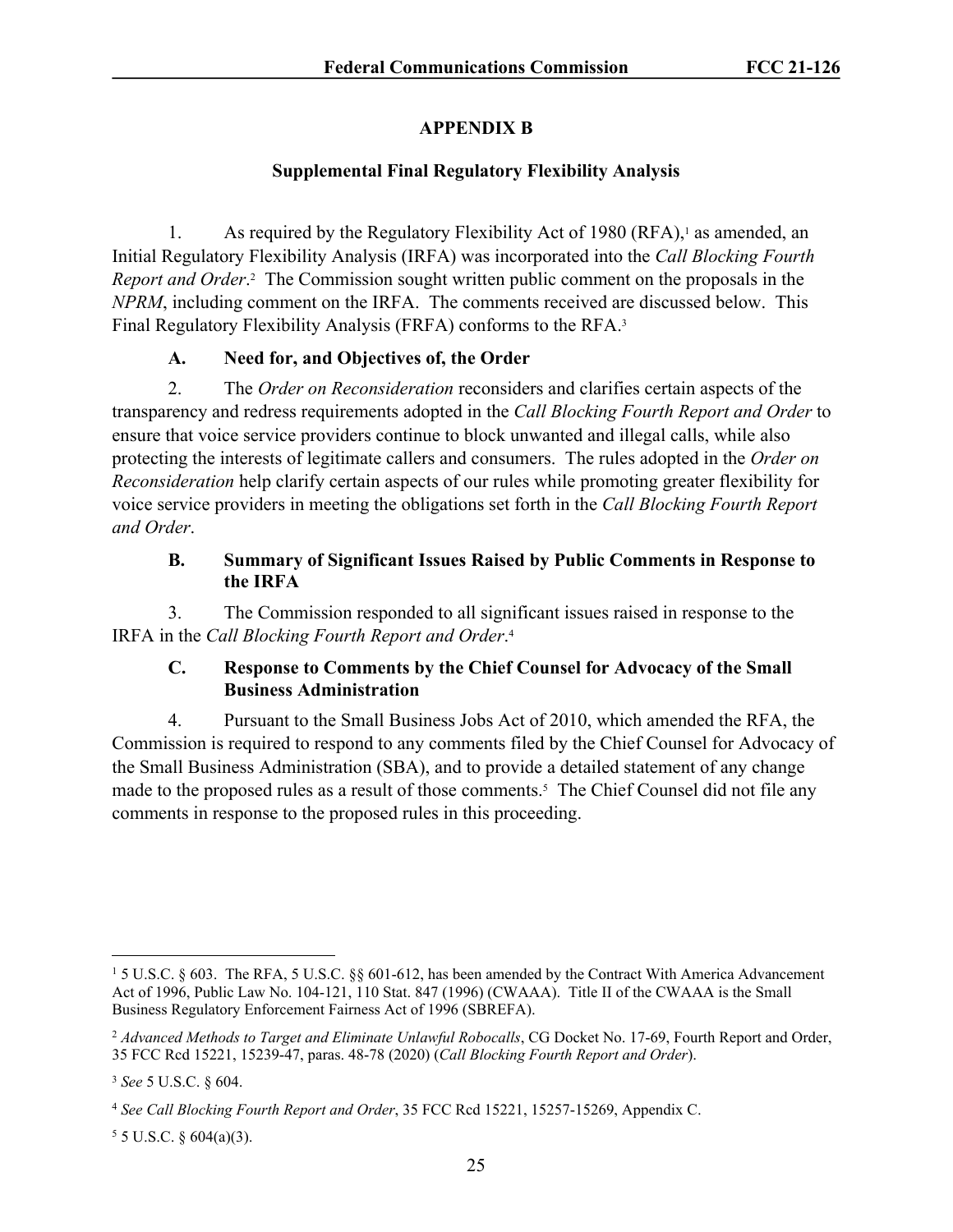## APPENDIX B

### Supplemental Final Regulatory Flexibility Analysis

1. As required by the Regulatory Flexibility Act of 1980 (RFA),[1] as amended, an Initial Regulatory Flexibility Analysis (IRFA) was incorporated into the *Call Blocking Fourth Report and Order*.[2] The Commission sought written public comment on the proposals in the *NPRM*, including comment on the IRFA. The comments received are discussed below. This Final Regulatory Flexibility Analysis (FRFA) conforms to the RFA.[3]

#### A. Need for, and Objectives of, the Order

2. The *Order on Reconsideration* reconsiders and clarifies certain aspects of the transparency and redress requirements adopted in the *Call Blocking Fourth Report and Order* to ensure that voice service providers continue to block unwanted and illegal calls, while also protecting the interests of legitimate callers and consumers. The rules adopted in the *Order on Reconsideration* help clarify certain aspects of our rules while promoting greater flexibility for voice service providers in meeting the obligations set forth in the *Call Blocking Fourth Report and Order*.

#### B. Summary of Significant Issues Raised by Public Comments in Response to the IRFA

3. The Commission responded to all significant issues raised in response to the IRFA in the *Call Blocking Fourth Report and Order*.[4]

#### C. Response to Comments by the Chief Counsel for Advocacy of the Small Business Administration

4. Pursuant to the Small Business Jobs Act of 2010, which amended the RFA, the Commission is required to respond to any comments filed by the Chief Counsel for Advocacy of the Small Business Administration (SBA), and to provide a detailed statement of any change made to the proposed rules as a result of those comments.[5] The Chief Counsel did not file any comments in response to the proposed rules in this proceeding.

---

[1] 5 U.S.C. § 603. The RFA, 5 U.S.C. §§ 601-612, has been amended by the Contract With America Advancement Act of 1996, Public Law No. 104-121, 110 Stat. 847 (1996) (CWAAA). Title II of the CWAAA is the Small Business Regulatory Enforcement Fairness Act of 1996 (SBREFA).

[2] *Advanced Methods to Target and Eliminate Unlawful Robocalls*, CG Docket No. 17-69, Fourth Report and Order, 35 FCC Rcd 15221, 15239-47, paras. 48-78 (2020) (*Call Blocking Fourth Report and Order*).

[3] *See* 5 U.S.C. § 604.

[4] *See Call Blocking Fourth Report and Order*, 35 FCC Rcd 15221, 15257-15269, Appendix C.

[5] 5 U.S.C. § 604(a)(3).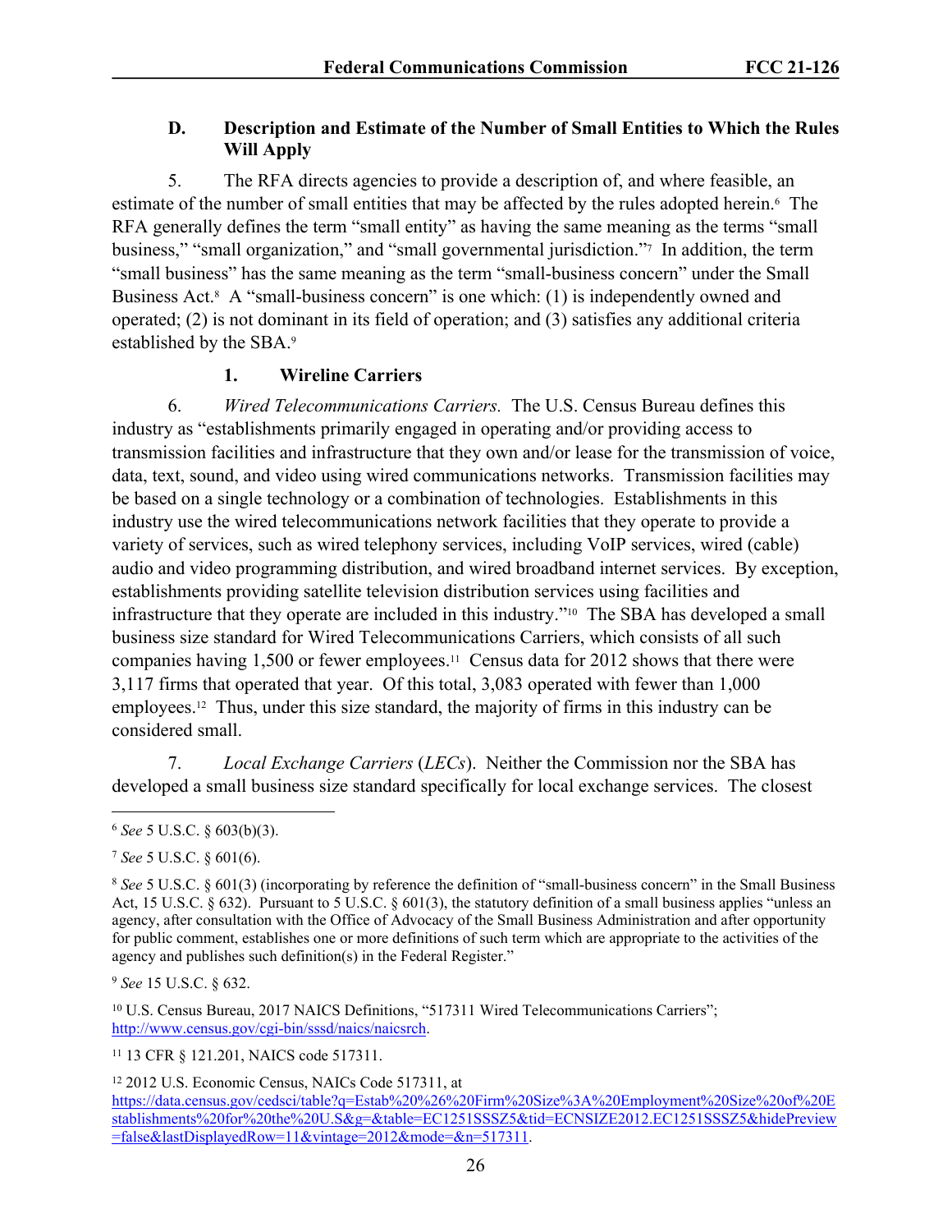### D. Description and Estimate of the Number of Small Entities to Which the Rules Will Apply

5. The RFA directs agencies to provide a description of, and where feasible, an estimate of the number of small entities that may be affected by the rules adopted herein.[6] The RFA generally defines the term "small entity" as having the same meaning as the terms "small business," "small organization," and "small governmental jurisdiction."[7] In addition, the term "small business" has the same meaning as the term "small-business concern" under the Small Business Act.[8] A "small-business concern" is one which: (1) is independently owned and operated; (2) is not dominant in its field of operation; and (3) satisfies any additional criteria established by the SBA.[9]

#### 1. Wireline Carriers

6. *Wired Telecommunications Carriers.* The U.S. Census Bureau defines this industry as "establishments primarily engaged in operating and/or providing access to transmission facilities and infrastructure that they own and/or lease for the transmission of voice, data, text, sound, and video using wired communications networks. Transmission facilities may be based on a single technology or a combination of technologies. Establishments in this industry use the wired telecommunications network facilities that they operate to provide a variety of services, such as wired telephony services, including VoIP services, wired (cable) audio and video programming distribution, and wired broadband internet services. By exception, establishments providing satellite television distribution services using facilities and infrastructure that they operate are included in this industry."[10] The SBA has developed a small business size standard for Wired Telecommunications Carriers, which consists of all such companies having 1,500 or fewer employees.[11] Census data for 2012 shows that there were 3,117 firms that operated that year. Of this total, 3,083 operated with fewer than 1,000 employees.[12] Thus, under this size standard, the majority of firms in this industry can be considered small.

7. *Local Exchange Carriers* (*LECs*). Neither the Commission nor the SBA has developed a small business size standard specifically for local exchange services. The closest

---

[6] *See* 5 U.S.C. § 603(b)(3).

[7] *See* 5 U.S.C. § 601(6).

[8] *See* 5 U.S.C. § 601(3) (incorporating by reference the definition of "small-business concern" in the Small Business Act, 15 U.S.C. § 632). Pursuant to 5 U.S.C. § 601(3), the statutory definition of a small business applies "unless an agency, after consultation with the Office of Advocacy of the Small Business Administration and after opportunity for public comment, establishes one or more definitions of such term which are appropriate to the activities of the agency and publishes such definition(s) in the Federal Register."

[9] *See* 15 U.S.C. § 632.

[10] U.S. Census Bureau, 2017 NAICS Definitions, "517311 Wired Telecommunications Carriers"; http://www.census.gov/cgi-bin/sssd/naics/naicsrch.

[11] 13 CFR § 121.201, NAICS code 517311.

[12] 2012 U.S. Economic Census, NAICs Code 517311, at https://data.census.gov/cedsci/table?q=Estab%20%26%20Firm%20Size%3A%20Employment%20Size%20of%20Establishments%20for%20the%20U.S&g=&table=EC1251SSSZ5&tid=ECNSIZE2012.EC1251SSSZ5&hidePreview=false&lastDisplayedRow=11&vintage=2012&mode=&n=517311.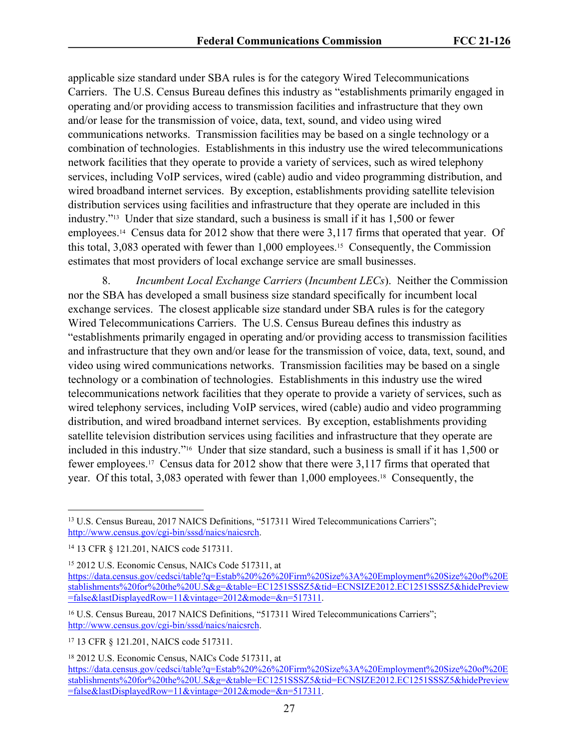applicable size standard under SBA rules is for the category Wired Telecommunications Carriers. The U.S. Census Bureau defines this industry as "establishments primarily engaged in operating and/or providing access to transmission facilities and infrastructure that they own and/or lease for the transmission of voice, data, text, sound, and video using wired communications networks. Transmission facilities may be based on a single technology or a combination of technologies. Establishments in this industry use the wired telecommunications network facilities that they operate to provide a variety of services, such as wired telephony services, including VoIP services, wired (cable) audio and video programming distribution, and wired broadband internet services. By exception, establishments providing satellite television distribution services using facilities and infrastructure that they operate are included in this industry."[13] Under that size standard, such a business is small if it has 1,500 or fewer employees.[14] Census data for 2012 show that there were 3,117 firms that operated that year. Of this total, 3,083 operated with fewer than 1,000 employees.[15] Consequently, the Commission estimates that most providers of local exchange service are small businesses.

8. *Incumbent Local Exchange Carriers* (*Incumbent LECs*). Neither the Commission nor the SBA has developed a small business size standard specifically for incumbent local exchange services. The closest applicable size standard under SBA rules is for the category Wired Telecommunications Carriers. The U.S. Census Bureau defines this industry as "establishments primarily engaged in operating and/or providing access to transmission facilities and infrastructure that they own and/or lease for the transmission of voice, data, text, sound, and video using wired communications networks. Transmission facilities may be based on a single technology or a combination of technologies. Establishments in this industry use the wired telecommunications network facilities that they operate to provide a variety of services, such as wired telephony services, including VoIP services, wired (cable) audio and video programming distribution, and wired broadband internet services. By exception, establishments providing satellite television distribution services using facilities and infrastructure that they operate are included in this industry."[16] Under that size standard, such a business is small if it has 1,500 or fewer employees.[17] Census data for 2012 show that there were 3,117 firms that operated that year. Of this total, 3,083 operated with fewer than 1,000 employees.[18] Consequently, the

---

[13] U.S. Census Bureau, 2017 NAICS Definitions, "517311 Wired Telecommunications Carriers"; http://www.census.gov/cgi-bin/sssd/naics/naicsrch.

[14] 13 CFR § 121.201, NAICS code 517311.

[15] 2012 U.S. Economic Census, NAICs Code 517311, at https://data.census.gov/cedsci/table?q=Estab%20%26%20Firm%20Size%3A%20Employment%20Size%20of%20Establishments%20for%20the%20U.S&g=&table=EC1251SSSZ5&tid=ECNSIZE2012.EC1251SSSZ5&hidePreview=false&lastDisplayedRow=11&vintage=2012&mode=&n=517311.

[16] U.S. Census Bureau, 2017 NAICS Definitions, "517311 Wired Telecommunications Carriers"; http://www.census.gov/cgi-bin/sssd/naics/naicsrch.

[17] 13 CFR § 121.201, NAICS code 517311.

[18] 2012 U.S. Economic Census, NAICs Code 517311, at https://data.census.gov/cedsci/table?q=Estab%20%26%20Firm%20Size%3A%20Employment%20Size%20of%20Establishments%20for%20the%20U.S&g=&table=EC1251SSSZ5&tid=ECNSIZE2012.EC1251SSSZ5&hidePreview=false&lastDisplayedRow=11&vintage=2012&mode=&n=517311.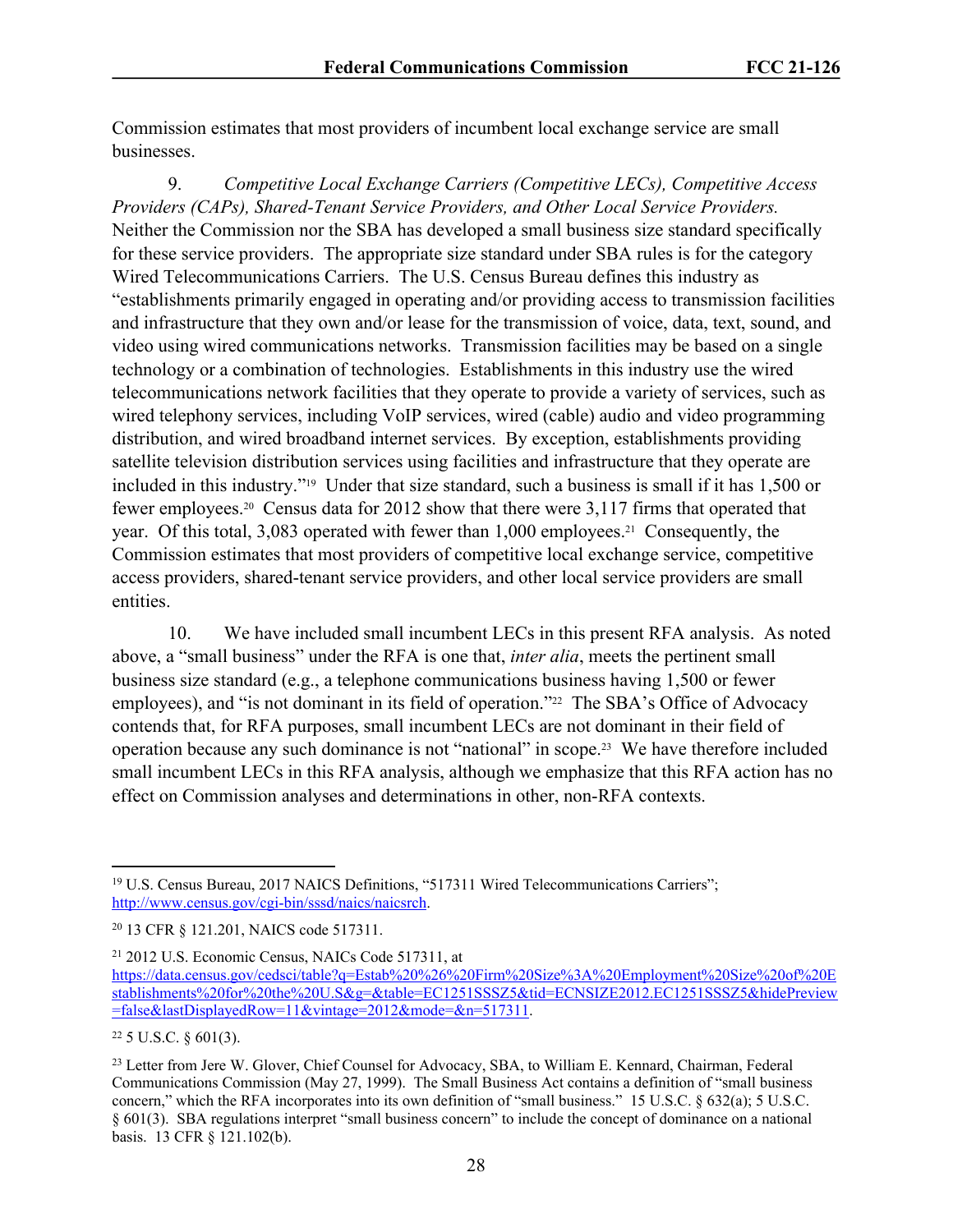Commission estimates that most providers of incumbent local exchange service are small businesses.

9. *Competitive Local Exchange Carriers (Competitive LECs), Competitive Access Providers (CAPs), Shared-Tenant Service Providers, and Other Local Service Providers.* Neither the Commission nor the SBA has developed a small business size standard specifically for these service providers. The appropriate size standard under SBA rules is for the category Wired Telecommunications Carriers. The U.S. Census Bureau defines this industry as "establishments primarily engaged in operating and/or providing access to transmission facilities and infrastructure that they own and/or lease for the transmission of voice, data, text, sound, and video using wired communications networks. Transmission facilities may be based on a single technology or a combination of technologies. Establishments in this industry use the wired telecommunications network facilities that they operate to provide a variety of services, such as wired telephony services, including VoIP services, wired (cable) audio and video programming distribution, and wired broadband internet services. By exception, establishments providing satellite television distribution services using facilities and infrastructure that they operate are included in this industry."[19] Under that size standard, such a business is small if it has 1,500 or fewer employees.[20] Census data for 2012 show that there were 3,117 firms that operated that year. Of this total, 3,083 operated with fewer than 1,000 employees.[21] Consequently, the Commission estimates that most providers of competitive local exchange service, competitive access providers, shared-tenant service providers, and other local service providers are small entities.

10. We have included small incumbent LECs in this present RFA analysis. As noted above, a "small business" under the RFA is one that, *inter alia*, meets the pertinent small business size standard (e.g., a telephone communications business having 1,500 or fewer employees), and "is not dominant in its field of operation."[22] The SBA's Office of Advocacy contends that, for RFA purposes, small incumbent LECs are not dominant in their field of operation because any such dominance is not "national" in scope.[23] We have therefore included small incumbent LECs in this RFA analysis, although we emphasize that this RFA action has no effect on Commission analyses and determinations in other, non-RFA contexts.

---

[19] U.S. Census Bureau, 2017 NAICS Definitions, "517311 Wired Telecommunications Carriers"; http://www.census.gov/cgi-bin/sssd/naics/naicsrch.

[20] 13 CFR § 121.201, NAICS code 517311.

[21] 2012 U.S. Economic Census, NAICs Code 517311, at https://data.census.gov/cedsci/table?q=Estab%20%26%20Firm%20Size%3A%20Employment%20Size%20of%20Establishments%20for%20the%20U.S&g=&table=EC1251SSSZ5&tid=ECNSIZE2012.EC1251SSSZ5&hidePreview=false&lastDisplayedRow=11&vintage=2012&mode=&n=517311.

[22] 5 U.S.C. § 601(3).

[23] Letter from Jere W. Glover, Chief Counsel for Advocacy, SBA, to William E. Kennard, Chairman, Federal Communications Commission (May 27, 1999). The Small Business Act contains a definition of "small business concern," which the RFA incorporates into its own definition of "small business." 15 U.S.C. § 632(a); 5 U.S.C. § 601(3). SBA regulations interpret "small business concern" to include the concept of dominance on a national basis. 13 CFR § 121.102(b).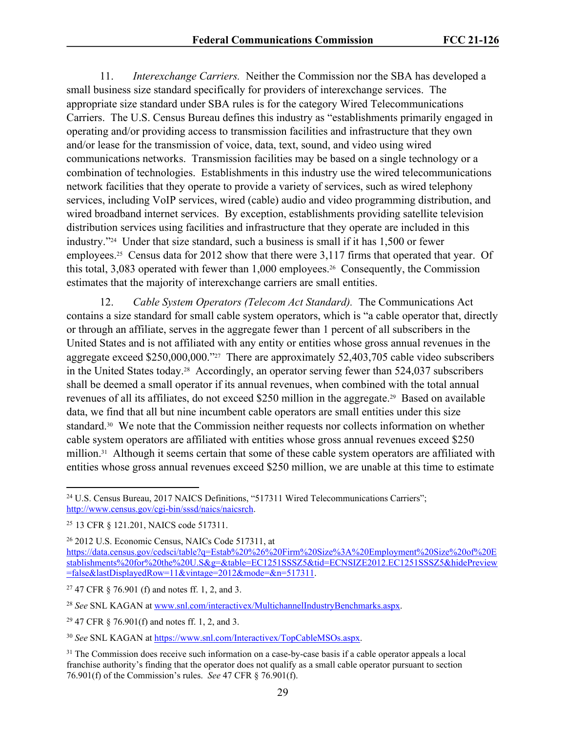11. *Interexchange Carriers.* Neither the Commission nor the SBA has developed a small business size standard specifically for providers of interexchange services. The appropriate size standard under SBA rules is for the category Wired Telecommunications Carriers. The U.S. Census Bureau defines this industry as "establishments primarily engaged in operating and/or providing access to transmission facilities and infrastructure that they own and/or lease for the transmission of voice, data, text, sound, and video using wired communications networks. Transmission facilities may be based on a single technology or a combination of technologies. Establishments in this industry use the wired telecommunications network facilities that they operate to provide a variety of services, such as wired telephony services, including VoIP services, wired (cable) audio and video programming distribution, and wired broadband internet services. By exception, establishments providing satellite television distribution services using facilities and infrastructure that they operate are included in this industry."[24] Under that size standard, such a business is small if it has 1,500 or fewer employees.[25] Census data for 2012 show that there were 3,117 firms that operated that year. Of this total, 3,083 operated with fewer than 1,000 employees.[26] Consequently, the Commission estimates that the majority of interexchange carriers are small entities.

12. *Cable System Operators (Telecom Act Standard).* The Communications Act contains a size standard for small cable system operators, which is "a cable operator that, directly or through an affiliate, serves in the aggregate fewer than 1 percent of all subscribers in the United States and is not affiliated with any entity or entities whose gross annual revenues in the aggregate exceed $250,000,000."[27] There are approximately 52,403,705 cable video subscribers in the United States today.[28] Accordingly, an operator serving fewer than 524,037 subscribers shall be deemed a small operator if its annual revenues, when combined with the total annual revenues of all its affiliates, do not exceed $250 million in the aggregate.[29] Based on available data, we find that all but nine incumbent cable operators are small entities under this size standard.[30] We note that the Commission neither requests nor collects information on whether cable system operators are affiliated with entities whose gross annual revenues exceed $250 million.[31] Although it seems certain that some of these cable system operators are affiliated with entities whose gross annual revenues exceed $250 million, we are unable at this time to estimate

---

[24] U.S. Census Bureau, 2017 NAICS Definitions, "517311 Wired Telecommunications Carriers"; http://www.census.gov/cgi-bin/sssd/naics/naicsrch.

[25] 13 CFR § 121.201, NAICS code 517311.

[26] 2012 U.S. Economic Census, NAICs Code 517311, at https://data.census.gov/cedsci/table?q=Estab%20%26%20Firm%20Size%3A%20Employment%20Size%20of%20Establishments%20for%20the%20U.S&g=&table=EC1251SSSZ5&tid=ECNSIZE2012.EC1251SSSZ5&hidePreview=false&lastDisplayedRow=11&vintage=2012&mode=&n=517311.

[27] 47 CFR § 76.901 (f) and notes ff. 1, 2, and 3.

[28] *See* SNL KAGAN at www.snl.com/interactivex/MultichannelIndustryBenchmarks.aspx.

[29] 47 CFR § 76.901(f) and notes ff. 1, 2, and 3.

[30] *See* SNL KAGAN at https://www.snl.com/Interactivex/TopCableMSOs.aspx.

[31] The Commission does receive such information on a case-by-case basis if a cable operator appeals a local franchise authority's finding that the operator does not qualify as a small cable operator pursuant to section 76.901(f) of the Commission's rules. *See* 47 CFR § 76.901(f).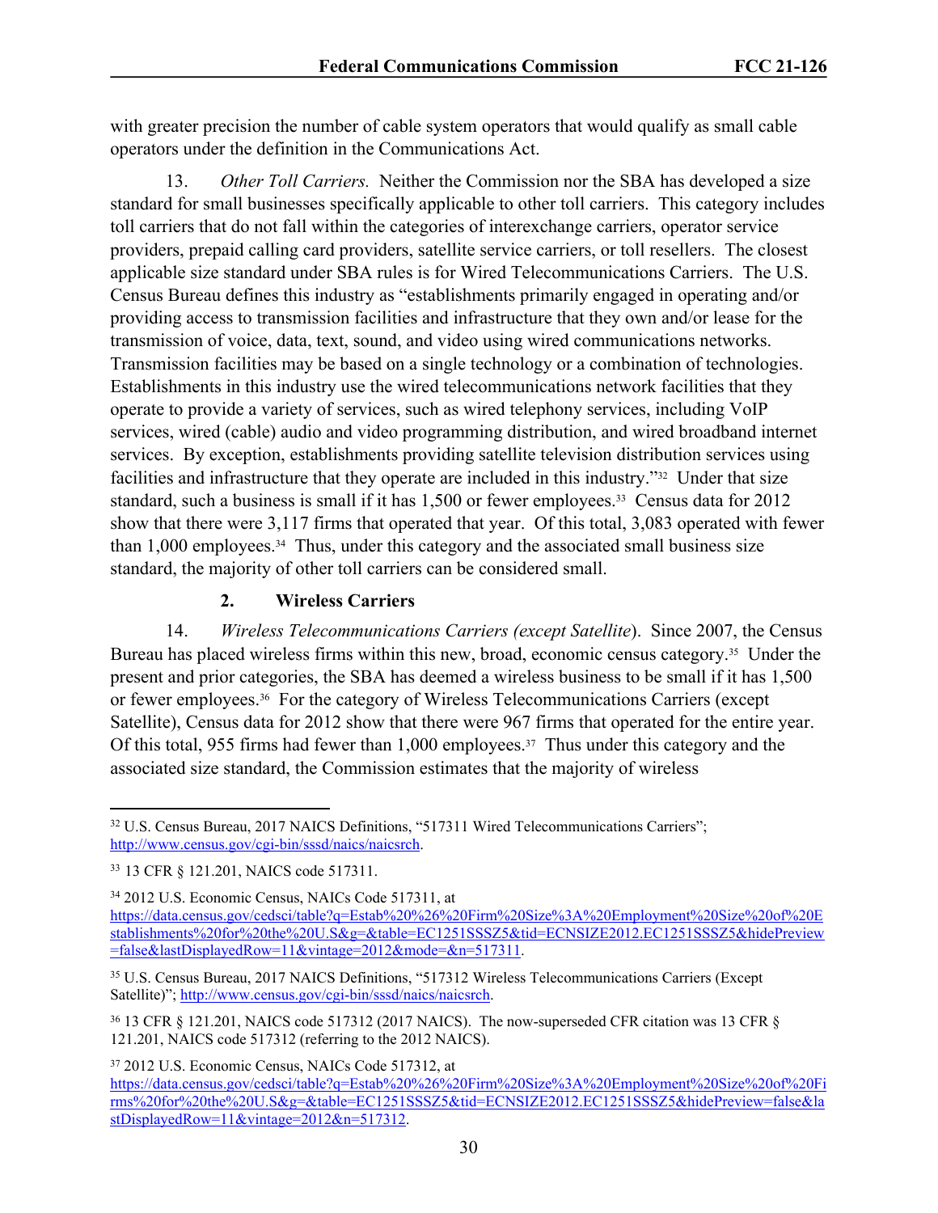with greater precision the number of cable system operators that would qualify as small cable operators under the definition in the Communications Act.

13. *Other Toll Carriers.* Neither the Commission nor the SBA has developed a size standard for small businesses specifically applicable to other toll carriers. This category includes toll carriers that do not fall within the categories of interexchange carriers, operator service providers, prepaid calling card providers, satellite service carriers, or toll resellers. The closest applicable size standard under SBA rules is for Wired Telecommunications Carriers. The U.S. Census Bureau defines this industry as "establishments primarily engaged in operating and/or providing access to transmission facilities and infrastructure that they own and/or lease for the transmission of voice, data, text, sound, and video using wired communications networks. Transmission facilities may be based on a single technology or a combination of technologies. Establishments in this industry use the wired telecommunications network facilities that they operate to provide a variety of services, such as wired telephony services, including VoIP services, wired (cable) audio and video programming distribution, and wired broadband internet services. By exception, establishments providing satellite television distribution services using facilities and infrastructure that they operate are included in this industry."[32] Under that size standard, such a business is small if it has 1,500 or fewer employees.[33] Census data for 2012 show that there were 3,117 firms that operated that year. Of this total, 3,083 operated with fewer than 1,000 employees.[34] Thus, under this category and the associated small business size standard, the majority of other toll carriers can be considered small.

### 2. Wireless Carriers

14. *Wireless Telecommunications Carriers (except Satellite*). Since 2007, the Census Bureau has placed wireless firms within this new, broad, economic census category.[35] Under the present and prior categories, the SBA has deemed a wireless business to be small if it has 1,500 or fewer employees.[36] For the category of Wireless Telecommunications Carriers (except Satellite), Census data for 2012 show that there were 967 firms that operated for the entire year. Of this total, 955 firms had fewer than 1,000 employees.[37] Thus under this category and the associated size standard, the Commission estimates that the majority of wireless

---

[32] U.S. Census Bureau, 2017 NAICS Definitions, "517311 Wired Telecommunications Carriers"; http://www.census.gov/cgi-bin/sssd/naics/naicsrch.

[33] 13 CFR § 121.201, NAICS code 517311.

[34] 2012 U.S. Economic Census, NAICs Code 517311, at https://data.census.gov/cedsci/table?q=Estab%20%26%20Firm%20Size%3A%20Employment%20Size%20of%20Establishments%20for%20the%20U.S&g=&table=EC1251SSSZ5&tid=ECNSIZE2012.EC1251SSSZ5&hidePreview=false&lastDisplayedRow=11&vintage=2012&mode=&n=517311.

[35] U.S. Census Bureau, 2017 NAICS Definitions, "517312 Wireless Telecommunications Carriers (Except Satellite)"; http://www.census.gov/cgi-bin/sssd/naics/naicsrch.

[36] 13 CFR § 121.201, NAICS code 517312 (2017 NAICS). The now-superseded CFR citation was 13 CFR § 121.201, NAICS code 517312 (referring to the 2012 NAICS).

[37] 2012 U.S. Economic Census, NAICs Code 517312, at https://data.census.gov/cedsci/table?q=Estab%20%26%20Firm%20Size%3A%20Employment%20Size%20of%20Firms%20for%20the%20U.S&g=&table=EC1251SSSZ5&tid=ECNSIZE2012.EC1251SSSZ5&hidePreview=false&lastDisplayedRow=11&vintage=2012&n=517312.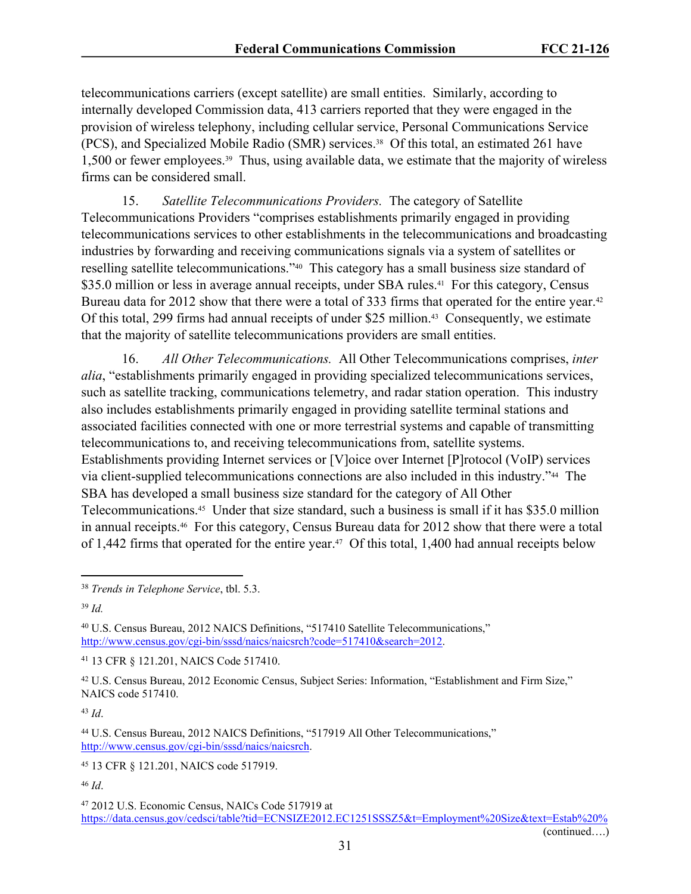telecommunications carriers (except satellite) are small entities. Similarly, according to internally developed Commission data, 413 carriers reported that they were engaged in the provision of wireless telephony, including cellular service, Personal Communications Service (PCS), and Specialized Mobile Radio (SMR) services.[38] Of this total, an estimated 261 have 1,500 or fewer employees.[39] Thus, using available data, we estimate that the majority of wireless firms can be considered small.

15. *Satellite Telecommunications Providers.* The category of Satellite Telecommunications Providers "comprises establishments primarily engaged in providing telecommunications services to other establishments in the telecommunications and broadcasting industries by forwarding and receiving communications signals via a system of satellites or reselling satellite telecommunications."[40] This category has a small business size standard of $35.0 million or less in average annual receipts, under SBA rules.[41] For this category, Census Bureau data for 2012 show that there were a total of 333 firms that operated for the entire year.[42] Of this total, 299 firms had annual receipts of under $25 million.[43] Consequently, we estimate that the majority of satellite telecommunications providers are small entities.

16. *All Other Telecommunications.* All Other Telecommunications comprises, *inter alia*, "establishments primarily engaged in providing specialized telecommunications services, such as satellite tracking, communications telemetry, and radar station operation. This industry also includes establishments primarily engaged in providing satellite terminal stations and associated facilities connected with one or more terrestrial systems and capable of transmitting telecommunications to, and receiving telecommunications from, satellite systems. Establishments providing Internet services or [V]oice over Internet [P]rotocol (VoIP) services via client-supplied telecommunications connections are also included in this industry."[44] The SBA has developed a small business size standard for the category of All Other Telecommunications.[45] Under that size standard, such a business is small if it has $35.0 million in annual receipts.[46] For this category, Census Bureau data for 2012 show that there were a total of 1,442 firms that operated for the entire year.[47] Of this total, 1,400 had annual receipts below

---

[38] *Trends in Telephone Service*, tbl. 5.3.

[39] *Id.*

[40] U.S. Census Bureau, 2012 NAICS Definitions, "517410 Satellite Telecommunications," http://www.census.gov/cgi-bin/sssd/naics/naicsrch?code=517410&search=2012.

[41] 13 CFR § 121.201, NAICS Code 517410.

[42] U.S. Census Bureau, 2012 Economic Census, Subject Series: Information, "Establishment and Firm Size," NAICS code 517410.

[43] *Id*.

[44] U.S. Census Bureau, 2012 NAICS Definitions, "517919 All Other Telecommunications," http://www.census.gov/cgi-bin/sssd/naics/naicsrch.

[45] 13 CFR § 121.201, NAICS code 517919.

[46] *Id*.

[47] 2012 U.S. Economic Census, NAICs Code 517919 at https://data.census.gov/cedsci/table?tid=ECNSIZE2012.EC1251SSSZ5&t=Employment%20Size&text=Estab%20%

(continued….)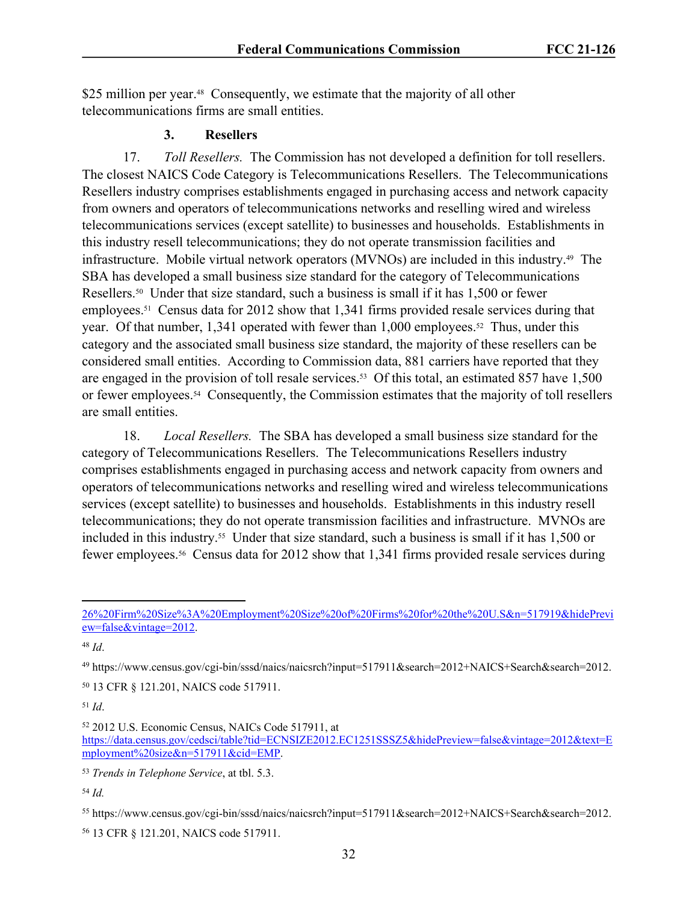$25 million per year.[48] Consequently, we estimate that the majority of all other telecommunications firms are small entities.

### 3. Resellers

17. *Toll Resellers.* The Commission has not developed a definition for toll resellers. The closest NAICS Code Category is Telecommunications Resellers. The Telecommunications Resellers industry comprises establishments engaged in purchasing access and network capacity from owners and operators of telecommunications networks and reselling wired and wireless telecommunications services (except satellite) to businesses and households. Establishments in this industry resell telecommunications; they do not operate transmission facilities and infrastructure. Mobile virtual network operators (MVNOs) are included in this industry.[49] The SBA has developed a small business size standard for the category of Telecommunications Resellers.[50] Under that size standard, such a business is small if it has 1,500 or fewer employees.[51] Census data for 2012 show that 1,341 firms provided resale services during that year. Of that number, 1,341 operated with fewer than 1,000 employees.[52] Thus, under this category and the associated small business size standard, the majority of these resellers can be considered small entities. According to Commission data, 881 carriers have reported that they are engaged in the provision of toll resale services.[53] Of this total, an estimated 857 have 1,500 or fewer employees.[54] Consequently, the Commission estimates that the majority of toll resellers are small entities.

18. *Local Resellers.* The SBA has developed a small business size standard for the category of Telecommunications Resellers. The Telecommunications Resellers industry comprises establishments engaged in purchasing access and network capacity from owners and operators of telecommunications networks and reselling wired and wireless telecommunications services (except satellite) to businesses and households. Establishments in this industry resell telecommunications; they do not operate transmission facilities and infrastructure. MVNOs are included in this industry.[55] Under that size standard, such a business is small if it has 1,500 or fewer employees.[56] Census data for 2012 show that 1,341 firms provided resale services during

---

26%20Firm%20Size%3A%20Employment%20Size%20of%20Firms%20for%20the%20U.S&n=517919&hidePreview=false&vintage=2012.

[48] *Id*.

[49] https://www.census.gov/cgi-bin/sssd/naics/naicsrch?input=517911&search=2012+NAICS+Search&search=2012.

[50] 13 CFR § 121.201, NAICS code 517911.

[51] *Id*.

[52] 2012 U.S. Economic Census, NAICs Code 517911, at https://data.census.gov/cedsci/table?tid=ECNSIZE2012.EC1251SSSZ5&hidePreview=false&vintage=2012&text=Employment%20size&n=517911&cid=EMP.

[53] *Trends in Telephone Service*, at tbl. 5.3.

[54] *Id.*

[55] https://www.census.gov/cgi-bin/sssd/naics/naicsrch?input=517911&search=2012+NAICS+Search&search=2012.

[56] 13 CFR § 121.201, NAICS code 517911.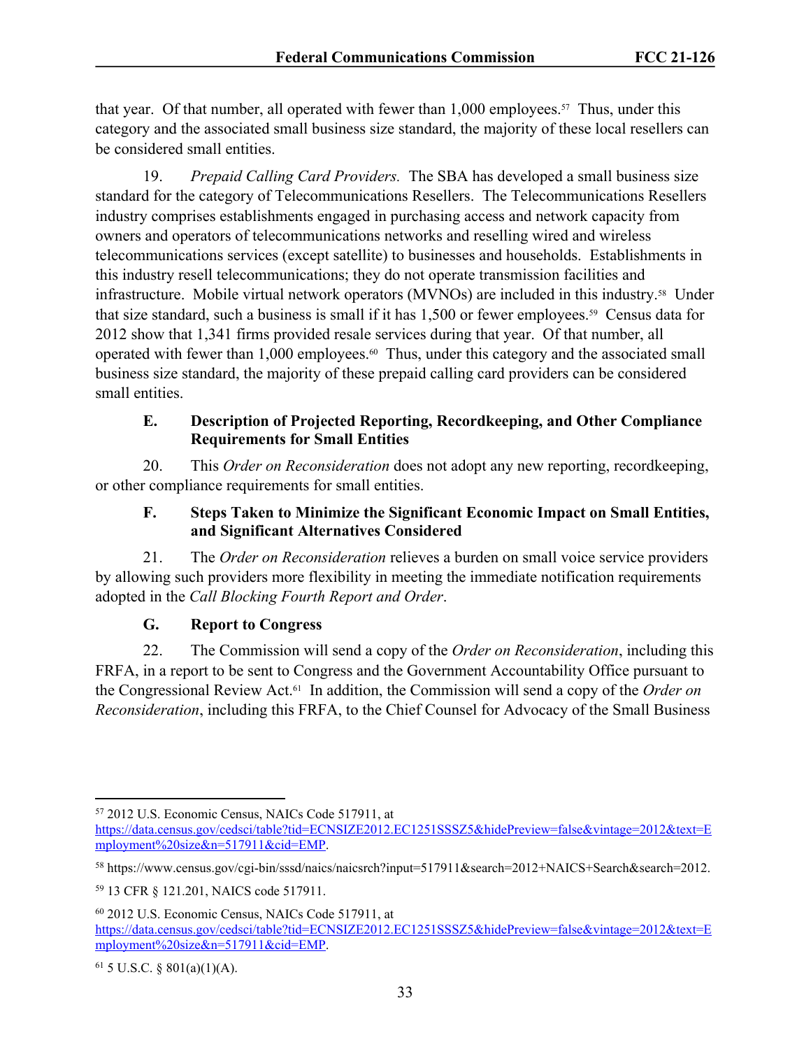that year. Of that number, all operated with fewer than 1,000 employees.[57] Thus, under this category and the associated small business size standard, the majority of these local resellers can be considered small entities.

19. *Prepaid Calling Card Providers.* The SBA has developed a small business size standard for the category of Telecommunications Resellers. The Telecommunications Resellers industry comprises establishments engaged in purchasing access and network capacity from owners and operators of telecommunications networks and reselling wired and wireless telecommunications services (except satellite) to businesses and households. Establishments in this industry resell telecommunications; they do not operate transmission facilities and infrastructure. Mobile virtual network operators (MVNOs) are included in this industry.[58] Under that size standard, such a business is small if it has 1,500 or fewer employees.[59] Census data for 2012 show that 1,341 firms provided resale services during that year. Of that number, all operated with fewer than 1,000 employees.[60] Thus, under this category and the associated small business size standard, the majority of these prepaid calling card providers can be considered small entities.

### E. Description of Projected Reporting, Recordkeeping, and Other Compliance Requirements for Small Entities

20. This *Order on Reconsideration* does not adopt any new reporting, recordkeeping, or other compliance requirements for small entities.

### F. Steps Taken to Minimize the Significant Economic Impact on Small Entities, and Significant Alternatives Considered

21. The *Order on Reconsideration* relieves a burden on small voice service providers by allowing such providers more flexibility in meeting the immediate notification requirements adopted in the *Call Blocking Fourth Report and Order*.

### G. Report to Congress

22. The Commission will send a copy of the *Order on Reconsideration*, including this FRFA, in a report to be sent to Congress and the Government Accountability Office pursuant to the Congressional Review Act.[61] In addition, the Commission will send a copy of the *Order on Reconsideration*, including this FRFA, to the Chief Counsel for Advocacy of the Small Business

---

[57] 2012 U.S. Economic Census, NAICs Code 517911, at https://data.census.gov/cedsci/table?tid=ECNSIZE2012.EC1251SSSZ5&hidePreview=false&vintage=2012&text=Employment%20size&n=517911&cid=EMP.

[58] https://www.census.gov/cgi-bin/sssd/naics/naicsrch?input=517911&search=2012+NAICS+Search&search=2012.

[59] 13 CFR § 121.201, NAICS code 517911.

[60] 2012 U.S. Economic Census, NAICs Code 517911, at https://data.census.gov/cedsci/table?tid=ECNSIZE2012.EC1251SSSZ5&hidePreview=false&vintage=2012&text=Employment%20size&n=517911&cid=EMP.

[61] 5 U.S.C. § 801(a)(1)(A).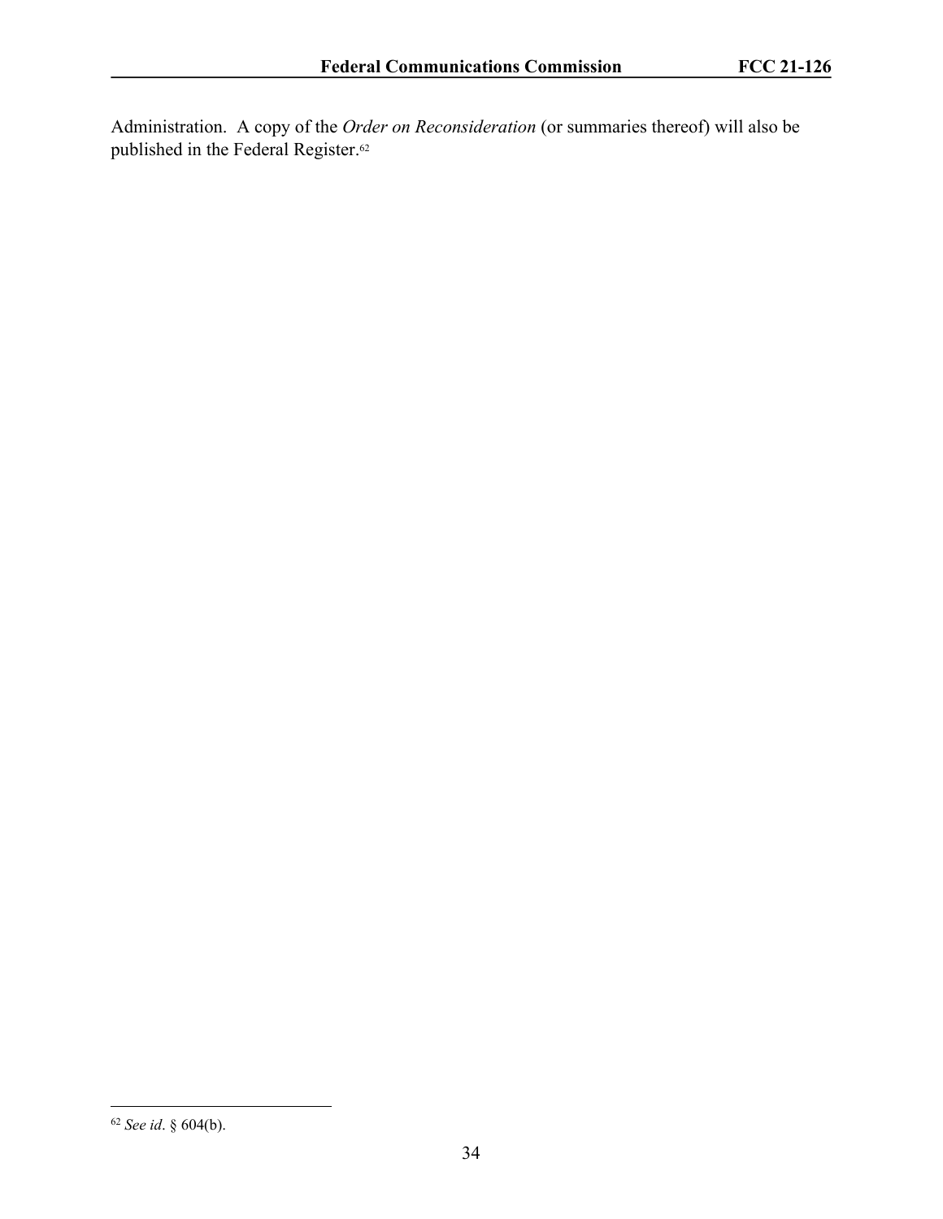Administration. A copy of the *Order on Reconsideration* (or summaries thereof) will also be published in the Federal Register.[62]

---

[62] *See id*. § 604(b).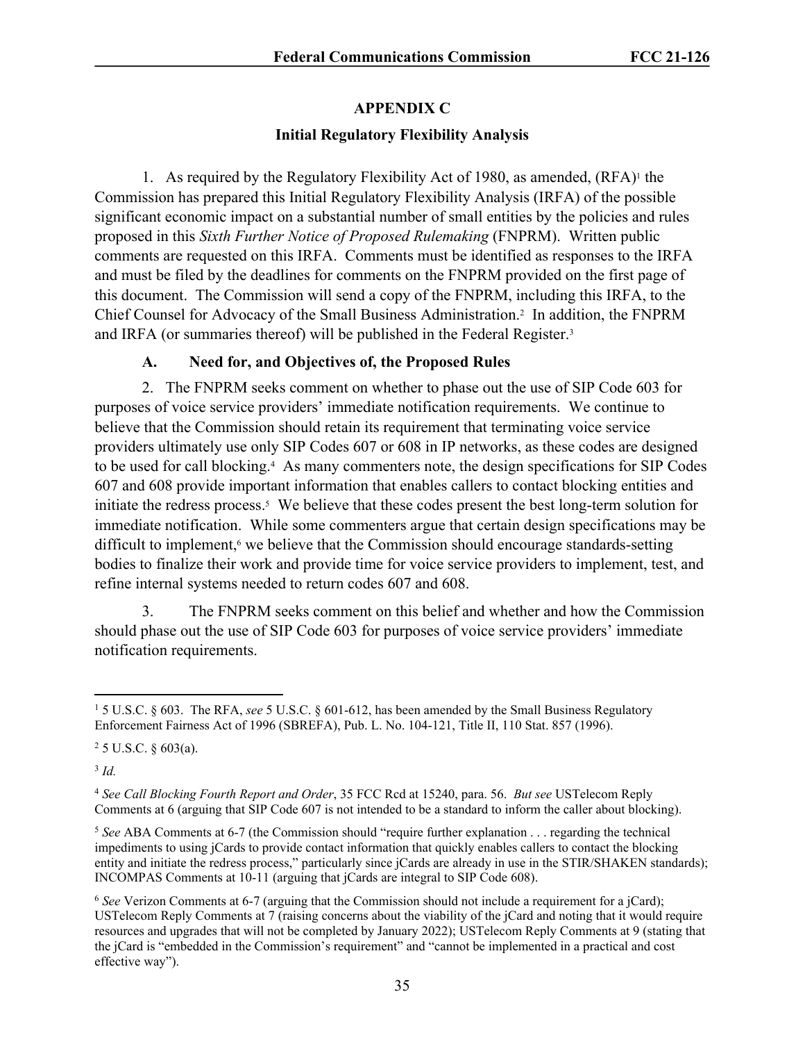## APPENDIX C

### Initial Regulatory Flexibility Analysis

1. As required by the Regulatory Flexibility Act of 1980, as amended, (RFA)[1] the Commission has prepared this Initial Regulatory Flexibility Analysis (IRFA) of the possible significant economic impact on a substantial number of small entities by the policies and rules proposed in this *Sixth Further Notice of Proposed Rulemaking* (FNPRM). Written public comments are requested on this IRFA. Comments must be identified as responses to the IRFA and must be filed by the deadlines for comments on the FNPRM provided on the first page of this document. The Commission will send a copy of the FNPRM, including this IRFA, to the Chief Counsel for Advocacy of the Small Business Administration.[2] In addition, the FNPRM and IRFA (or summaries thereof) will be published in the Federal Register.[3]

#### A. Need for, and Objectives of, the Proposed Rules

2. The FNPRM seeks comment on whether to phase out the use of SIP Code 603 for purposes of voice service providers' immediate notification requirements. We continue to believe that the Commission should retain its requirement that terminating voice service providers ultimately use only SIP Codes 607 or 608 in IP networks, as these codes are designed to be used for call blocking.[4] As many commenters note, the design specifications for SIP Codes 607 and 608 provide important information that enables callers to contact blocking entities and initiate the redress process.[5] We believe that these codes present the best long-term solution for immediate notification. While some commenters argue that certain design specifications may be difficult to implement,[6] we believe that the Commission should encourage standards-setting bodies to finalize their work and provide time for voice service providers to implement, test, and refine internal systems needed to return codes 607 and 608.

3. The FNPRM seeks comment on this belief and whether and how the Commission should phase out the use of SIP Code 603 for purposes of voice service providers' immediate notification requirements.

---

[1] 5 U.S.C. § 603. The RFA, *see* 5 U.S.C. § 601-612, has been amended by the Small Business Regulatory Enforcement Fairness Act of 1996 (SBREFA), Pub. L. No. 104-121, Title II, 110 Stat. 857 (1996).

[2] 5 U.S.C. § 603(a).

[3] *Id.*

[4] *See Call Blocking Fourth Report and Order*, 35 FCC Rcd at 15240, para. 56. *But see* USTelecom Reply Comments at 6 (arguing that SIP Code 607 is not intended to be a standard to inform the caller about blocking).

[5] *See* ABA Comments at 6-7 (the Commission should "require further explanation . . . regarding the technical impediments to using jCards to provide contact information that quickly enables callers to contact the blocking entity and initiate the redress process," particularly since jCards are already in use in the STIR/SHAKEN standards); INCOMPAS Comments at 10-11 (arguing that jCards are integral to SIP Code 608).

[6] *See* Verizon Comments at 6-7 (arguing that the Commission should not include a requirement for a jCard); USTelecom Reply Comments at 7 (raising concerns about the viability of the jCard and noting that it would require resources and upgrades that will not be completed by January 2022); USTelecom Reply Comments at 9 (stating that the jCard is "embedded in the Commission's requirement" and "cannot be implemented in a practical and cost effective way").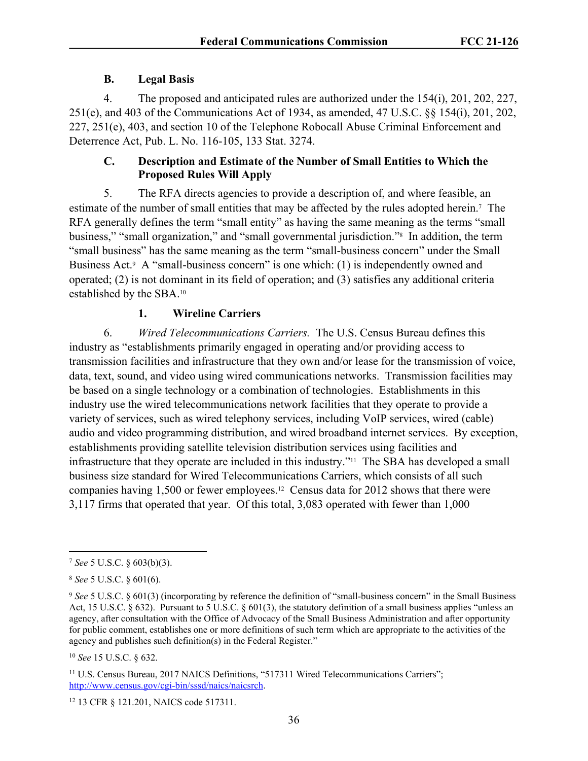### B. Legal Basis

4. The proposed and anticipated rules are authorized under the 154(i), 201, 202, 227, 251(e), and 403 of the Communications Act of 1934, as amended, 47 U.S.C. §§ 154(i), 201, 202, 227, 251(e), 403, and section 10 of the Telephone Robocall Abuse Criminal Enforcement and Deterrence Act, Pub. L. No. 116-105, 133 Stat. 3274.

### C. Description and Estimate of the Number of Small Entities to Which the Proposed Rules Will Apply

5. The RFA directs agencies to provide a description of, and where feasible, an estimate of the number of small entities that may be affected by the rules adopted herein.[7] The RFA generally defines the term "small entity" as having the same meaning as the terms "small business," "small organization," and "small governmental jurisdiction."[8] In addition, the term "small business" has the same meaning as the term "small-business concern" under the Small Business Act.[9] A "small-business concern" is one which: (1) is independently owned and operated; (2) is not dominant in its field of operation; and (3) satisfies any additional criteria established by the SBA.[10]

#### 1. Wireline Carriers

6. *Wired Telecommunications Carriers.* The U.S. Census Bureau defines this industry as "establishments primarily engaged in operating and/or providing access to transmission facilities and infrastructure that they own and/or lease for the transmission of voice, data, text, sound, and video using wired communications networks. Transmission facilities may be based on a single technology or a combination of technologies. Establishments in this industry use the wired telecommunications network facilities that they operate to provide a variety of services, such as wired telephony services, including VoIP services, wired (cable) audio and video programming distribution, and wired broadband internet services. By exception, establishments providing satellite television distribution services using facilities and infrastructure that they operate are included in this industry."[11] The SBA has developed a small business size standard for Wired Telecommunications Carriers, which consists of all such companies having 1,500 or fewer employees.[12] Census data for 2012 shows that there were 3,117 firms that operated that year. Of this total, 3,083 operated with fewer than 1,000

---

[7] *See* 5 U.S.C. § 603(b)(3).

[8] *See* 5 U.S.C. § 601(6).

[9] *See* 5 U.S.C. § 601(3) (incorporating by reference the definition of "small-business concern" in the Small Business Act, 15 U.S.C. § 632). Pursuant to 5 U.S.C. § 601(3), the statutory definition of a small business applies "unless an agency, after consultation with the Office of Advocacy of the Small Business Administration and after opportunity for public comment, establishes one or more definitions of such term which are appropriate to the activities of the agency and publishes such definition(s) in the Federal Register."

[10] *See* 15 U.S.C. § 632.

[11] U.S. Census Bureau, 2017 NAICS Definitions, "517311 Wired Telecommunications Carriers"; http://www.census.gov/cgi-bin/sssd/naics/naicsrch.

[12] 13 CFR § 121.201, NAICS code 517311.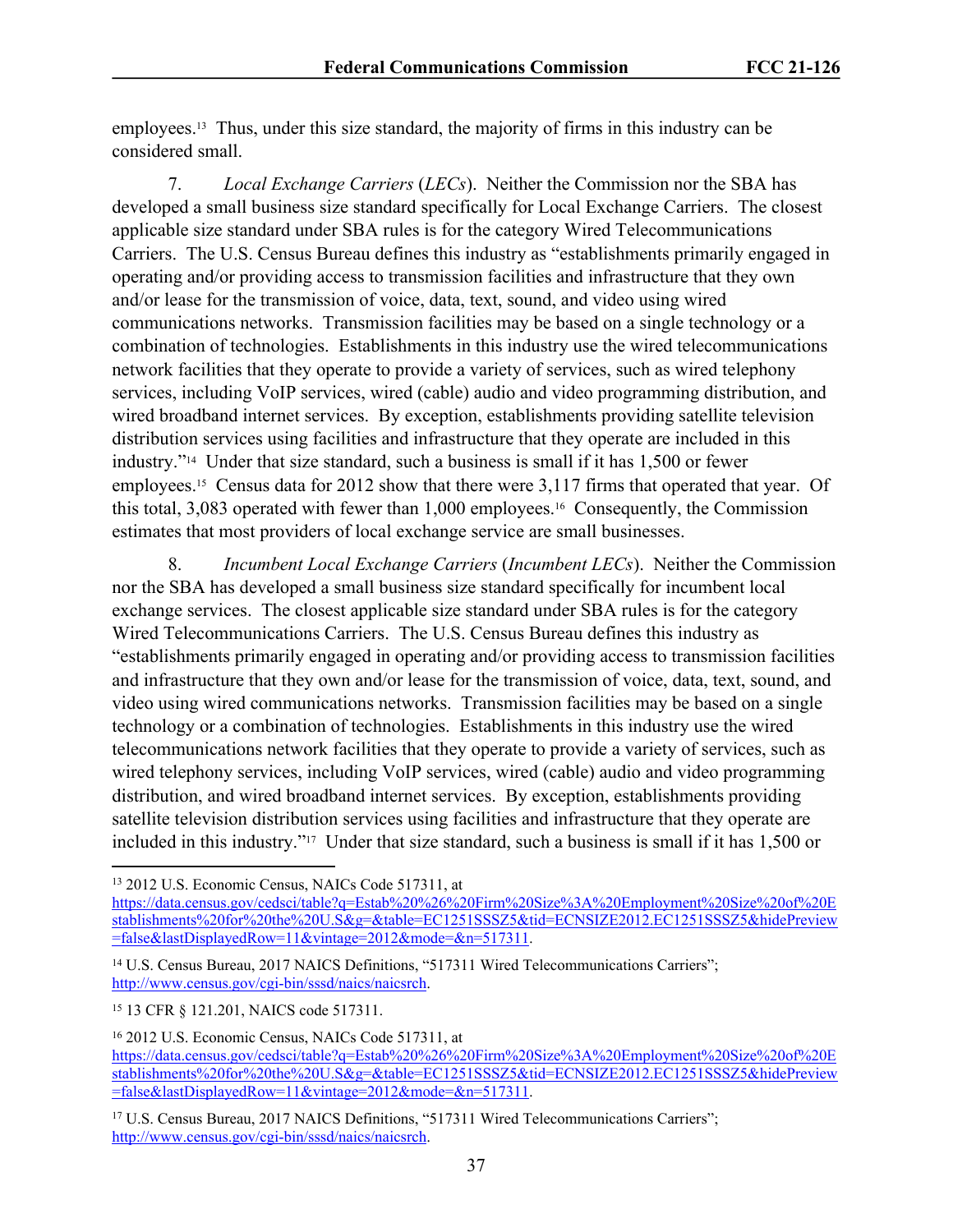employees.[13] Thus, under this size standard, the majority of firms in this industry can be considered small.

7. *Local Exchange Carriers* (*LECs*). Neither the Commission nor the SBA has developed a small business size standard specifically for Local Exchange Carriers. The closest applicable size standard under SBA rules is for the category Wired Telecommunications Carriers. The U.S. Census Bureau defines this industry as "establishments primarily engaged in operating and/or providing access to transmission facilities and infrastructure that they own and/or lease for the transmission of voice, data, text, sound, and video using wired communications networks. Transmission facilities may be based on a single technology or a combination of technologies. Establishments in this industry use the wired telecommunications network facilities that they operate to provide a variety of services, such as wired telephony services, including VoIP services, wired (cable) audio and video programming distribution, and wired broadband internet services. By exception, establishments providing satellite television distribution services using facilities and infrastructure that they operate are included in this industry."[14] Under that size standard, such a business is small if it has 1,500 or fewer employees.[15] Census data for 2012 show that there were 3,117 firms that operated that year. Of this total, 3,083 operated with fewer than 1,000 employees.[16] Consequently, the Commission estimates that most providers of local exchange service are small businesses.

8. *Incumbent Local Exchange Carriers* (*Incumbent LECs*). Neither the Commission nor the SBA has developed a small business size standard specifically for incumbent local exchange services. The closest applicable size standard under SBA rules is for the category Wired Telecommunications Carriers. The U.S. Census Bureau defines this industry as "establishments primarily engaged in operating and/or providing access to transmission facilities and infrastructure that they own and/or lease for the transmission of voice, data, text, sound, and video using wired communications networks. Transmission facilities may be based on a single technology or a combination of technologies. Establishments in this industry use the wired telecommunications network facilities that they operate to provide a variety of services, such as wired telephony services, including VoIP services, wired (cable) audio and video programming distribution, and wired broadband internet services. By exception, establishments providing satellite television distribution services using facilities and infrastructure that they operate are included in this industry."[17] Under that size standard, such a business is small if it has 1,500 or

---

[13] 2012 U.S. Economic Census, NAICs Code 517311, at https://data.census.gov/cedsci/table?q=Estab%20%26%20Firm%20Size%3A%20Employment%20Size%20of%20Establishments%20for%20the%20U.S&g=&table=EC1251SSSZ5&tid=ECNSIZE2012.EC1251SSSZ5&hidePreview=false&lastDisplayedRow=11&vintage=2012&mode=&n=517311.

[14] U.S. Census Bureau, 2017 NAICS Definitions, "517311 Wired Telecommunications Carriers"; http://www.census.gov/cgi-bin/sssd/naics/naicsrch.

[15] 13 CFR § 121.201, NAICS code 517311.

[16] 2012 U.S. Economic Census, NAICs Code 517311, at https://data.census.gov/cedsci/table?q=Estab%20%26%20Firm%20Size%3A%20Employment%20Size%20of%20Establishments%20for%20the%20U.S&g=&table=EC1251SSSZ5&tid=ECNSIZE2012.EC1251SSSZ5&hidePreview=false&lastDisplayedRow=11&vintage=2012&mode=&n=517311.

[17] U.S. Census Bureau, 2017 NAICS Definitions, "517311 Wired Telecommunications Carriers"; http://www.census.gov/cgi-bin/sssd/naics/naicsrch.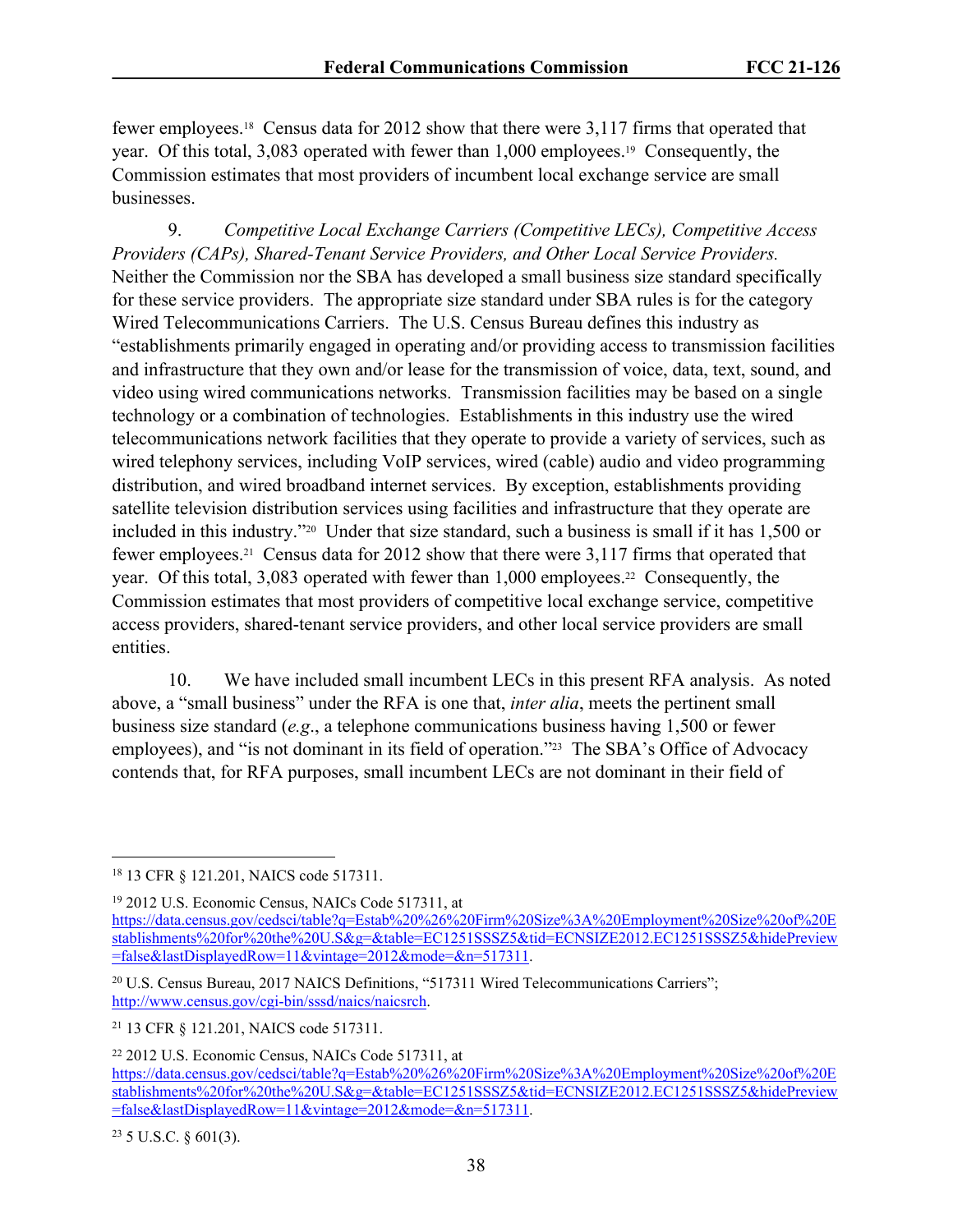fewer employees.[18] Census data for 2012 show that there were 3,117 firms that operated that year. Of this total, 3,083 operated with fewer than 1,000 employees.[19] Consequently, the Commission estimates that most providers of incumbent local exchange service are small businesses.

9. *Competitive Local Exchange Carriers (Competitive LECs), Competitive Access Providers (CAPs), Shared-Tenant Service Providers, and Other Local Service Providers.* Neither the Commission nor the SBA has developed a small business size standard specifically for these service providers. The appropriate size standard under SBA rules is for the category Wired Telecommunications Carriers. The U.S. Census Bureau defines this industry as "establishments primarily engaged in operating and/or providing access to transmission facilities and infrastructure that they own and/or lease for the transmission of voice, data, text, sound, and video using wired communications networks. Transmission facilities may be based on a single technology or a combination of technologies. Establishments in this industry use the wired telecommunications network facilities that they operate to provide a variety of services, such as wired telephony services, including VoIP services, wired (cable) audio and video programming distribution, and wired broadband internet services. By exception, establishments providing satellite television distribution services using facilities and infrastructure that they operate are included in this industry."[20] Under that size standard, such a business is small if it has 1,500 or fewer employees.[21] Census data for 2012 show that there were 3,117 firms that operated that year. Of this total, 3,083 operated with fewer than 1,000 employees.[22] Consequently, the Commission estimates that most providers of competitive local exchange service, competitive access providers, shared-tenant service providers, and other local service providers are small entities.

10. We have included small incumbent LECs in this present RFA analysis. As noted above, a "small business" under the RFA is one that, *inter alia*, meets the pertinent small business size standard (*e.g.*, a telephone communications business having 1,500 or fewer employees), and "is not dominant in its field of operation."[23] The SBA's Office of Advocacy contends that, for RFA purposes, small incumbent LECs are not dominant in their field of

---

[18] 13 CFR § 121.201, NAICS code 517311.

[19] 2012 U.S. Economic Census, NAICs Code 517311, at https://data.census.gov/cedsci/table?q=Estab%20%26%20Firm%20Size%3A%20Employment%20Size%20of%20Establishments%20for%20the%20U.S&g=&table=EC1251SSSZ5&tid=ECNSIZE2012.EC1251SSSZ5&hidePreview=false&lastDisplayedRow=11&vintage=2012&mode=&n=517311.

[20] U.S. Census Bureau, 2017 NAICS Definitions, "517311 Wired Telecommunications Carriers"; http://www.census.gov/cgi-bin/sssd/naics/naicsrch.

[21] 13 CFR § 121.201, NAICS code 517311.

[22] 2012 U.S. Economic Census, NAICs Code 517311, at https://data.census.gov/cedsci/table?q=Estab%20%26%20Firm%20Size%3A%20Employment%20Size%20of%20Establishments%20for%20the%20U.S&g=&table=EC1251SSSZ5&tid=ECNSIZE2012.EC1251SSSZ5&hidePreview=false&lastDisplayedRow=11&vintage=2012&mode=&n=517311.

[23] 5 U.S.C. § 601(3).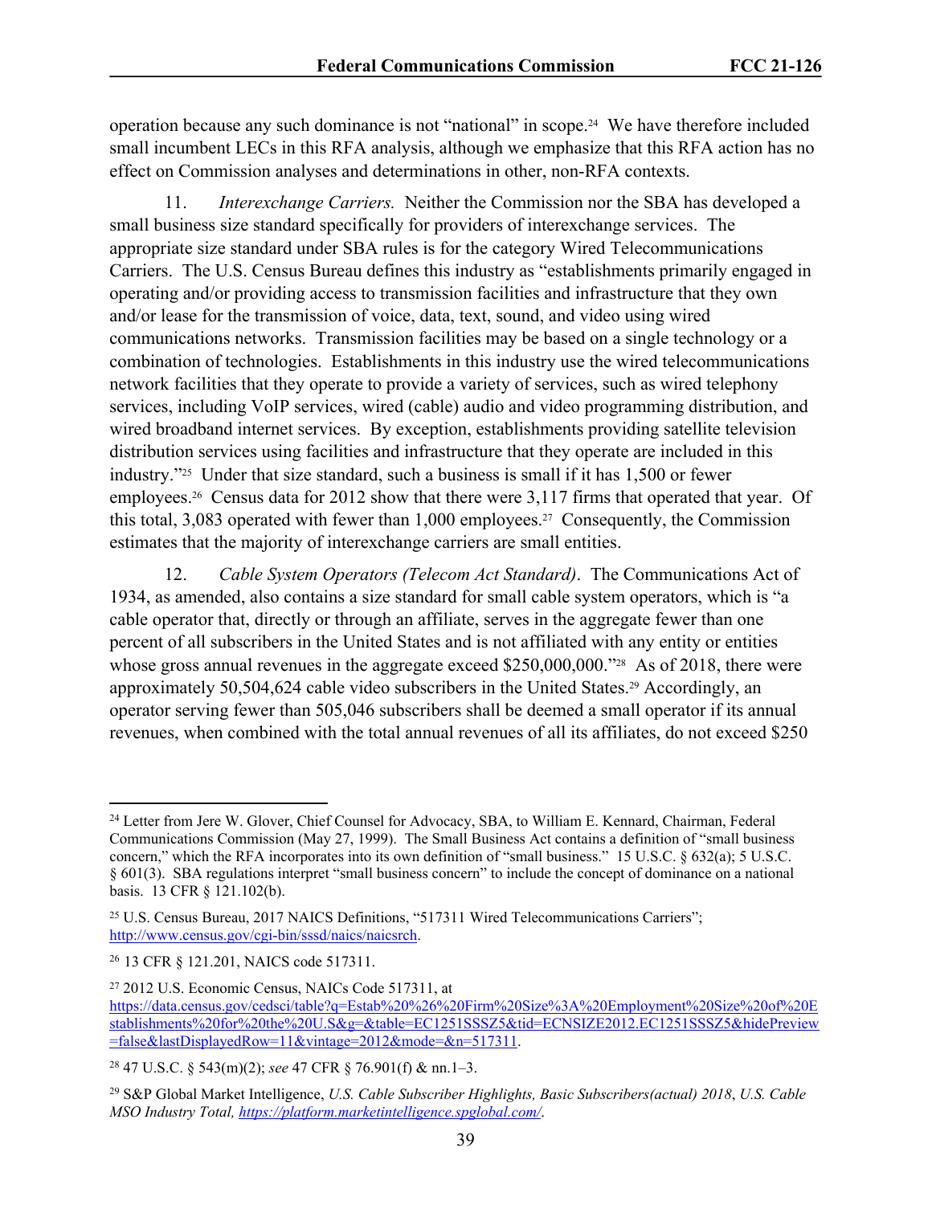operation because any such dominance is not "national" in scope.[24] We have therefore included small incumbent LECs in this RFA analysis, although we emphasize that this RFA action has no effect on Commission analyses and determinations in other, non-RFA contexts.

11. *Interexchange Carriers.* Neither the Commission nor the SBA has developed a small business size standard specifically for providers of interexchange services. The appropriate size standard under SBA rules is for the category Wired Telecommunications Carriers. The U.S. Census Bureau defines this industry as "establishments primarily engaged in operating and/or providing access to transmission facilities and infrastructure that they own and/or lease for the transmission of voice, data, text, sound, and video using wired communications networks. Transmission facilities may be based on a single technology or a combination of technologies. Establishments in this industry use the wired telecommunications network facilities that they operate to provide a variety of services, such as wired telephony services, including VoIP services, wired (cable) audio and video programming distribution, and wired broadband internet services. By exception, establishments providing satellite television distribution services using facilities and infrastructure that they operate are included in this industry."[25] Under that size standard, such a business is small if it has 1,500 or fewer employees.[26] Census data for 2012 show that there were 3,117 firms that operated that year. Of this total, 3,083 operated with fewer than 1,000 employees.[27] Consequently, the Commission estimates that the majority of interexchange carriers are small entities.

12. *Cable System Operators (Telecom Act Standard)*. The Communications Act of 1934, as amended, also contains a size standard for small cable system operators, which is "a cable operator that, directly or through an affiliate, serves in the aggregate fewer than one percent of all subscribers in the United States and is not affiliated with any entity or entities whose gross annual revenues in the aggregate exceed $250,000,000."[28] As of 2018, there were approximately 50,504,624 cable video subscribers in the United States.[29] Accordingly, an operator serving fewer than 505,046 subscribers shall be deemed a small operator if its annual revenues, when combined with the total annual revenues of all its affiliates, do not exceed $250

---

[24] Letter from Jere W. Glover, Chief Counsel for Advocacy, SBA, to William E. Kennard, Chairman, Federal Communications Commission (May 27, 1999). The Small Business Act contains a definition of "small business concern," which the RFA incorporates into its own definition of "small business." 15 U.S.C. § 632(a); 5 U.S.C. § 601(3). SBA regulations interpret "small business concern" to include the concept of dominance on a national basis. 13 CFR § 121.102(b).

[25] U.S. Census Bureau, 2017 NAICS Definitions, "517311 Wired Telecommunications Carriers"; http://www.census.gov/cgi-bin/sssd/naics/naicsrch.

[26] 13 CFR § 121.201, NAICS code 517311.

[27] 2012 U.S. Economic Census, NAICs Code 517311, at https://data.census.gov/cedsci/table?q=Estab%20%26%20Firm%20Size%3A%20Employment%20Size%20of%20Establishments%20for%20the%20U.S&g=&table=EC1251SSSZ5&tid=ECNSIZE2012.EC1251SSSZ5&hidePreview=false&lastDisplayedRow=11&vintage=2012&mode=&n=517311.

[28] 47 U.S.C. § 543(m)(2); *see* 47 CFR § 76.901(f) & nn.1–3.

[29] S&P Global Market Intelligence, *U.S. Cable Subscriber Highlights, Basic Subscribers(actual) 2018*, *U.S. Cable MSO Industry Total, https://platform.marketintelligence.spglobal.com/*.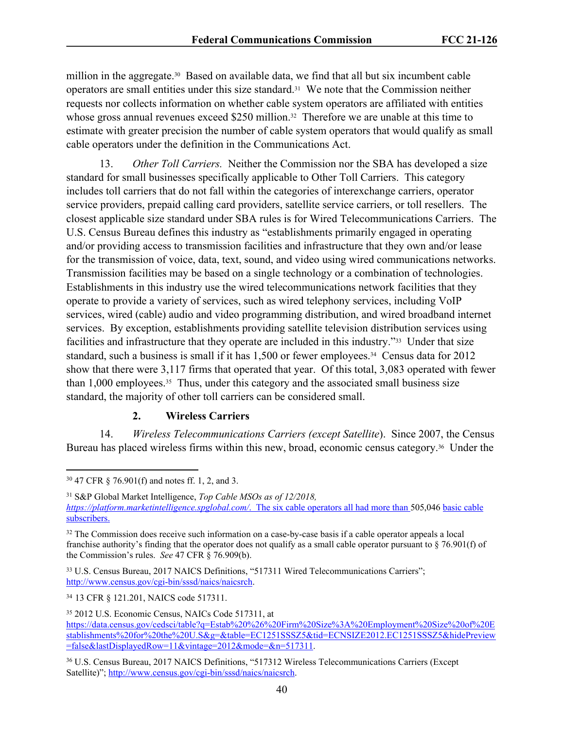million in the aggregate.[30] Based on available data, we find that all but six incumbent cable operators are small entities under this size standard.[31] We note that the Commission neither requests nor collects information on whether cable system operators are affiliated with entities whose gross annual revenues exceed $250 million.[32] Therefore we are unable at this time to estimate with greater precision the number of cable system operators that would qualify as small cable operators under the definition in the Communications Act.

13. *Other Toll Carriers.* Neither the Commission nor the SBA has developed a size standard for small businesses specifically applicable to Other Toll Carriers. This category includes toll carriers that do not fall within the categories of interexchange carriers, operator service providers, prepaid calling card providers, satellite service carriers, or toll resellers. The closest applicable size standard under SBA rules is for Wired Telecommunications Carriers. The U.S. Census Bureau defines this industry as "establishments primarily engaged in operating and/or providing access to transmission facilities and infrastructure that they own and/or lease for the transmission of voice, data, text, sound, and video using wired communications networks. Transmission facilities may be based on a single technology or a combination of technologies. Establishments in this industry use the wired telecommunications network facilities that they operate to provide a variety of services, such as wired telephony services, including VoIP services, wired (cable) audio and video programming distribution, and wired broadband internet services. By exception, establishments providing satellite television distribution services using facilities and infrastructure that they operate are included in this industry."[33] Under that size standard, such a business is small if it has 1,500 or fewer employees.[34] Census data for 2012 show that there were 3,117 firms that operated that year. Of this total, 3,083 operated with fewer than 1,000 employees.[35] Thus, under this category and the associated small business size standard, the majority of other toll carriers can be considered small.

### 2. Wireless Carriers

14. *Wireless Telecommunications Carriers (except Satellite*). Since 2007, the Census Bureau has placed wireless firms within this new, broad, economic census category.[36] Under the

---

[30] 47 CFR § 76.901(f) and notes ff. 1, 2, and 3.

[31] S&P Global Market Intelligence, *Top Cable MSOs as of 12/2018, https://platform.marketintelligence.spglobal.com/*. The six cable operators all had more than 505,046 basic cable subscribers.

[32] The Commission does receive such information on a case-by-case basis if a cable operator appeals a local franchise authority's finding that the operator does not qualify as a small cable operator pursuant to § 76.901(f) of the Commission's rules. *See* 47 CFR § 76.909(b).

[33] U.S. Census Bureau, 2017 NAICS Definitions, "517311 Wired Telecommunications Carriers"; http://www.census.gov/cgi-bin/sssd/naics/naicsrch.

[34] 13 CFR § 121.201, NAICS code 517311.

[35] 2012 U.S. Economic Census, NAICs Code 517311, at https://data.census.gov/cedsci/table?q=Estab%20%26%20Firm%20Size%3A%20Employment%20Size%20of%20Establishments%20for%20the%20U.S&g=&table=EC1251SSSZ5&tid=ECNSIZE2012.EC1251SSSZ5&hidePreview=false&lastDisplayedRow=11&vintage=2012&mode=&n=517311.

[36] U.S. Census Bureau, 2017 NAICS Definitions, "517312 Wireless Telecommunications Carriers (Except Satellite)"; http://www.census.gov/cgi-bin/sssd/naics/naicsrch.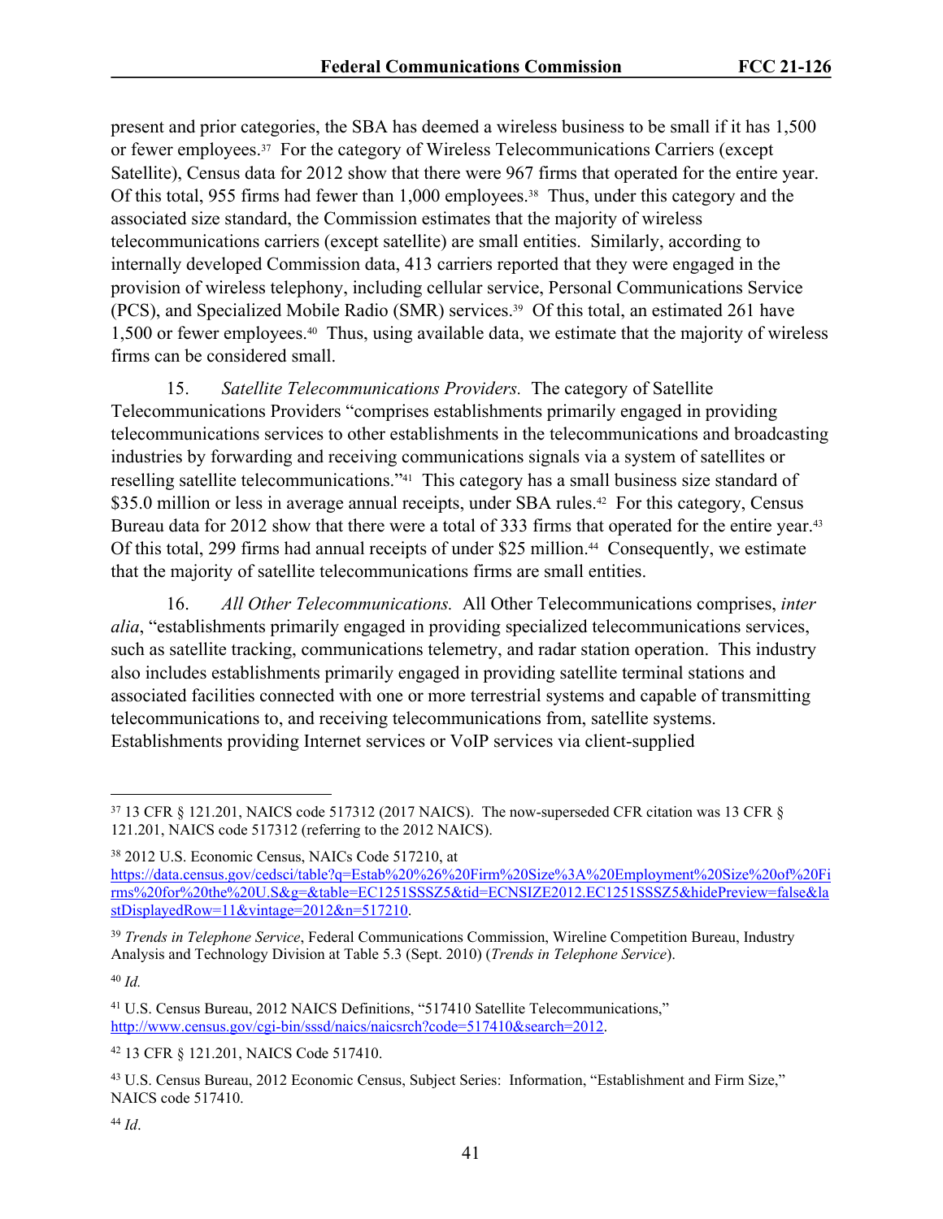present and prior categories, the SBA has deemed a wireless business to be small if it has 1,500 or fewer employees.[37] For the category of Wireless Telecommunications Carriers (except Satellite), Census data for 2012 show that there were 967 firms that operated for the entire year. Of this total, 955 firms had fewer than 1,000 employees.[38] Thus, under this category and the associated size standard, the Commission estimates that the majority of wireless telecommunications carriers (except satellite) are small entities. Similarly, according to internally developed Commission data, 413 carriers reported that they were engaged in the provision of wireless telephony, including cellular service, Personal Communications Service (PCS), and Specialized Mobile Radio (SMR) services.[39] Of this total, an estimated 261 have 1,500 or fewer employees.[40] Thus, using available data, we estimate that the majority of wireless firms can be considered small.

15. *Satellite Telecommunications Providers.* The category of Satellite Telecommunications Providers "comprises establishments primarily engaged in providing telecommunications services to other establishments in the telecommunications and broadcasting industries by forwarding and receiving communications signals via a system of satellites or reselling satellite telecommunications."[41] This category has a small business size standard of $35.0 million or less in average annual receipts, under SBA rules.[42] For this category, Census Bureau data for 2012 show that there were a total of 333 firms that operated for the entire year.[43] Of this total, 299 firms had annual receipts of under $25 million.[44] Consequently, we estimate that the majority of satellite telecommunications firms are small entities.

16. *All Other Telecommunications.* All Other Telecommunications comprises, *inter alia*, "establishments primarily engaged in providing specialized telecommunications services, such as satellite tracking, communications telemetry, and radar station operation. This industry also includes establishments primarily engaged in providing satellite terminal stations and associated facilities connected with one or more terrestrial systems and capable of transmitting telecommunications to, and receiving telecommunications from, satellite systems. Establishments providing Internet services or VoIP services via client-supplied

---

[37] 13 CFR § 121.201, NAICS code 517312 (2017 NAICS). The now-superseded CFR citation was 13 CFR § 121.201, NAICS code 517312 (referring to the 2012 NAICS).

[38] 2012 U.S. Economic Census, NAICs Code 517210, at https://data.census.gov/cedsci/table?q=Estab%20%26%20Firm%20Size%3A%20Employment%20Size%20of%20Firms%20for%20the%20U.S&g=&table=EC1251SSSZ5&tid=ECNSIZE2012.EC1251SSSZ5&hidePreview=false&lastDisplayedRow=11&vintage=2012&n=517210.

[39] *Trends in Telephone Service*, Federal Communications Commission, Wireline Competition Bureau, Industry Analysis and Technology Division at Table 5.3 (Sept. 2010) (*Trends in Telephone Service*).

[40] *Id.*

[41] U.S. Census Bureau, 2012 NAICS Definitions, "517410 Satellite Telecommunications," http://www.census.gov/cgi-bin/sssd/naics/naicsrch?code=517410&search=2012.

[42] 13 CFR § 121.201, NAICS Code 517410.

[43] U.S. Census Bureau, 2012 Economic Census, Subject Series: Information, "Establishment and Firm Size," NAICS code 517410.

[44] *Id*.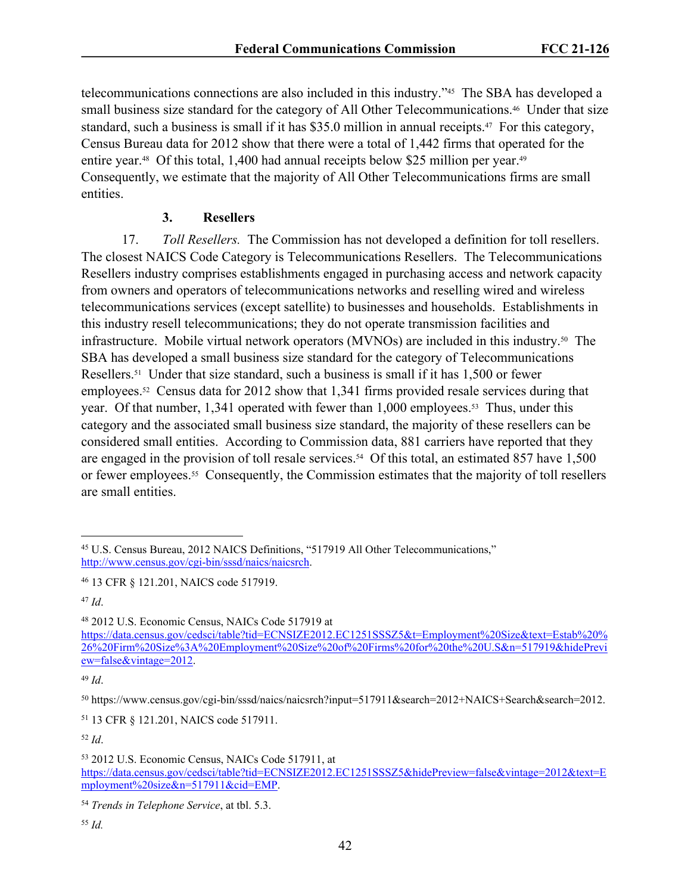telecommunications connections are also included in this industry."[45] The SBA has developed a small business size standard for the category of All Other Telecommunications.[46] Under that size standard, such a business is small if it has $35.0 million in annual receipts.[47] For this category, Census Bureau data for 2012 show that there were a total of 1,442 firms that operated for the entire year.[48] Of this total, 1,400 had annual receipts below $25 million per year.[49] Consequently, we estimate that the majority of All Other Telecommunications firms are small entities.

### 3. Resellers

17. *Toll Resellers.* The Commission has not developed a definition for toll resellers. The closest NAICS Code Category is Telecommunications Resellers. The Telecommunications Resellers industry comprises establishments engaged in purchasing access and network capacity from owners and operators of telecommunications networks and reselling wired and wireless telecommunications services (except satellite) to businesses and households. Establishments in this industry resell telecommunications; they do not operate transmission facilities and infrastructure. Mobile virtual network operators (MVNOs) are included in this industry.[50] The SBA has developed a small business size standard for the category of Telecommunications Resellers.[51] Under that size standard, such a business is small if it has 1,500 or fewer employees.[52] Census data for 2012 show that 1,341 firms provided resale services during that year. Of that number, 1,341 operated with fewer than 1,000 employees.[53] Thus, under this category and the associated small business size standard, the majority of these resellers can be considered small entities. According to Commission data, 881 carriers have reported that they are engaged in the provision of toll resale services.[54] Of this total, an estimated 857 have 1,500 or fewer employees.[55] Consequently, the Commission estimates that the majority of toll resellers are small entities.

---

[45] U.S. Census Bureau, 2012 NAICS Definitions, "517919 All Other Telecommunications," http://www.census.gov/cgi-bin/sssd/naics/naicsrch.

[46] 13 CFR § 121.201, NAICS code 517919.

[47] *Id*.

[48] 2012 U.S. Economic Census, NAICs Code 517919 at https://data.census.gov/cedsci/table?tid=ECNSIZE2012.EC1251SSSZ5&t=Employment%20Size&text=Estab%20%26%20Firm%20Size%3A%20Employment%20Size%20of%20Firms%20for%20the%20U.S&n=517919&hidePreview=false&vintage=2012.

[49] *Id*.

[50] https://www.census.gov/cgi-bin/sssd/naics/naicsrch?input=517911&search=2012+NAICS+Search&search=2012.

[51] 13 CFR § 121.201, NAICS code 517911.

[52] *Id*.

[53] 2012 U.S. Economic Census, NAICs Code 517911, at https://data.census.gov/cedsci/table?tid=ECNSIZE2012.EC1251SSSZ5&hidePreview=false&vintage=2012&text=Employment%20size&n=517911&cid=EMP.

[54] *Trends in Telephone Service*, at tbl. 5.3.

[55] *Id.*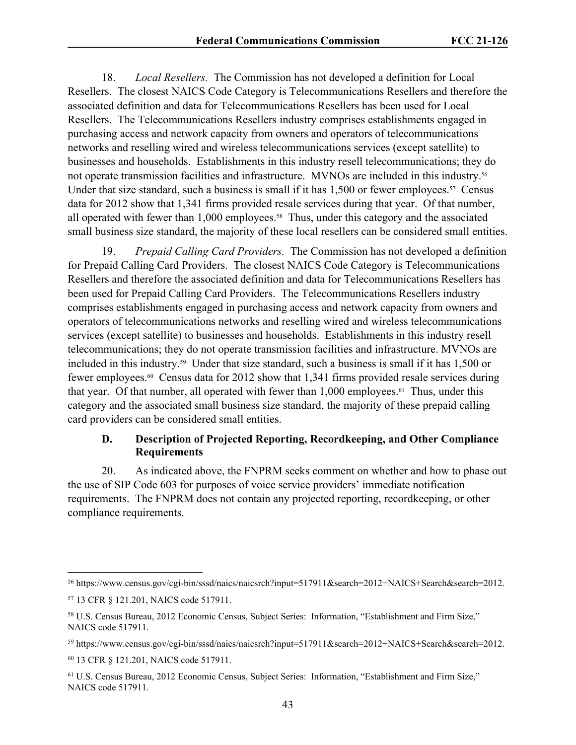18. *Local Resellers.* The Commission has not developed a definition for Local Resellers. The closest NAICS Code Category is Telecommunications Resellers and therefore the associated definition and data for Telecommunications Resellers has been used for Local Resellers. The Telecommunications Resellers industry comprises establishments engaged in purchasing access and network capacity from owners and operators of telecommunications networks and reselling wired and wireless telecommunications services (except satellite) to businesses and households. Establishments in this industry resell telecommunications; they do not operate transmission facilities and infrastructure. MVNOs are included in this industry.[56] Under that size standard, such a business is small if it has 1,500 or fewer employees.[57] Census data for 2012 show that 1,341 firms provided resale services during that year. Of that number, all operated with fewer than 1,000 employees.[58] Thus, under this category and the associated small business size standard, the majority of these local resellers can be considered small entities.

19. *Prepaid Calling Card Providers.* The Commission has not developed a definition for Prepaid Calling Card Providers. The closest NAICS Code Category is Telecommunications Resellers and therefore the associated definition and data for Telecommunications Resellers has been used for Prepaid Calling Card Providers. The Telecommunications Resellers industry comprises establishments engaged in purchasing access and network capacity from owners and operators of telecommunications networks and reselling wired and wireless telecommunications services (except satellite) to businesses and households. Establishments in this industry resell telecommunications; they do not operate transmission facilities and infrastructure. MVNOs are included in this industry.[59] Under that size standard, such a business is small if it has 1,500 or fewer employees.[60] Census data for 2012 show that 1,341 firms provided resale services during that year. Of that number, all operated with fewer than 1,000 employees.[61] Thus, under this category and the associated small business size standard, the majority of these prepaid calling card providers can be considered small entities.

### D. Description of Projected Reporting, Recordkeeping, and Other Compliance Requirements

20. As indicated above, the FNPRM seeks comment on whether and how to phase out the use of SIP Code 603 for purposes of voice service providers' immediate notification requirements. The FNPRM does not contain any projected reporting, recordkeeping, or other compliance requirements.

---

[56] https://www.census.gov/cgi-bin/sssd/naics/naicsrch?input=517911&search=2012+NAICS+Search&search=2012.

[57] 13 CFR § 121.201, NAICS code 517911.

[58] U.S. Census Bureau, 2012 Economic Census, Subject Series: Information, "Establishment and Firm Size," NAICS code 517911.

[59] https://www.census.gov/cgi-bin/sssd/naics/naicsrch?input=517911&search=2012+NAICS+Search&search=2012.

[60] 13 CFR § 121.201, NAICS code 517911.

[61] U.S. Census Bureau, 2012 Economic Census, Subject Series: Information, "Establishment and Firm Size," NAICS code 517911.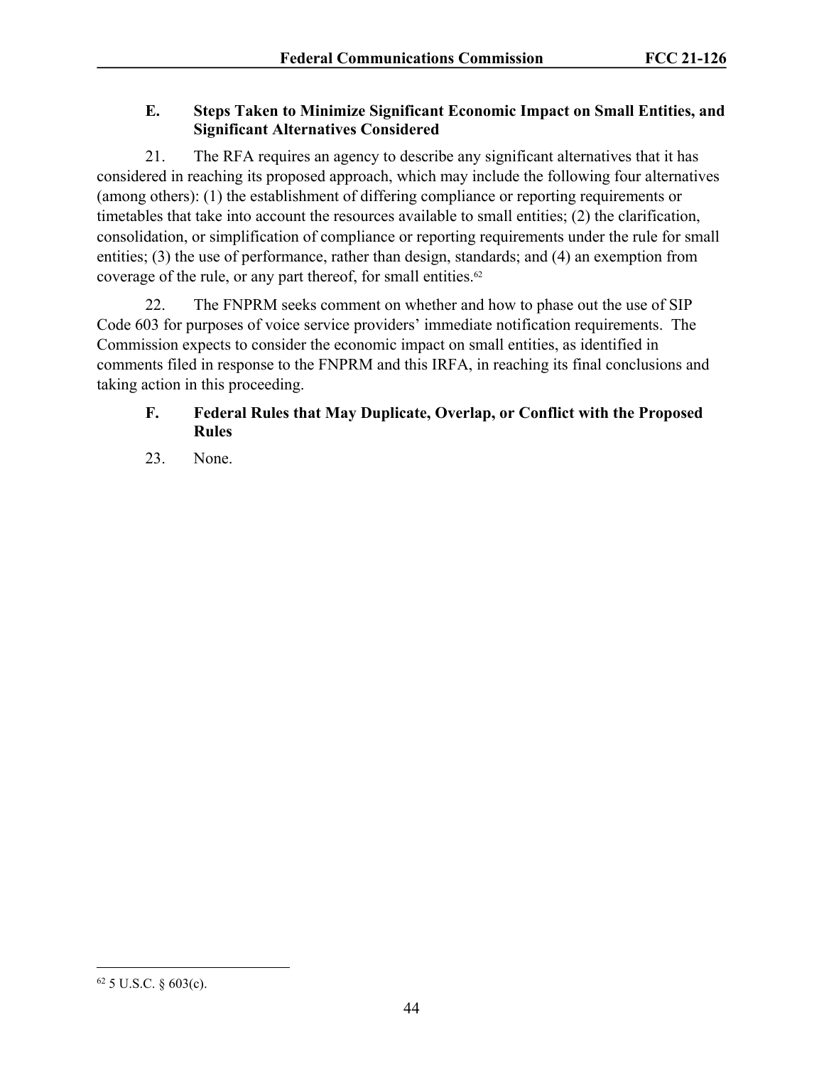### E. Steps Taken to Minimize Significant Economic Impact on Small Entities, and Significant Alternatives Considered

21. The RFA requires an agency to describe any significant alternatives that it has considered in reaching its proposed approach, which may include the following four alternatives (among others): (1) the establishment of differing compliance or reporting requirements or timetables that take into account the resources available to small entities; (2) the clarification, consolidation, or simplification of compliance or reporting requirements under the rule for small entities; (3) the use of performance, rather than design, standards; and (4) an exemption from coverage of the rule, or any part thereof, for small entities.[62]

22. The FNPRM seeks comment on whether and how to phase out the use of SIP Code 603 for purposes of voice service providers' immediate notification requirements. The Commission expects to consider the economic impact on small entities, as identified in comments filed in response to the FNPRM and this IRFA, in reaching its final conclusions and taking action in this proceeding.

### F. Federal Rules that May Duplicate, Overlap, or Conflict with the Proposed Rules

23. None.

---

[62] 5 U.S.C. § 603(c).